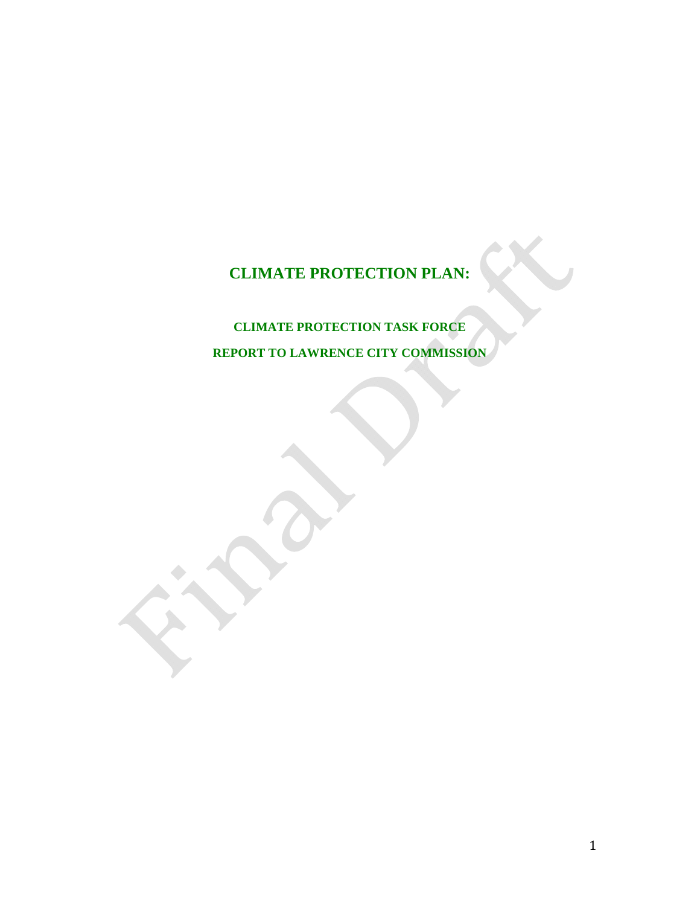# CLIMATE PROTECTION PLAN:

## CLIMATE PROTECTION TASK FORCE

## REPORT TO LAWRENCE CITY COMMISSION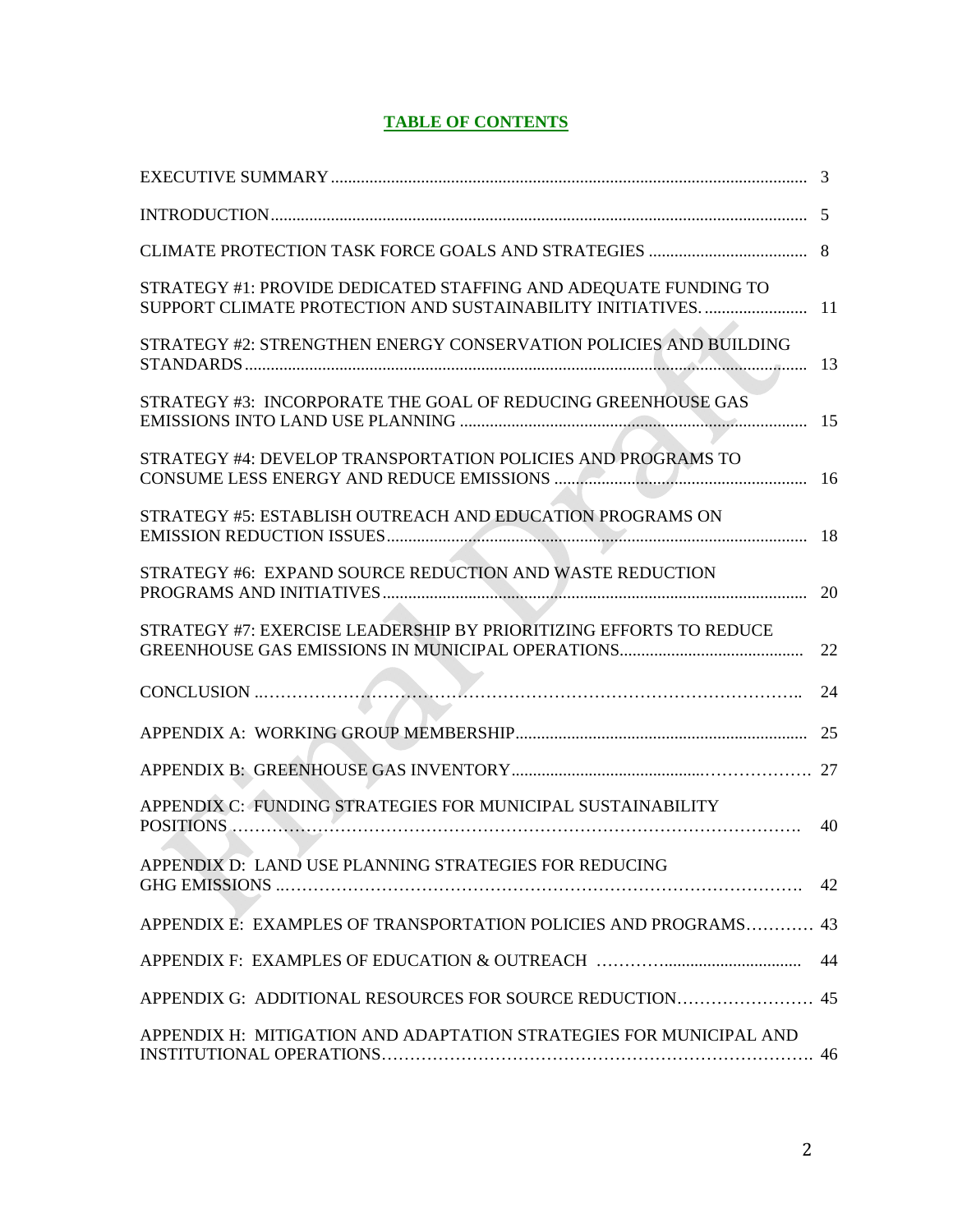## TABLE OF CONTENTS

| | |
|---|---|
| EXECUTIVE SUMMARY | 3 |
| INTRODUCTION | 5 |
| CLIMATE PROTECTION TASK FORCE GOALS AND STRATEGIES | 8 |
| STRATEGY #1: PROVIDE DEDICATED STAFFING AND ADEQUATE FUNDING TO SUPPORT CLIMATE PROTECTION AND SUSTAINABILITY INITIATIVES. | 11 |
| STRATEGY #2: STRENGTHEN ENERGY CONSERVATION POLICIES AND BUILDING STANDARDS | 13 |
| STRATEGY #3: INCORPORATE THE GOAL OF REDUCING GREENHOUSE GAS EMISSIONS INTO LAND USE PLANNING | 15 |
| STRATEGY #4: DEVELOP TRANSPORTATION POLICIES AND PROGRAMS TO CONSUME LESS ENERGY AND REDUCE EMISSIONS | 16 |
| STRATEGY #5: ESTABLISH OUTREACH AND EDUCATION PROGRAMS ON EMISSION REDUCTION ISSUES | 18 |
| STRATEGY #6: EXPAND SOURCE REDUCTION AND WASTE REDUCTION PROGRAMS AND INITIATIVES | 20 |
| STRATEGY #7: EXERCISE LEADERSHIP BY PRIORITIZING EFFORTS TO REDUCE GREENHOUSE GAS EMISSIONS IN MUNICIPAL OPERATIONS | 22 |
| CONCLUSION | 24 |
| APPENDIX A: WORKING GROUP MEMBERSHIP | 25 |
| APPENDIX B: GREENHOUSE GAS INVENTORY | 27 |
| APPENDIX C: FUNDING STRATEGIES FOR MUNICIPAL SUSTAINABILITY POSITIONS | 40 |
| APPENDIX D: LAND USE PLANNING STRATEGIES FOR REDUCING GHG EMISSIONS | 42 |
| APPENDIX E: EXAMPLES OF TRANSPORTATION POLICIES AND PROGRAMS | 43 |
| APPENDIX F: EXAMPLES OF EDUCATION & OUTREACH | 44 |
| APPENDIX G: ADDITIONAL RESOURCES FOR SOURCE REDUCTION | 45 |
| APPENDIX H: MITIGATION AND ADAPTATION STRATEGIES FOR MUNICIPAL AND INSTITUTIONAL OPERATIONS | 46 |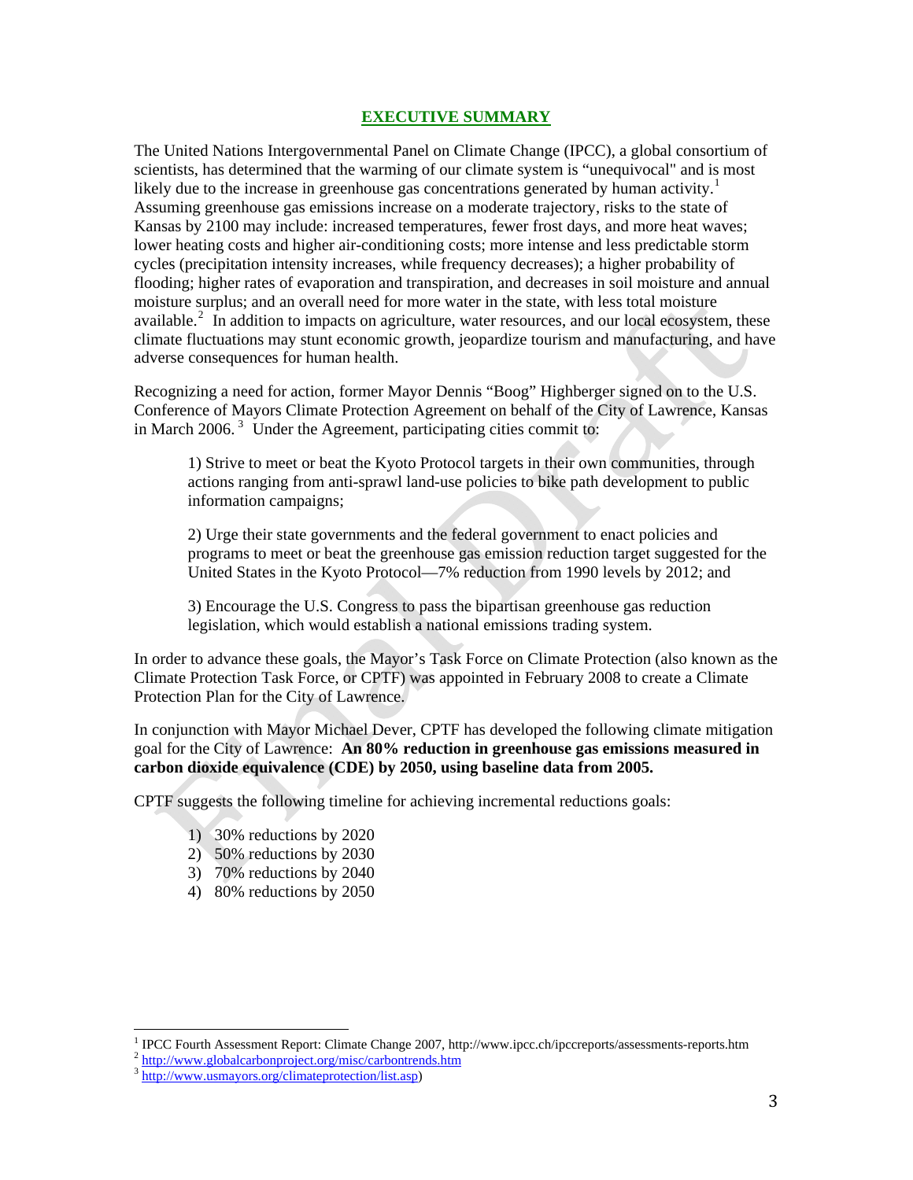## EXECUTIVE SUMMARY

The United Nations Intergovernmental Panel on Climate Change (IPCC), a global consortium of scientists, has determined that the warming of our climate system is "unequivocal" and is most likely due to the increase in greenhouse gas concentrations generated by human activity.[1] Assuming greenhouse gas emissions increase on a moderate trajectory, risks to the state of Kansas by 2100 may include: increased temperatures, fewer frost days, and more heat waves; lower heating costs and higher air-conditioning costs; more intense and less predictable storm cycles (precipitation intensity increases, while frequency decreases); a higher probability of flooding; higher rates of evaporation and transpiration, and decreases in soil moisture and annual moisture surplus; and an overall need for more water in the state, with less total moisture available.[2] In addition to impacts on agriculture, water resources, and our local ecosystem, these climate fluctuations may stunt economic growth, jeopardize tourism and manufacturing, and have adverse consequences for human health.

Recognizing a need for action, former Mayor Dennis "Boog" Highberger signed on to the U.S. Conference of Mayors Climate Protection Agreement on behalf of the City of Lawrence, Kansas in March 2006.[3] Under the Agreement, participating cities commit to:

> 1) Strive to meet or beat the Kyoto Protocol targets in their own communities, through actions ranging from anti-sprawl land-use policies to bike path development to public information campaigns;
>
> 2) Urge their state governments and the federal government to enact policies and programs to meet or beat the greenhouse gas emission reduction target suggested for the United States in the Kyoto Protocol—7% reduction from 1990 levels by 2012; and
>
> 3) Encourage the U.S. Congress to pass the bipartisan greenhouse gas reduction legislation, which would establish a national emissions trading system.

In order to advance these goals, the Mayor's Task Force on Climate Protection (also known as the Climate Protection Task Force, or CPTF) was appointed in February 2008 to create a Climate Protection Plan for the City of Lawrence.

In conjunction with Mayor Michael Dever, CPTF has developed the following climate mitigation goal for the City of Lawrence: **An 80% reduction in greenhouse gas emissions measured in carbon dioxide equivalence (CDE) by 2050, using baseline data from 2005.**

CPTF suggests the following timeline for achieving incremental reductions goals:

1) 30% reductions by 2020
2) 50% reductions by 2030
3) 70% reductions by 2040
4) 80% reductions by 2050

---

[1] IPCC Fourth Assessment Report: Climate Change 2007, http://www.ipcc.ch/ipccreports/assessments-reports.htm

[2] http://www.globalcarbonproject.org/misc/carbontrends.htm

[3] http://www.usmayors.org/climateprotection/list.asp)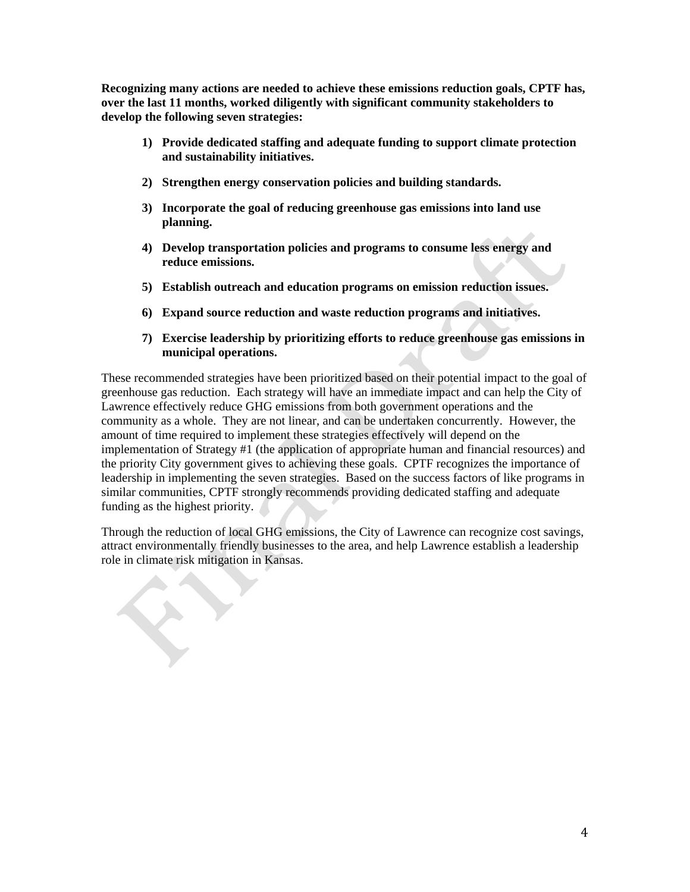**Recognizing many actions are needed to achieve these emissions reduction goals, CPTF has, over the last 11 months, worked diligently with significant community stakeholders to develop the following seven strategies:**

1) **Provide dedicated staffing and adequate funding to support climate protection and sustainability initiatives.**
2) **Strengthen energy conservation policies and building standards.**
3) **Incorporate the goal of reducing greenhouse gas emissions into land use planning.**
4) **Develop transportation policies and programs to consume less energy and reduce emissions.**
5) **Establish outreach and education programs on emission reduction issues.**
6) **Expand source reduction and waste reduction programs and initiatives.**
7) **Exercise leadership by prioritizing efforts to reduce greenhouse gas emissions in municipal operations.**

These recommended strategies have been prioritized based on their potential impact to the goal of greenhouse gas reduction. Each strategy will have an immediate impact and can help the City of Lawrence effectively reduce GHG emissions from both government operations and the community as a whole. They are not linear, and can be undertaken concurrently. However, the amount of time required to implement these strategies effectively will depend on the implementation of Strategy #1 (the application of appropriate human and financial resources) and the priority City government gives to achieving these goals. CPTF recognizes the importance of leadership in implementing the seven strategies. Based on the success factors of like programs in similar communities, CPTF strongly recommends providing dedicated staffing and adequate funding as the highest priority.

Through the reduction of local GHG emissions, the City of Lawrence can recognize cost savings, attract environmentally friendly businesses to the area, and help Lawrence establish a leadership role in climate risk mitigation in Kansas.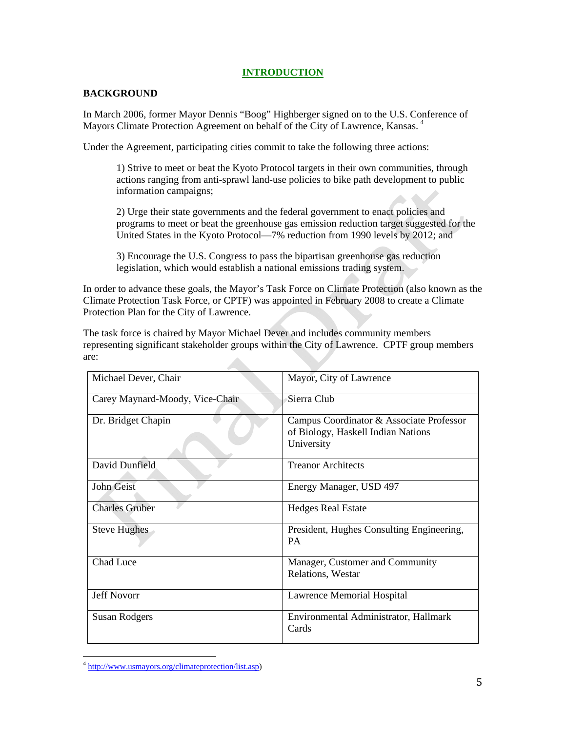# INTRODUCTION

## BACKGROUND

In March 2006, former Mayor Dennis "Boog" Highberger signed on to the U.S. Conference of Mayors Climate Protection Agreement on behalf of the City of Lawrence, Kansas. [4]

Under the Agreement, participating cities commit to take the following three actions:

> 1) Strive to meet or beat the Kyoto Protocol targets in their own communities, through actions ranging from anti-sprawl land-use policies to bike path development to public information campaigns;
>
> 2) Urge their state governments and the federal government to enact policies and programs to meet or beat the greenhouse gas emission reduction target suggested for the United States in the Kyoto Protocol—7% reduction from 1990 levels by 2012; and
>
> 3) Encourage the U.S. Congress to pass the bipartisan greenhouse gas reduction legislation, which would establish a national emissions trading system.

In order to advance these goals, the Mayor's Task Force on Climate Protection (also known as the Climate Protection Task Force, or CPTF) was appointed in February 2008 to create a Climate Protection Plan for the City of Lawrence.

The task force is chaired by Mayor Michael Dever and includes community members representing significant stakeholder groups within the City of Lawrence. CPTF group members are:

| | |
|---|---|
| Michael Dever, Chair | Mayor, City of Lawrence |
| Carey Maynard-Moody, Vice-Chair | Sierra Club |
| Dr. Bridget Chapin | Campus Coordinator & Associate Professor of Biology, Haskell Indian Nations University |
| David Dunfield | Treanor Architects |
| John Geist | Energy Manager, USD 497 |
| Charles Gruber | Hedges Real Estate |
| Steve Hughes | President, Hughes Consulting Engineering, PA |
| Chad Luce | Manager, Customer and Community Relations, Westar |
| Jeff Novorr | Lawrence Memorial Hospital |
| Susan Rodgers | Environmental Administrator, Hallmark Cards |

[4] http://www.usmayors.org/climateprotection/list.asp)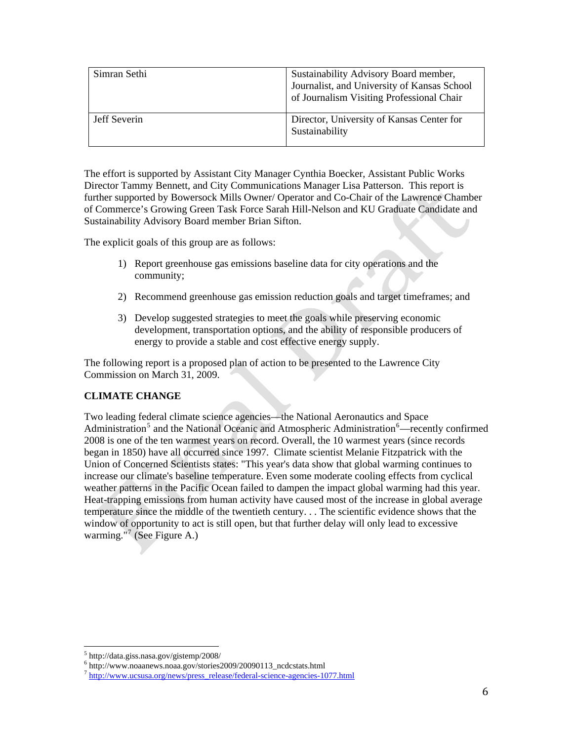| Simran Sethi | Sustainability Advisory Board member, Journalist, and University of Kansas School of Journalism Visiting Professional Chair |
|---|---|
| Jeff Severin | Director, University of Kansas Center for Sustainability |

The effort is supported by Assistant City Manager Cynthia Boecker, Assistant Public Works Director Tammy Bennett, and City Communications Manager Lisa Patterson. This report is further supported by Bowersock Mills Owner/ Operator and Co-Chair of the Lawrence Chamber of Commerce's Growing Green Task Force Sarah Hill-Nelson and KU Graduate Candidate and Sustainability Advisory Board member Brian Sifton.

The explicit goals of this group are as follows:

1) Report greenhouse gas emissions baseline data for city operations and the community;

2) Recommend greenhouse gas emission reduction goals and target timeframes; and

3) Develop suggested strategies to meet the goals while preserving economic development, transportation options, and the ability of responsible producers of energy to provide a stable and cost effective energy supply.

The following report is a proposed plan of action to be presented to the Lawrence City Commission on March 31, 2009.

**CLIMATE CHANGE**

Two leading federal climate science agencies—the National Aeronautics and Space Administration[5] and the National Oceanic and Atmospheric Administration[6]—recently confirmed 2008 is one of the ten warmest years on record. Overall, the 10 warmest years (since records began in 1850) have all occurred since 1997. Climate scientist Melanie Fitzpatrick with the Union of Concerned Scientists states: "This year's data show that global warming continues to increase our climate's baseline temperature. Even some moderate cooling effects from cyclical weather patterns in the Pacific Ocean failed to dampen the impact global warming had this year. Heat-trapping emissions from human activity have caused most of the increase in global average temperature since the middle of the twentieth century. . . The scientific evidence shows that the window of opportunity to act is still open, but that further delay will only lead to excessive warming."[7] (See Figure A.)

[5] http://data.giss.nasa.gov/gistemp/2008/
[6] http://www.noaanews.noaa.gov/stories2009/20090113_ncdcstats.html
[7] http://www.ucsusa.org/news/press_release/federal-science-agencies-1077.html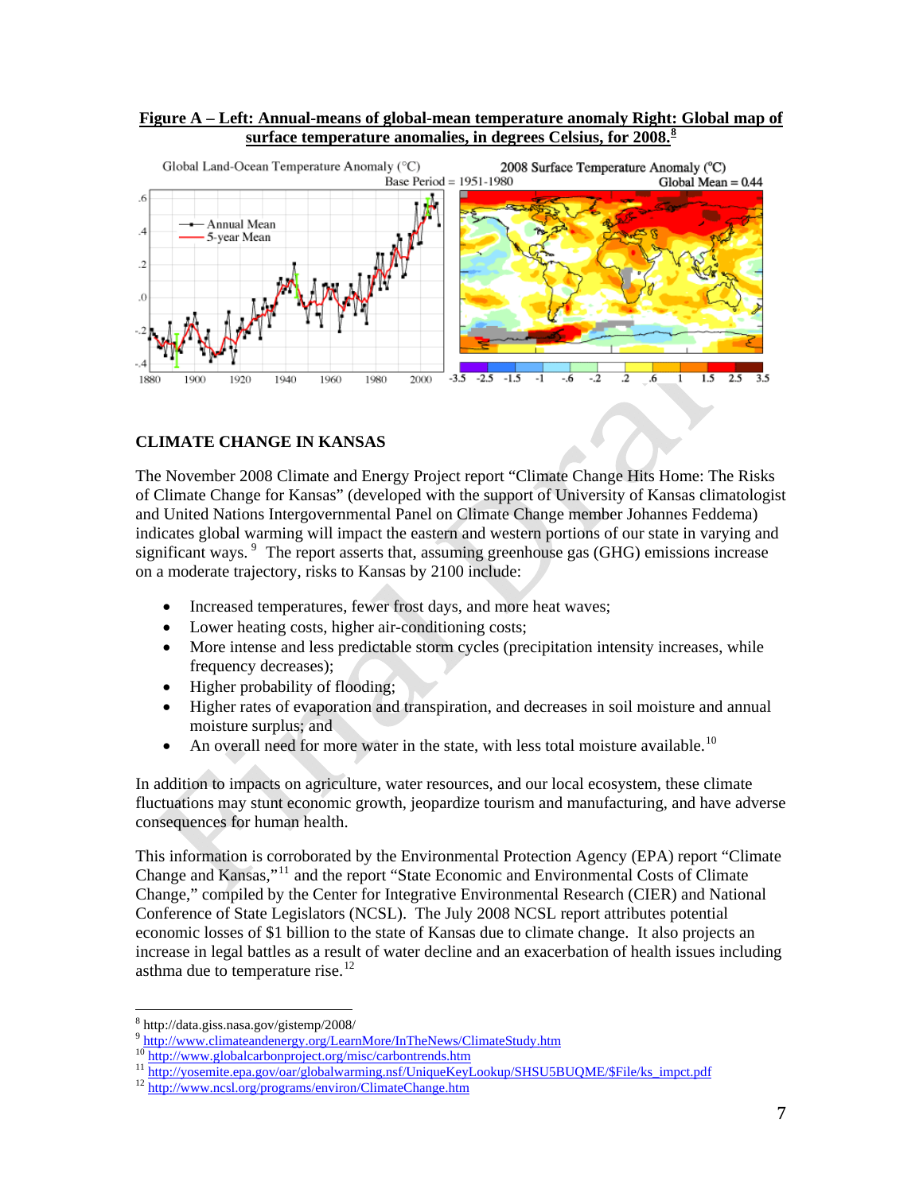**Figure A – Left: Annual-means of global-mean temperature anomaly Right: Global map of surface temperature anomalies, in degrees Celsius, for 2008.[8]**

## CLIMATE CHANGE IN KANSAS

The November 2008 Climate and Energy Project report "Climate Change Hits Home: The Risks of Climate Change for Kansas" (developed with the support of University of Kansas climatologist and United Nations Intergovernmental Panel on Climate Change member Johannes Feddema) indicates global warming will impact the eastern and western portions of our state in varying and significant ways.[9] The report asserts that, assuming greenhouse gas (GHG) emissions increase on a moderate trajectory, risks to Kansas by 2100 include:

- Increased temperatures, fewer frost days, and more heat waves;
- Lower heating costs, higher air-conditioning costs;
- More intense and less predictable storm cycles (precipitation intensity increases, while frequency decreases);
- Higher probability of flooding;
- Higher rates of evaporation and transpiration, and decreases in soil moisture and annual moisture surplus; and
- An overall need for more water in the state, with less total moisture available.[10]

In addition to impacts on agriculture, water resources, and our local ecosystem, these climate fluctuations may stunt economic growth, jeopardize tourism and manufacturing, and have adverse consequences for human health.

This information is corroborated by the Environmental Protection Agency (EPA) report "Climate Change and Kansas,"[11] and the report "State Economic and Environmental Costs of Climate Change," compiled by the Center for Integrative Environmental Research (CIER) and National Conference of State Legislators (NCSL). The July 2008 NCSL report attributes potential economic losses of $1 billion to the state of Kansas due to climate change. It also projects an increase in legal battles as a result of water decline and an exacerbation of health issues including asthma due to temperature rise.[12]

---

[8] http://data.giss.nasa.gov/gistemp/2008/
[9] http://www.climateandenergy.org/LearnMore/InTheNews/ClimateStudy.htm
[10] http://www.globalcarbonproject.org/misc/carbontrends.htm
[11] http://yosemite.epa.gov/oar/globalwarming.nsf/UniqueKeyLookup/SHSU5BUQME/$File/ks_impct.pdf
[12] http://www.ncsl.org/programs/environ/ClimateChange.htm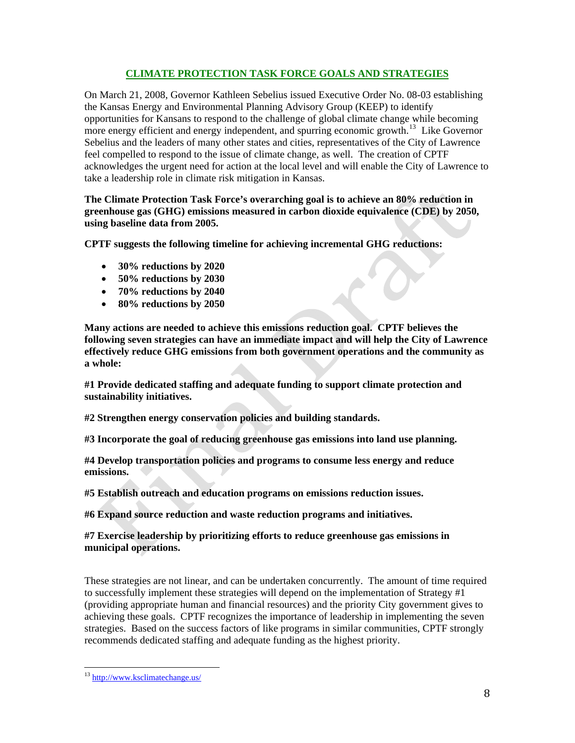## CLIMATE PROTECTION TASK FORCE GOALS AND STRATEGIES

On March 21, 2008, Governor Kathleen Sebelius issued Executive Order No. 08-03 establishing the Kansas Energy and Environmental Planning Advisory Group (KEEP) to identify opportunities for Kansans to respond to the challenge of global climate change while becoming more energy efficient and energy independent, and spurring economic growth.[13] Like Governor Sebelius and the leaders of many other states and cities, representatives of the City of Lawrence feel compelled to respond to the issue of climate change, as well. The creation of CPTF acknowledges the urgent need for action at the local level and will enable the City of Lawrence to take a leadership role in climate risk mitigation in Kansas.

**The Climate Protection Task Force's overarching goal is to achieve an 80% reduction in greenhouse gas (GHG) emissions measured in carbon dioxide equivalence (CDE) by 2050, using baseline data from 2005.**

**CPTF suggests the following timeline for achieving incremental GHG reductions:**

- **30% reductions by 2020**
- **50% reductions by 2030**
- **70% reductions by 2040**
- **80% reductions by 2050**

**Many actions are needed to achieve this emissions reduction goal. CPTF believes the following seven strategies can have an immediate impact and will help the City of Lawrence effectively reduce GHG emissions from both government operations and the community as a whole:**

**#1 Provide dedicated staffing and adequate funding to support climate protection and sustainability initiatives.**

**#2 Strengthen energy conservation policies and building standards.**

**#3 Incorporate the goal of reducing greenhouse gas emissions into land use planning.**

**#4 Develop transportation policies and programs to consume less energy and reduce emissions.**

**#5 Establish outreach and education programs on emissions reduction issues.**

**#6 Expand source reduction and waste reduction programs and initiatives.**

**#7 Exercise leadership by prioritizing efforts to reduce greenhouse gas emissions in municipal operations.**

These strategies are not linear, and can be undertaken concurrently. The amount of time required to successfully implement these strategies will depend on the implementation of Strategy #1 (providing appropriate human and financial resources) and the priority City government gives to achieving these goals. CPTF recognizes the importance of leadership in implementing the seven strategies. Based on the success factors of like programs in similar communities, CPTF strongly recommends dedicated staffing and adequate funding as the highest priority.

---

[13] http://www.ksclimatechange.us/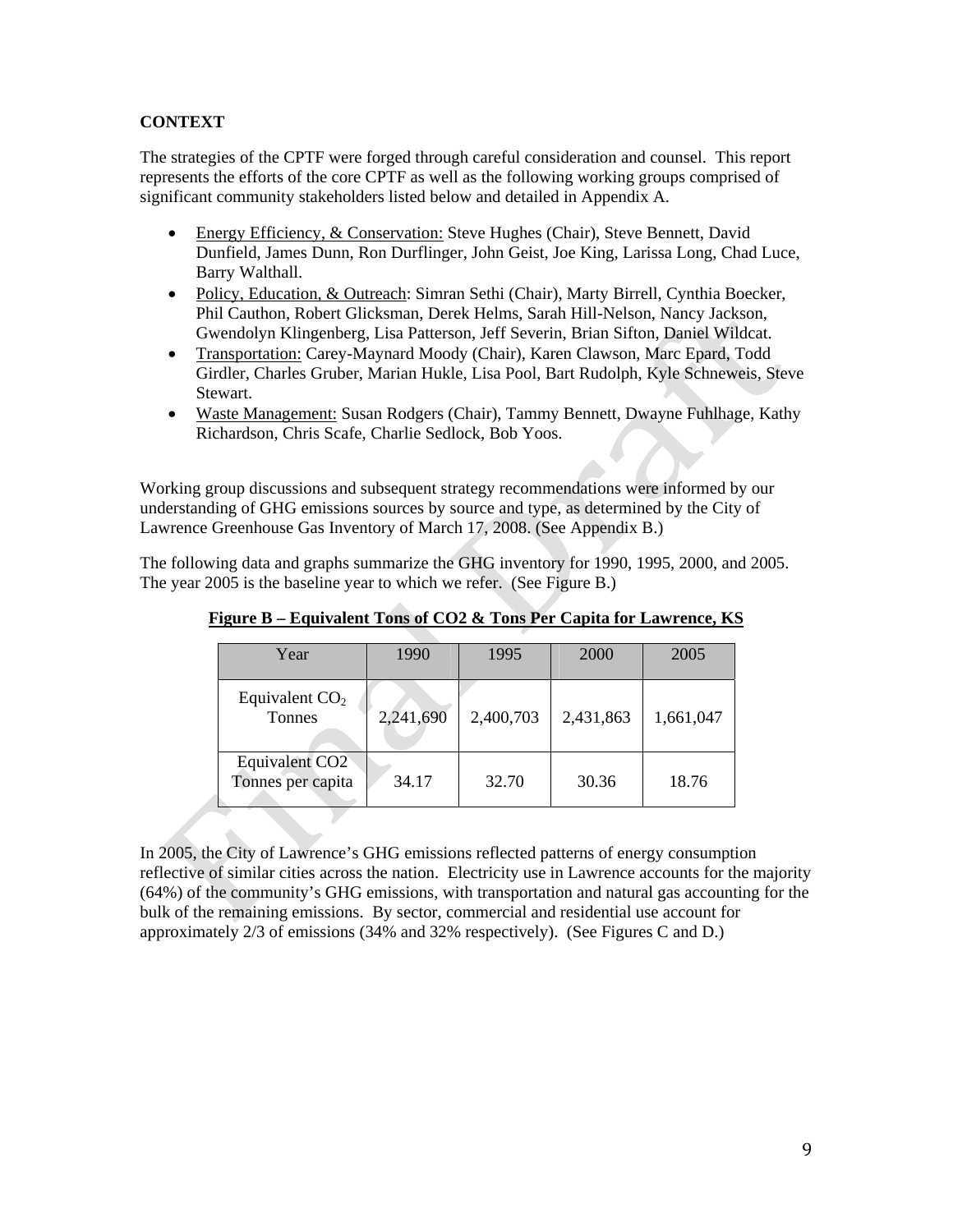**CONTEXT**

The strategies of the CPTF were forged through careful consideration and counsel. This report represents the efforts of the core CPTF as well as the following working groups comprised of significant community stakeholders listed below and detailed in Appendix A.

- Energy Efficiency, & Conservation: Steve Hughes (Chair), Steve Bennett, David Dunfield, James Dunn, Ron Durflinger, John Geist, Joe King, Larissa Long, Chad Luce, Barry Walthall.
- Policy, Education, & Outreach: Simran Sethi (Chair), Marty Birrell, Cynthia Boecker, Phil Cauthon, Robert Glicksman, Derek Helms, Sarah Hill-Nelson, Nancy Jackson, Gwendolyn Klingenberg, Lisa Patterson, Jeff Severin, Brian Sifton, Daniel Wildcat.
- Transportation: Carey-Maynard Moody (Chair), Karen Clawson, Marc Epard, Todd Girdler, Charles Gruber, Marian Hukle, Lisa Pool, Bart Rudolph, Kyle Schneweis, Steve Stewart.
- Waste Management: Susan Rodgers (Chair), Tammy Bennett, Dwayne Fuhlhage, Kathy Richardson, Chris Scafe, Charlie Sedlock, Bob Yoos.

Working group discussions and subsequent strategy recommendations were informed by our understanding of GHG emissions sources by source and type, as determined by the City of Lawrence Greenhouse Gas Inventory of March 17, 2008. (See Appendix B.)

The following data and graphs summarize the GHG inventory for 1990, 1995, 2000, and 2005. The year 2005 is the baseline year to which we refer. (See Figure B.)

**Figure B – Equivalent Tons of CO2 & Tons Per Capita for Lawrence, KS**

| Year | 1990 | 1995 | 2000 | 2005 |
|---|---|---|---|---|
| Equivalent $CO_2$ Tonnes | 2,241,690 | 2,400,703 | 2,431,863 | 1,661,047 |
| Equivalent CO2 Tonnes per capita | 34.17 | 32.70 | 30.36 | 18.76 |

In 2005, the City of Lawrence's GHG emissions reflected patterns of energy consumption reflective of similar cities across the nation. Electricity use in Lawrence accounts for the majority (64%) of the community's GHG emissions, with transportation and natural gas accounting for the bulk of the remaining emissions. By sector, commercial and residential use account for approximately 2/3 of emissions (34% and 32% respectively). (See Figures C and D.)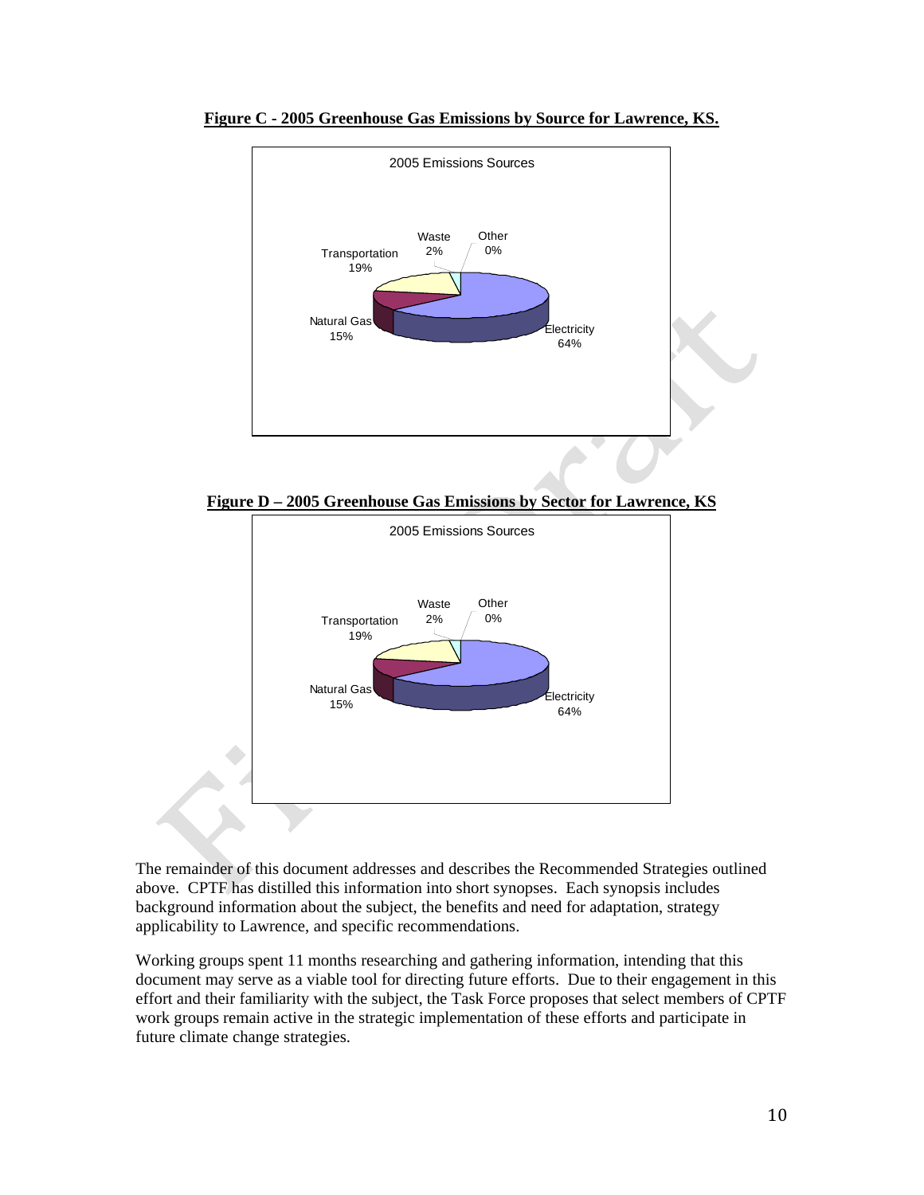**Figure C - 2005 Greenhouse Gas Emissions by Source for Lawrence, KS.**

2005 Emissions Sources

Waste 2%, Other 0%, Transportation 19%, Natural Gas 15%, Electricity 64%

**Figure D – 2005 Greenhouse Gas Emissions by Sector for Lawrence, KS**

2005 Emissions Sources

Waste 2%, Other 0%, Transportation 19%, Natural Gas 15%, Electricity 64%

The remainder of this document addresses and describes the Recommended Strategies outlined above. CPTF has distilled this information into short synopses. Each synopsis includes background information about the subject, the benefits and need for adaptation, strategy applicability to Lawrence, and specific recommendations.

Working groups spent 11 months researching and gathering information, intending that this document may serve as a viable tool for directing future efforts. Due to their engagement in this effort and their familiarity with the subject, the Task Force proposes that select members of CPTF work groups remain active in the strategic implementation of these efforts and participate in future climate change strategies.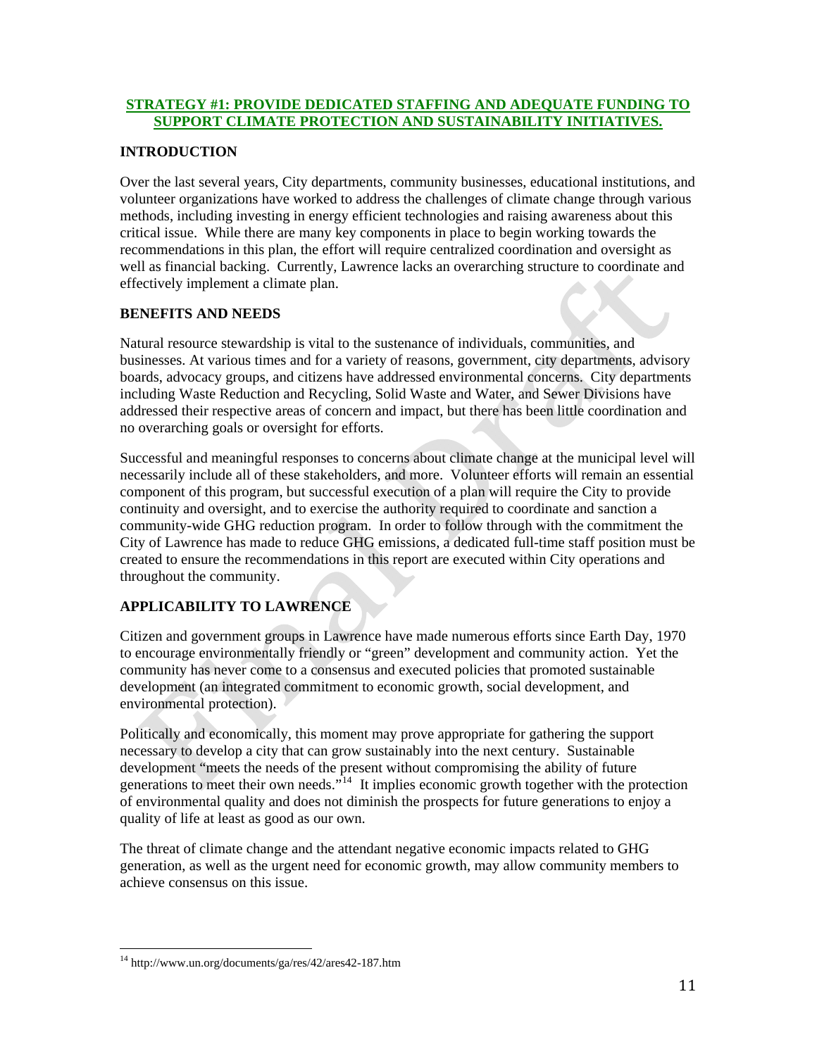## STRATEGY #1: PROVIDE DEDICATED STAFFING AND ADEQUATE FUNDING TO SUPPORT CLIMATE PROTECTION AND SUSTAINABILITY INITIATIVES.

### INTRODUCTION

Over the last several years, City departments, community businesses, educational institutions, and volunteer organizations have worked to address the challenges of climate change through various methods, including investing in energy efficient technologies and raising awareness about this critical issue. While there are many key components in place to begin working towards the recommendations in this plan, the effort will require centralized coordination and oversight as well as financial backing. Currently, Lawrence lacks an overarching structure to coordinate and effectively implement a climate plan.

### BENEFITS AND NEEDS

Natural resource stewardship is vital to the sustenance of individuals, communities, and businesses. At various times and for a variety of reasons, government, city departments, advisory boards, advocacy groups, and citizens have addressed environmental concerns. City departments including Waste Reduction and Recycling, Solid Waste and Water, and Sewer Divisions have addressed their respective areas of concern and impact, but there has been little coordination and no overarching goals or oversight for efforts.

Successful and meaningful responses to concerns about climate change at the municipal level will necessarily include all of these stakeholders, and more. Volunteer efforts will remain an essential component of this program, but successful execution of a plan will require the City to provide continuity and oversight, and to exercise the authority required to coordinate and sanction a community-wide GHG reduction program. In order to follow through with the commitment the City of Lawrence has made to reduce GHG emissions, a dedicated full-time staff position must be created to ensure the recommendations in this report are executed within City operations and throughout the community.

### APPLICABILITY TO LAWRENCE

Citizen and government groups in Lawrence have made numerous efforts since Earth Day, 1970 to encourage environmentally friendly or "green" development and community action. Yet the community has never come to a consensus and executed policies that promoted sustainable development (an integrated commitment to economic growth, social development, and environmental protection).

Politically and economically, this moment may prove appropriate for gathering the support necessary to develop a city that can grow sustainably into the next century. Sustainable development "meets the needs of the present without compromising the ability of future generations to meet their own needs."[14] It implies economic growth together with the protection of environmental quality and does not diminish the prospects for future generations to enjoy a quality of life at least as good as our own.

The threat of climate change and the attendant negative economic impacts related to GHG generation, as well as the urgent need for economic growth, may allow community members to achieve consensus on this issue.

---

[14] http://www.un.org/documents/ga/res/42/ares42-187.htm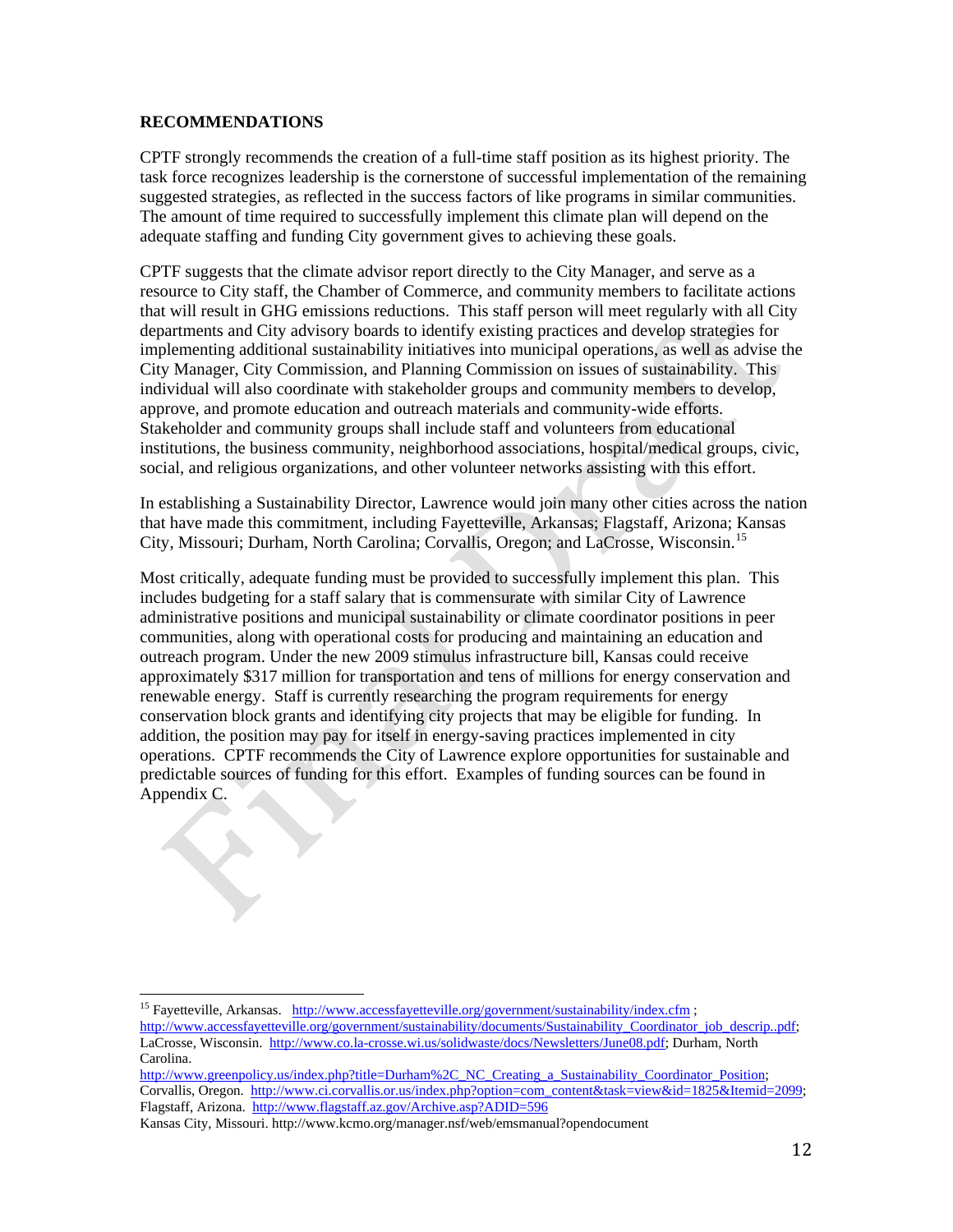**RECOMMENDATIONS**

CPTF strongly recommends the creation of a full-time staff position as its highest priority. The task force recognizes leadership is the cornerstone of successful implementation of the remaining suggested strategies, as reflected in the success factors of like programs in similar communities. The amount of time required to successfully implement this climate plan will depend on the adequate staffing and funding City government gives to achieving these goals.

CPTF suggests that the climate advisor report directly to the City Manager, and serve as a resource to City staff, the Chamber of Commerce, and community members to facilitate actions that will result in GHG emissions reductions. This staff person will meet regularly with all City departments and City advisory boards to identify existing practices and develop strategies for implementing additional sustainability initiatives into municipal operations, as well as advise the City Manager, City Commission, and Planning Commission on issues of sustainability. This individual will also coordinate with stakeholder groups and community members to develop, approve, and promote education and outreach materials and community-wide efforts. Stakeholder and community groups shall include staff and volunteers from educational institutions, the business community, neighborhood associations, hospital/medical groups, civic, social, and religious organizations, and other volunteer networks assisting with this effort.

In establishing a Sustainability Director, Lawrence would join many other cities across the nation that have made this commitment, including Fayetteville, Arkansas; Flagstaff, Arizona; Kansas City, Missouri; Durham, North Carolina; Corvallis, Oregon; and LaCrosse, Wisconsin.[15]

Most critically, adequate funding must be provided to successfully implement this plan. This includes budgeting for a staff salary that is commensurate with similar City of Lawrence administrative positions and municipal sustainability or climate coordinator positions in peer communities, along with operational costs for producing and maintaining an education and outreach program. Under the new 2009 stimulus infrastructure bill, Kansas could receive approximately $317 million for transportation and tens of millions for energy conservation and renewable energy. Staff is currently researching the program requirements for energy conservation block grants and identifying city projects that may be eligible for funding. In addition, the position may pay for itself in energy-saving practices implemented in city operations. CPTF recommends the City of Lawrence explore opportunities for sustainable and predictable sources of funding for this effort. Examples of funding sources can be found in Appendix C.

---

[15] Fayetteville, Arkansas. http://www.accessfayetteville.org/government/sustainability/index.cfm ; http://www.accessfayetteville.org/government/sustainability/documents/Sustainability_Coordinator_job_descrip..pdf; LaCrosse, Wisconsin. http://www.co.la-crosse.wi.us/solidwaste/docs/Newsletters/June08.pdf; Durham, North Carolina. http://www.greenpolicy.us/index.php?title=Durham%2C_NC_Creating_a_Sustainability_Coordinator_Position; Corvallis, Oregon. http://www.ci.corvallis.or.us/index.php?option=com_content&task=view&id=1825&Itemid=2099; Flagstaff, Arizona. http://www.flagstaff.az.gov/Archive.asp?ADID=596
Kansas City, Missouri. http://www.kcmo.org/manager.nsf/web/emsmanual?opendocument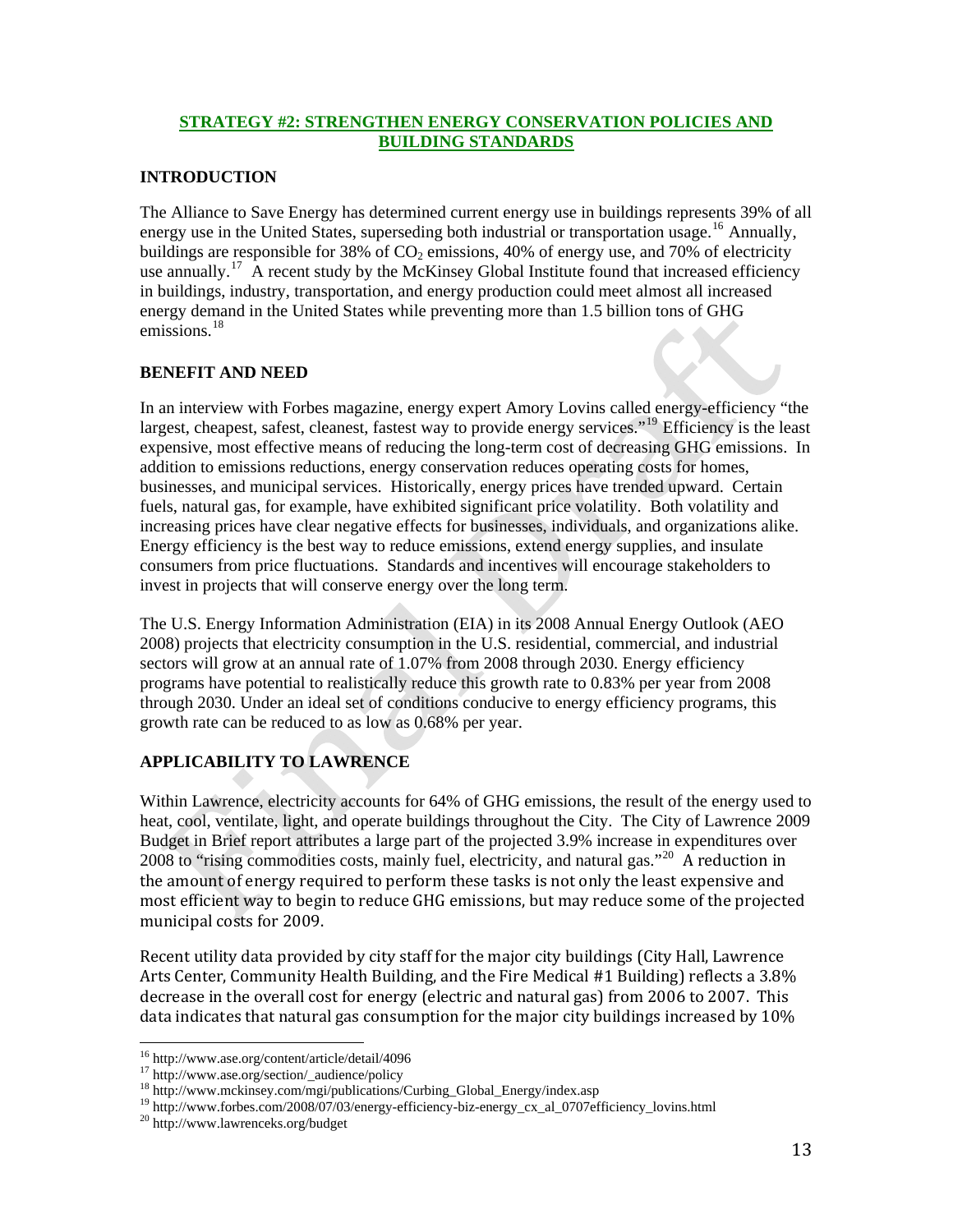## STRATEGY #2: STRENGTHEN ENERGY CONSERVATION POLICIES AND BUILDING STANDARDS

### INTRODUCTION

The Alliance to Save Energy has determined current energy use in buildings represents 39% of all energy use in the United States, superseding both industrial or transportation usage.[16] Annually, buildings are responsible for 38% of $CO_2$ emissions, 40% of energy use, and 70% of electricity use annually.[17] A recent study by the McKinsey Global Institute found that increased efficiency in buildings, industry, transportation, and energy production could meet almost all increased energy demand in the United States while preventing more than 1.5 billion tons of GHG emissions.[18]

### BENEFIT AND NEED

In an interview with Forbes magazine, energy expert Amory Lovins called energy-efficiency "the largest, cheapest, safest, cleanest, fastest way to provide energy services."[19] Efficiency is the least expensive, most effective means of reducing the long-term cost of decreasing GHG emissions. In addition to emissions reductions, energy conservation reduces operating costs for homes, businesses, and municipal services. Historically, energy prices have trended upward. Certain fuels, natural gas, for example, have exhibited significant price volatility. Both volatility and increasing prices have clear negative effects for businesses, individuals, and organizations alike. Energy efficiency is the best way to reduce emissions, extend energy supplies, and insulate consumers from price fluctuations. Standards and incentives will encourage stakeholders to invest in projects that will conserve energy over the long term.

The U.S. Energy Information Administration (EIA) in its 2008 Annual Energy Outlook (AEO 2008) projects that electricity consumption in the U.S. residential, commercial, and industrial sectors will grow at an annual rate of 1.07% from 2008 through 2030. Energy efficiency programs have potential to realistically reduce this growth rate to 0.83% per year from 2008 through 2030. Under an ideal set of conditions conducive to energy efficiency programs, this growth rate can be reduced to as low as 0.68% per year.

### APPLICABILITY TO LAWRENCE

Within Lawrence, electricity accounts for 64% of GHG emissions, the result of the energy used to heat, cool, ventilate, light, and operate buildings throughout the City. The City of Lawrence 2009 Budget in Brief report attributes a large part of the projected 3.9% increase in expenditures over 2008 to "rising commodities costs, mainly fuel, electricity, and natural gas."[20] A reduction in the amount of energy required to perform these tasks is not only the least expensive and most efficient way to begin to reduce GHG emissions, but may reduce some of the projected municipal costs for 2009.

Recent utility data provided by city staff for the major city buildings (City Hall, Lawrence Arts Center, Community Health Building, and the Fire Medical #1 Building) reflects a 3.8% decrease in the overall cost for energy (electric and natural gas) from 2006 to 2007. This data indicates that natural gas consumption for the major city buildings increased by 10%

---

[16] http://www.ase.org/content/article/detail/4096

[17] http://www.ase.org/section/_audience/policy

[18] http://www.mckinsey.com/mgi/publications/Curbing_Global_Energy/index.asp

[19] http://www.forbes.com/2008/07/03/energy-efficiency-biz-energy_cx_al_0707efficiency_lovins.html

[20] http://www.lawrenceks.org/budget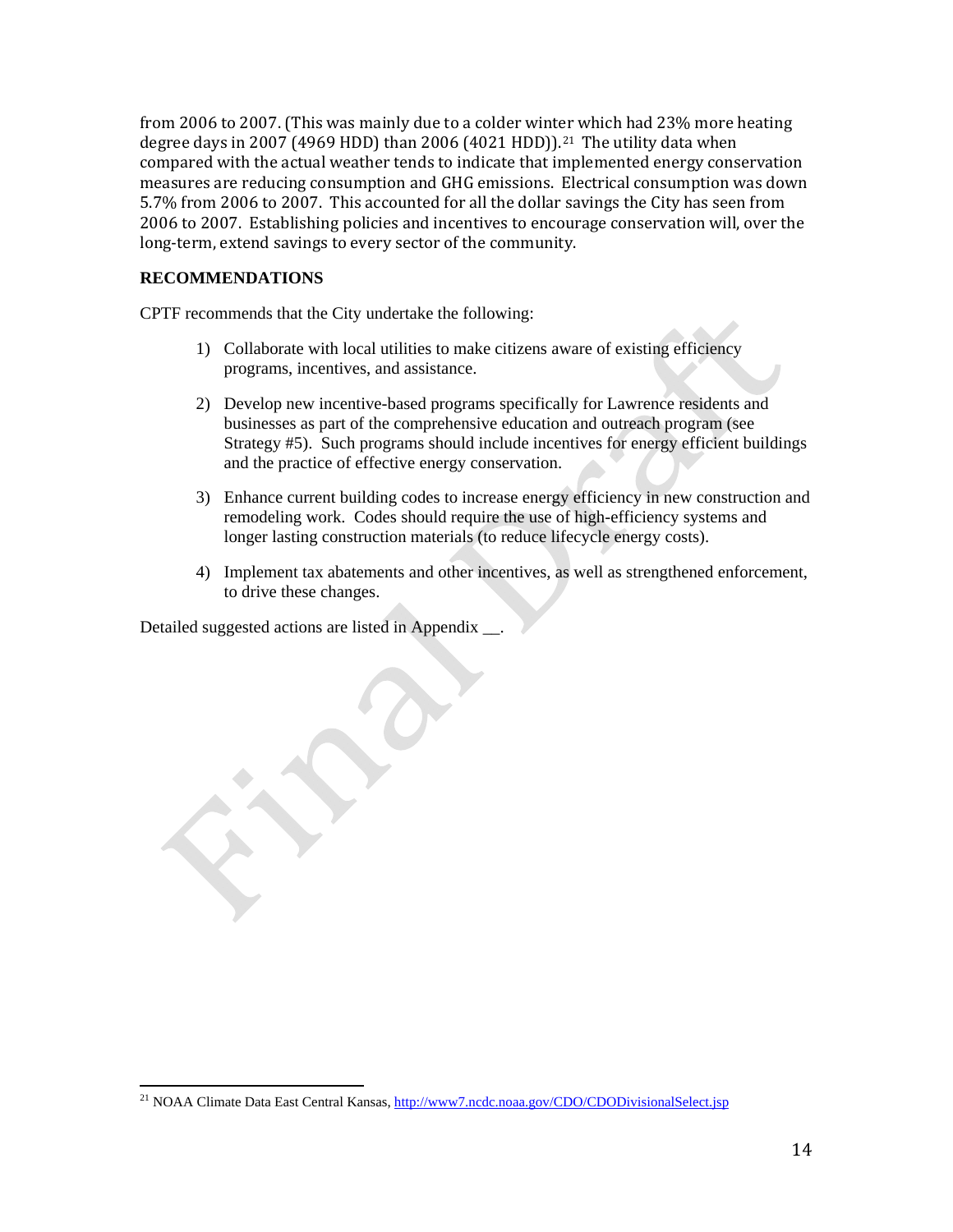from 2006 to 2007. (This was mainly due to a colder winter which had 23% more heating degree days in 2007 (4969 HDD) than 2006 (4021 HDD)).[21] The utility data when compared with the actual weather tends to indicate that implemented energy conservation measures are reducing consumption and GHG emissions. Electrical consumption was down 5.7% from 2006 to 2007. This accounted for all the dollar savings the City has seen from 2006 to 2007. Establishing policies and incentives to encourage conservation will, over the long-term, extend savings to every sector of the community.

**RECOMMENDATIONS**

CPTF recommends that the City undertake the following:

1) Collaborate with local utilities to make citizens aware of existing efficiency programs, incentives, and assistance.

2) Develop new incentive-based programs specifically for Lawrence residents and businesses as part of the comprehensive education and outreach program (see Strategy #5). Such programs should include incentives for energy efficient buildings and the practice of effective energy conservation.

3) Enhance current building codes to increase energy efficiency in new construction and remodeling work. Codes should require the use of high-efficiency systems and longer lasting construction materials (to reduce lifecycle energy costs).

4) Implement tax abatements and other incentives, as well as strengthened enforcement, to drive these changes.

Detailed suggested actions are listed in Appendix __.

[21] NOAA Climate Data East Central Kansas, http://www7.ncdc.noaa.gov/CDO/CDODivisionalSelect.jsp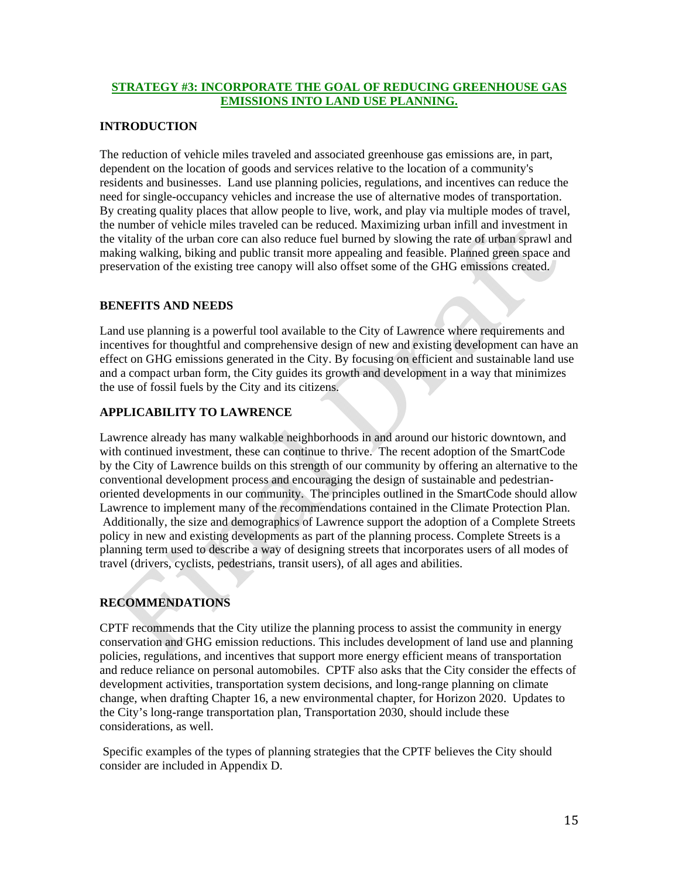## STRATEGY #3: INCORPORATE THE GOAL OF REDUCING GREENHOUSE GAS EMISSIONS INTO LAND USE PLANNING.

### INTRODUCTION

The reduction of vehicle miles traveled and associated greenhouse gas emissions are, in part, dependent on the location of goods and services relative to the location of a community's residents and businesses. Land use planning policies, regulations, and incentives can reduce the need for single-occupancy vehicles and increase the use of alternative modes of transportation. By creating quality places that allow people to live, work, and play via multiple modes of travel, the number of vehicle miles traveled can be reduced. Maximizing urban infill and investment in the vitality of the urban core can also reduce fuel burned by slowing the rate of urban sprawl and making walking, biking and public transit more appealing and feasible. Planned green space and preservation of the existing tree canopy will also offset some of the GHG emissions created.

### BENEFITS AND NEEDS

Land use planning is a powerful tool available to the City of Lawrence where requirements and incentives for thoughtful and comprehensive design of new and existing development can have an effect on GHG emissions generated in the City. By focusing on efficient and sustainable land use and a compact urban form, the City guides its growth and development in a way that minimizes the use of fossil fuels by the City and its citizens.

### APPLICABILITY TO LAWRENCE

Lawrence already has many walkable neighborhoods in and around our historic downtown, and with continued investment, these can continue to thrive. The recent adoption of the SmartCode by the City of Lawrence builds on this strength of our community by offering an alternative to the conventional development process and encouraging the design of sustainable and pedestrian-oriented developments in our community. The principles outlined in the SmartCode should allow Lawrence to implement many of the recommendations contained in the Climate Protection Plan. Additionally, the size and demographics of Lawrence support the adoption of a Complete Streets policy in new and existing developments as part of the planning process. Complete Streets is a planning term used to describe a way of designing streets that incorporates users of all modes of travel (drivers, cyclists, pedestrians, transit users), of all ages and abilities.

### RECOMMENDATIONS

CPTF recommends that the City utilize the planning process to assist the community in energy conservation and GHG emission reductions. This includes development of land use and planning policies, regulations, and incentives that support more energy efficient means of transportation and reduce reliance on personal automobiles. CPTF also asks that the City consider the effects of development activities, transportation system decisions, and long-range planning on climate change, when drafting Chapter 16, a new environmental chapter, for Horizon 2020. Updates to the City's long-range transportation plan, Transportation 2030, should include these considerations, as well.

Specific examples of the types of planning strategies that the CPTF believes the City should consider are included in Appendix D.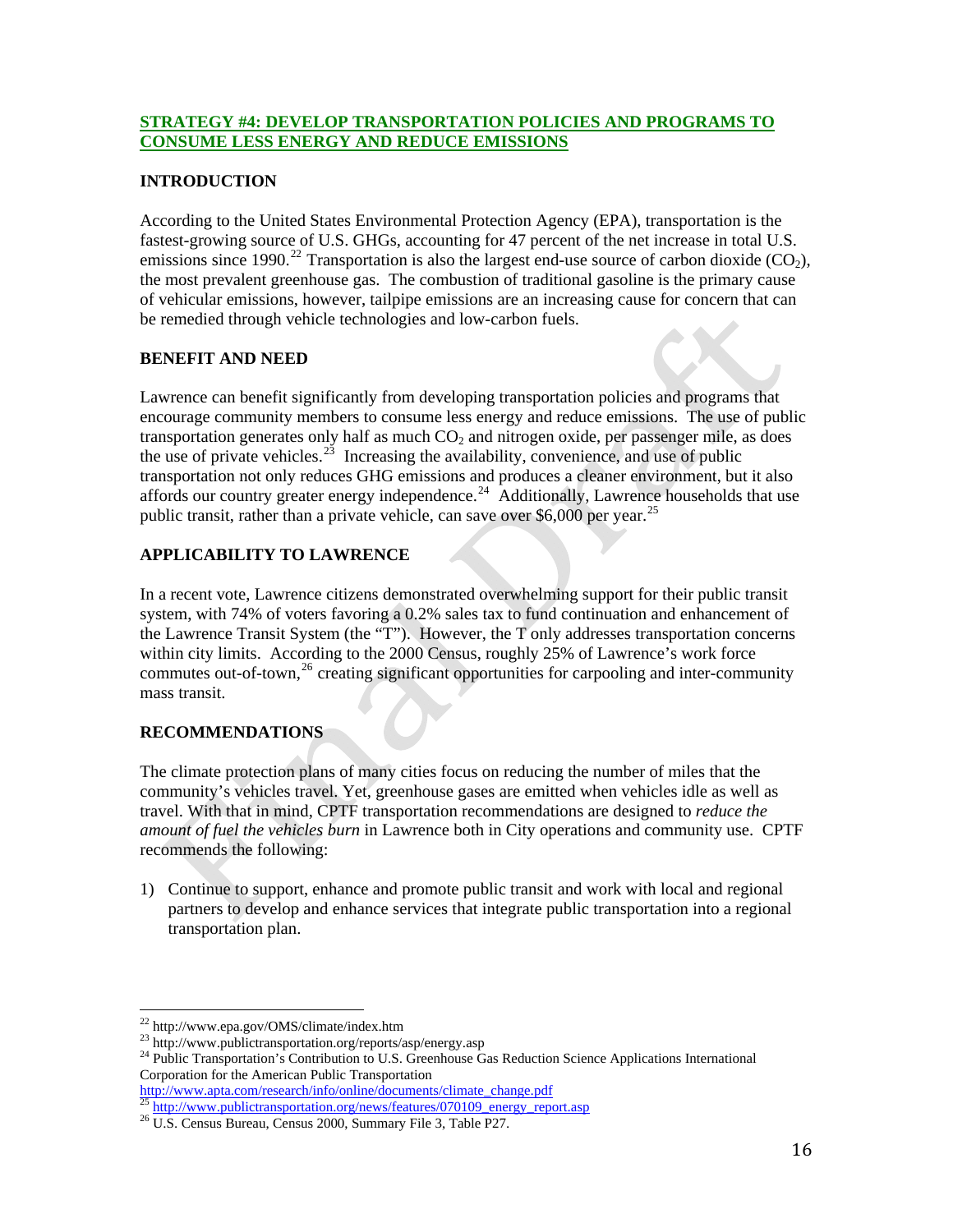## STRATEGY #4: DEVELOP TRANSPORTATION POLICIES AND PROGRAMS TO CONSUME LESS ENERGY AND REDUCE EMISSIONS

### INTRODUCTION

According to the United States Environmental Protection Agency (EPA), transportation is the fastest-growing source of U.S. GHGs, accounting for 47 percent of the net increase in total U.S. emissions since 1990.[22] Transportation is also the largest end-use source of carbon dioxide ($CO_2$), the most prevalent greenhouse gas. The combustion of traditional gasoline is the primary cause of vehicular emissions, however, tailpipe emissions are an increasing cause for concern that can be remedied through vehicle technologies and low-carbon fuels.

### BENEFIT AND NEED

Lawrence can benefit significantly from developing transportation policies and programs that encourage community members to consume less energy and reduce emissions. The use of public transportation generates only half as much $CO_2$ and nitrogen oxide, per passenger mile, as does the use of private vehicles.[23] Increasing the availability, convenience, and use of public transportation not only reduces GHG emissions and produces a cleaner environment, but it also affords our country greater energy independence.[24] Additionally, Lawrence households that use public transit, rather than a private vehicle, can save over $6,000 per year.[25]

### APPLICABILITY TO LAWRENCE

In a recent vote, Lawrence citizens demonstrated overwhelming support for their public transit system, with 74% of voters favoring a 0.2% sales tax to fund continuation and enhancement of the Lawrence Transit System (the "T"). However, the T only addresses transportation concerns within city limits. According to the 2000 Census, roughly 25% of Lawrence's work force commutes out-of-town,[26] creating significant opportunities for carpooling and inter-community mass transit.

### RECOMMENDATIONS

The climate protection plans of many cities focus on reducing the number of miles that the community's vehicles travel. Yet, greenhouse gases are emitted when vehicles idle as well as travel. With that in mind, CPTF transportation recommendations are designed to *reduce the amount of fuel the vehicles burn* in Lawrence both in City operations and community use. CPTF recommends the following:

1) Continue to support, enhance and promote public transit and work with local and regional partners to develop and enhance services that integrate public transportation into a regional transportation plan.

---

[22] http://www.epa.gov/OMS/climate/index.htm

[23] http://www.publictransportation.org/reports/asp/energy.asp

[24] Public Transportation's Contribution to U.S. Greenhouse Gas Reduction Science Applications International Corporation for the American Public Transportation http://www.apta.com/research/info/online/documents/climate_change.pdf

[25] http://www.publictransportation.org/news/features/070109_energy_report.asp

[26] U.S. Census Bureau, Census 2000, Summary File 3, Table P27.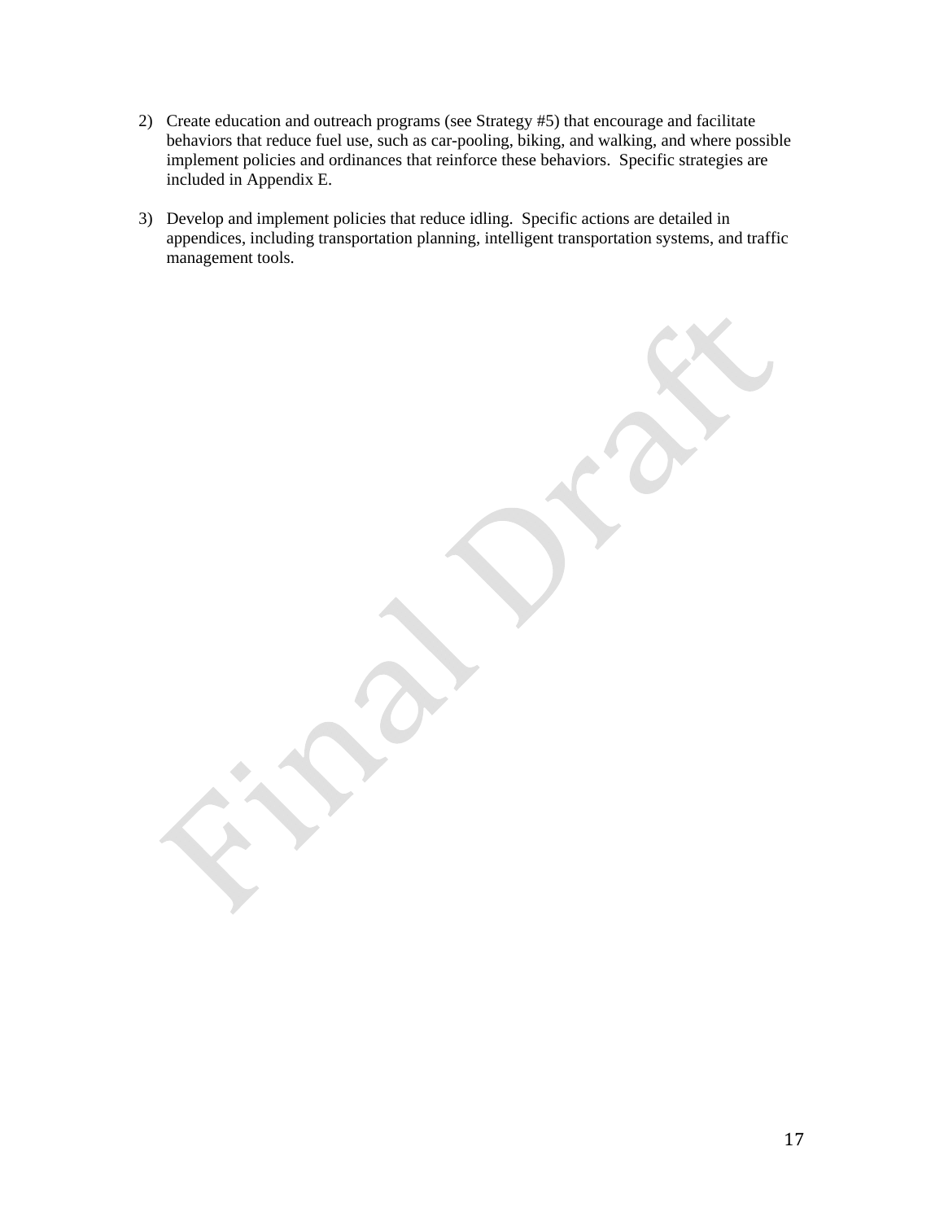2) Create education and outreach programs (see Strategy #5) that encourage and facilitate behaviors that reduce fuel use, such as car-pooling, biking, and walking, and where possible implement policies and ordinances that reinforce these behaviors. Specific strategies are included in Appendix E.

3) Develop and implement policies that reduce idling. Specific actions are detailed in appendices, including transportation planning, intelligent transportation systems, and traffic management tools.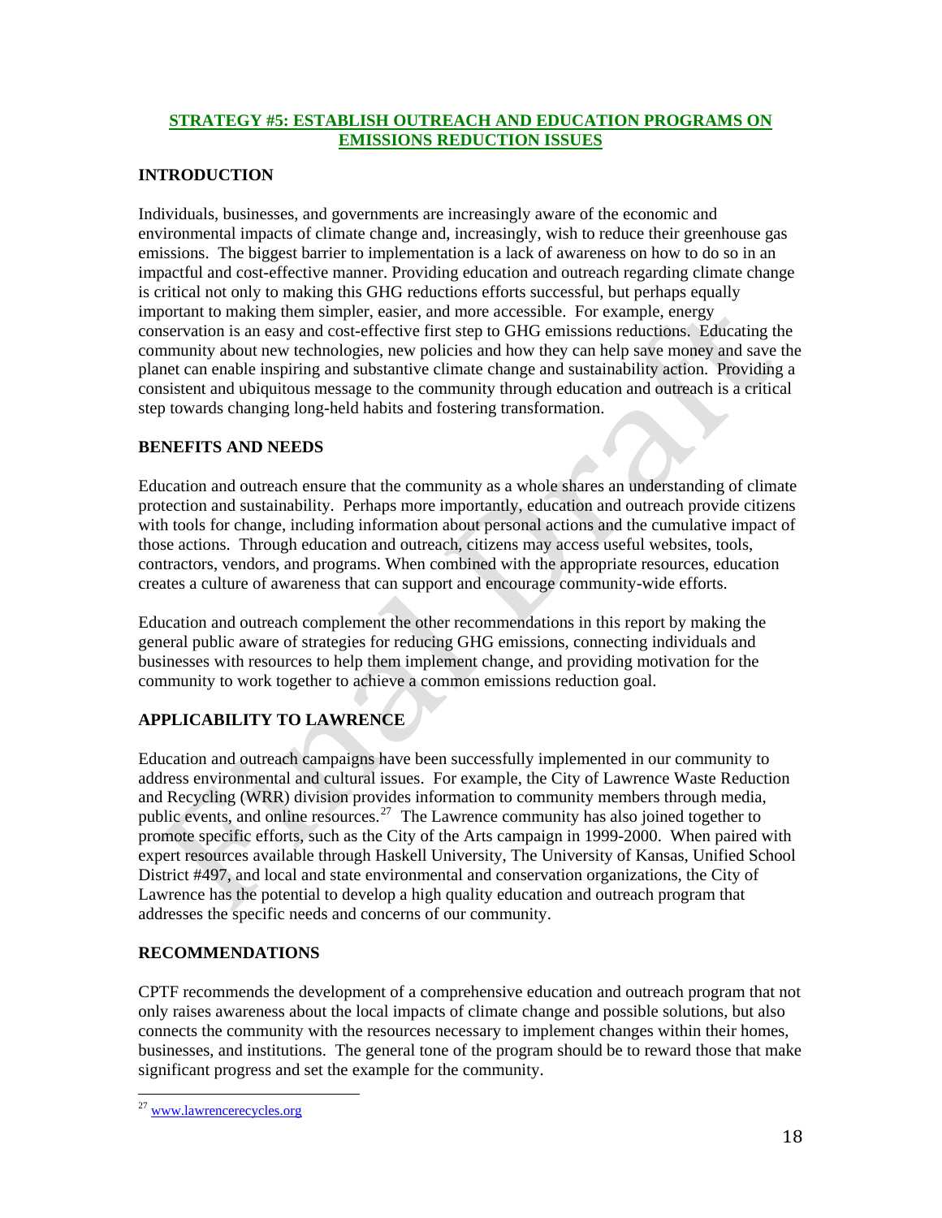## STRATEGY #5: ESTABLISH OUTREACH AND EDUCATION PROGRAMS ON EMISSIONS REDUCTION ISSUES

### INTRODUCTION

Individuals, businesses, and governments are increasingly aware of the economic and environmental impacts of climate change and, increasingly, wish to reduce their greenhouse gas emissions. The biggest barrier to implementation is a lack of awareness on how to do so in an impactful and cost-effective manner. Providing education and outreach regarding climate change is critical not only to making this GHG reductions efforts successful, but perhaps equally important to making them simpler, easier, and more accessible. For example, energy conservation is an easy and cost-effective first step to GHG emissions reductions. Educating the community about new technologies, new policies and how they can help save money and save the planet can enable inspiring and substantive climate change and sustainability action. Providing a consistent and ubiquitous message to the community through education and outreach is a critical step towards changing long-held habits and fostering transformation.

### BENEFITS AND NEEDS

Education and outreach ensure that the community as a whole shares an understanding of climate protection and sustainability. Perhaps more importantly, education and outreach provide citizens with tools for change, including information about personal actions and the cumulative impact of those actions. Through education and outreach, citizens may access useful websites, tools, contractors, vendors, and programs. When combined with the appropriate resources, education creates a culture of awareness that can support and encourage community-wide efforts.

Education and outreach complement the other recommendations in this report by making the general public aware of strategies for reducing GHG emissions, connecting individuals and businesses with resources to help them implement change, and providing motivation for the community to work together to achieve a common emissions reduction goal.

### APPLICABILITY TO LAWRENCE

Education and outreach campaigns have been successfully implemented in our community to address environmental and cultural issues. For example, the City of Lawrence Waste Reduction and Recycling (WRR) division provides information to community members through media, public events, and online resources.[27] The Lawrence community has also joined together to promote specific efforts, such as the City of the Arts campaign in 1999-2000. When paired with expert resources available through Haskell University, The University of Kansas, Unified School District #497, and local and state environmental and conservation organizations, the City of Lawrence has the potential to develop a high quality education and outreach program that addresses the specific needs and concerns of our community.

### RECOMMENDATIONS

CPTF recommends the development of a comprehensive education and outreach program that not only raises awareness about the local impacts of climate change and possible solutions, but also connects the community with the resources necessary to implement changes within their homes, businesses, and institutions. The general tone of the program should be to reward those that make significant progress and set the example for the community.

---

[27] www.lawrencerecycles.org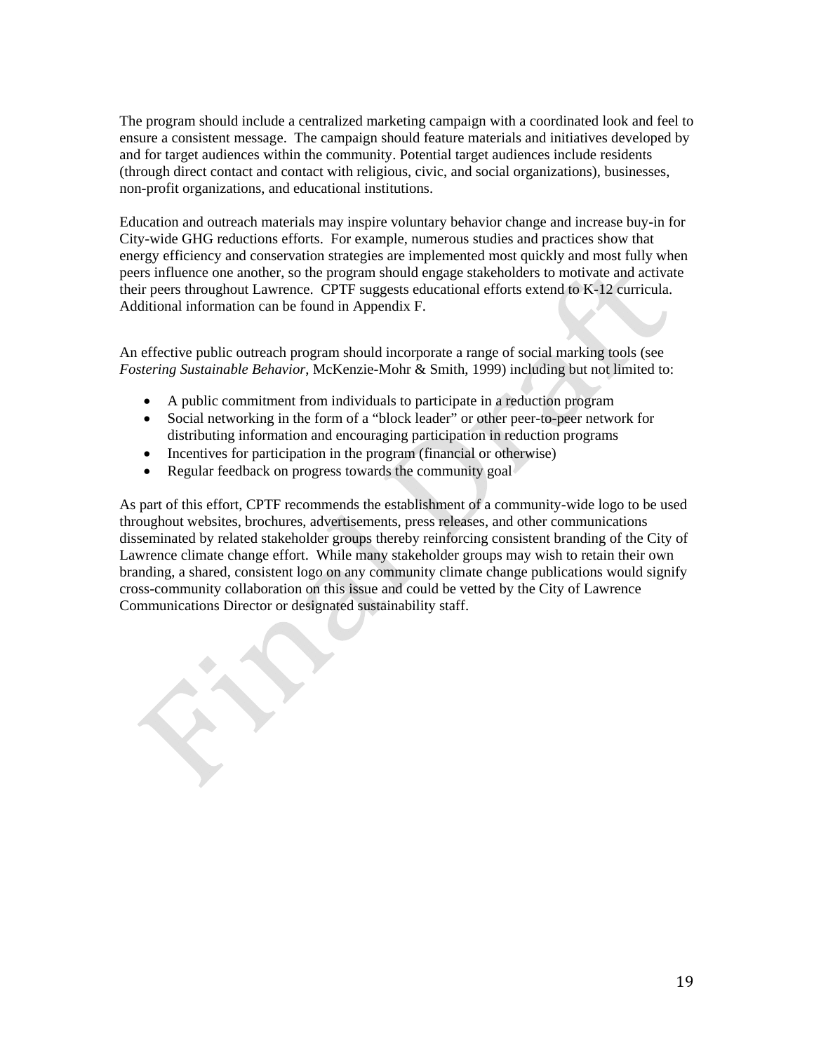The program should include a centralized marketing campaign with a coordinated look and feel to ensure a consistent message. The campaign should feature materials and initiatives developed by and for target audiences within the community. Potential target audiences include residents (through direct contact and contact with religious, civic, and social organizations), businesses, non-profit organizations, and educational institutions.

Education and outreach materials may inspire voluntary behavior change and increase buy-in for City-wide GHG reductions efforts. For example, numerous studies and practices show that energy efficiency and conservation strategies are implemented most quickly and most fully when peers influence one another, so the program should engage stakeholders to motivate and activate their peers throughout Lawrence. CPTF suggests educational efforts extend to K-12 curricula. Additional information can be found in Appendix F.

An effective public outreach program should incorporate a range of social marking tools (see *Fostering Sustainable Behavior*, McKenzie-Mohr & Smith, 1999) including but not limited to:

- A public commitment from individuals to participate in a reduction program
- Social networking in the form of a "block leader" or other peer-to-peer network for distributing information and encouraging participation in reduction programs
- Incentives for participation in the program (financial or otherwise)
- Regular feedback on progress towards the community goal

As part of this effort, CPTF recommends the establishment of a community-wide logo to be used throughout websites, brochures, advertisements, press releases, and other communications disseminated by related stakeholder groups thereby reinforcing consistent branding of the City of Lawrence climate change effort. While many stakeholder groups may wish to retain their own branding, a shared, consistent logo on any community climate change publications would signify cross-community collaboration on this issue and could be vetted by the City of Lawrence Communications Director or designated sustainability staff.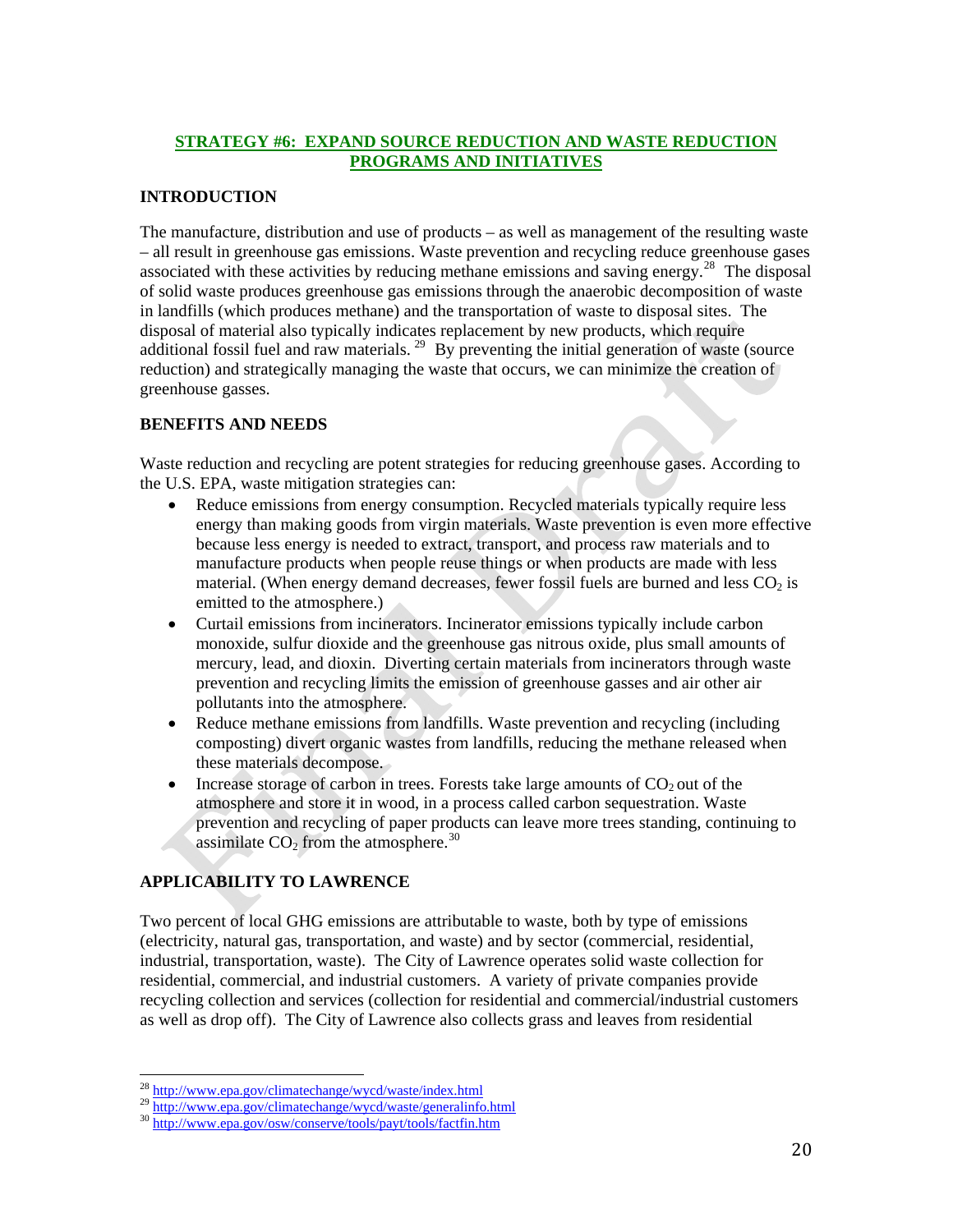## STRATEGY #6: EXPAND SOURCE REDUCTION AND WASTE REDUCTION PROGRAMS AND INITIATIVES

### INTRODUCTION

The manufacture, distribution and use of products – as well as management of the resulting waste – all result in greenhouse gas emissions. Waste prevention and recycling reduce greenhouse gases associated with these activities by reducing methane emissions and saving energy.[28] The disposal of solid waste produces greenhouse gas emissions through the anaerobic decomposition of waste in landfills (which produces methane) and the transportation of waste to disposal sites. The disposal of material also typically indicates replacement by new products, which require additional fossil fuel and raw materials.[29] By preventing the initial generation of waste (source reduction) and strategically managing the waste that occurs, we can minimize the creation of greenhouse gasses.

### BENEFITS AND NEEDS

Waste reduction and recycling are potent strategies for reducing greenhouse gases. According to the U.S. EPA, waste mitigation strategies can:

- Reduce emissions from energy consumption. Recycled materials typically require less energy than making goods from virgin materials. Waste prevention is even more effective because less energy is needed to extract, transport, and process raw materials and to manufacture products when people reuse things or when products are made with less material. (When energy demand decreases, fewer fossil fuels are burned and less $CO_2$ is emitted to the atmosphere.)
- Curtail emissions from incinerators. Incinerator emissions typically include carbon monoxide, sulfur dioxide and the greenhouse gas nitrous oxide, plus small amounts of mercury, lead, and dioxin. Diverting certain materials from incinerators through waste prevention and recycling limits the emission of greenhouse gasses and air other air pollutants into the atmosphere.
- Reduce methane emissions from landfills. Waste prevention and recycling (including composting) divert organic wastes from landfills, reducing the methane released when these materials decompose.
- Increase storage of carbon in trees. Forests take large amounts of $CO_2$ out of the atmosphere and store it in wood, in a process called carbon sequestration. Waste prevention and recycling of paper products can leave more trees standing, continuing to assimilate $CO_2$ from the atmosphere.[30]

### APPLICABILITY TO LAWRENCE

Two percent of local GHG emissions are attributable to waste, both by type of emissions (electricity, natural gas, transportation, and waste) and by sector (commercial, residential, industrial, transportation, waste). The City of Lawrence operates solid waste collection for residential, commercial, and industrial customers. A variety of private companies provide recycling collection and services (collection for residential and commercial/industrial customers as well as drop off). The City of Lawrence also collects grass and leaves from residential

---

[28] http://www.epa.gov/climatechange/wycd/waste/index.html
[29] http://www.epa.gov/climatechange/wycd/waste/generalinfo.html
[30] http://www.epa.gov/osw/conserve/tools/payt/tools/factfin.htm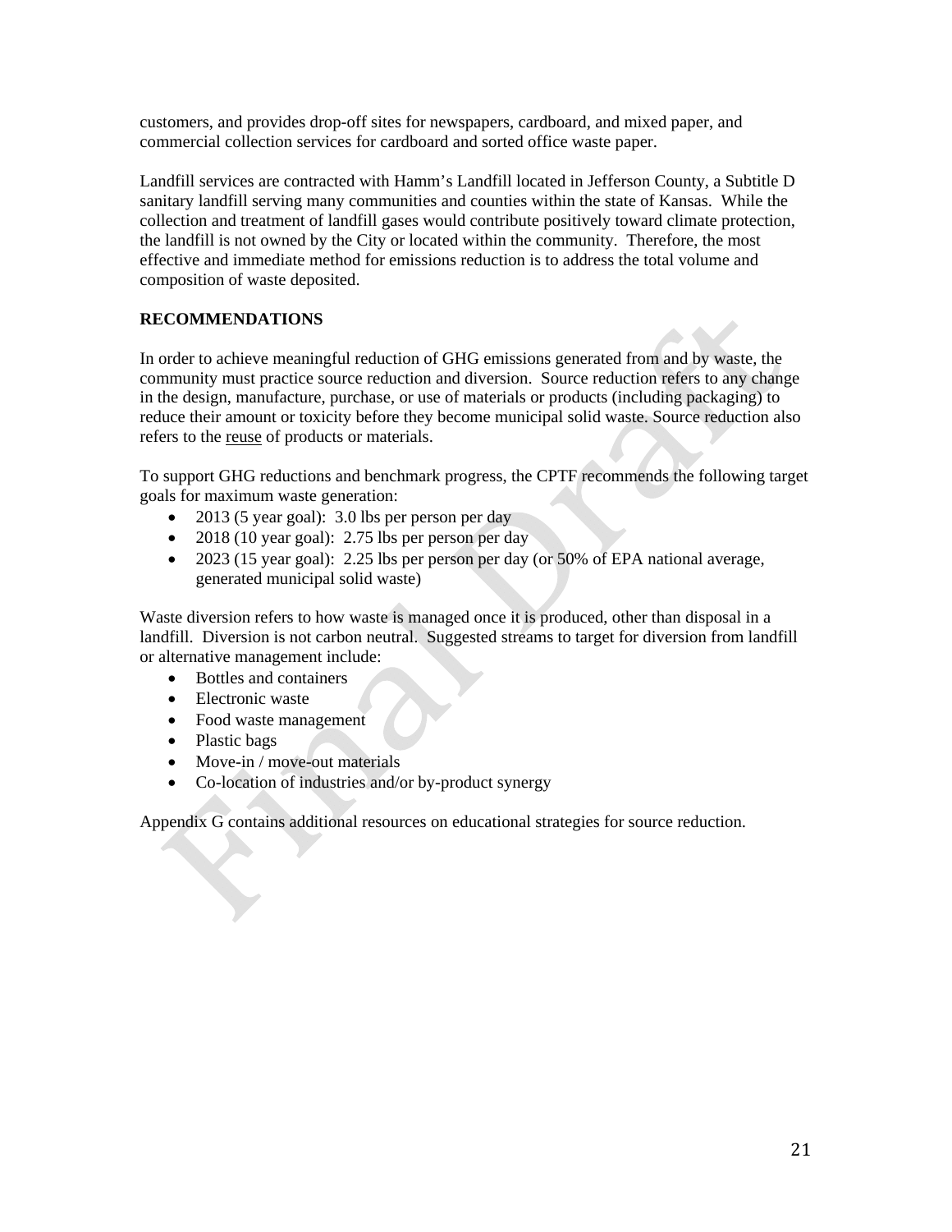customers, and provides drop-off sites for newspapers, cardboard, and mixed paper, and commercial collection services for cardboard and sorted office waste paper.

Landfill services are contracted with Hamm's Landfill located in Jefferson County, a Subtitle D sanitary landfill serving many communities and counties within the state of Kansas. While the collection and treatment of landfill gases would contribute positively toward climate protection, the landfill is not owned by the City or located within the community. Therefore, the most effective and immediate method for emissions reduction is to address the total volume and composition of waste deposited.

**RECOMMENDATIONS**

In order to achieve meaningful reduction of GHG emissions generated from and by waste, the community must practice source reduction and diversion. Source reduction refers to any change in the design, manufacture, purchase, or use of materials or products (including packaging) to reduce their amount or toxicity before they become municipal solid waste. Source reduction also refers to the reuse of products or materials.

To support GHG reductions and benchmark progress, the CPTF recommends the following target goals for maximum waste generation:

- 2013 (5 year goal): 3.0 lbs per person per day
- 2018 (10 year goal): 2.75 lbs per person per day
- 2023 (15 year goal): 2.25 lbs per person per day (or 50% of EPA national average, generated municipal solid waste)

Waste diversion refers to how waste is managed once it is produced, other than disposal in a landfill. Diversion is not carbon neutral. Suggested streams to target for diversion from landfill or alternative management include:

- Bottles and containers
- Electronic waste
- Food waste management
- Plastic bags
- Move-in / move-out materials
- Co-location of industries and/or by-product synergy

Appendix G contains additional resources on educational strategies for source reduction.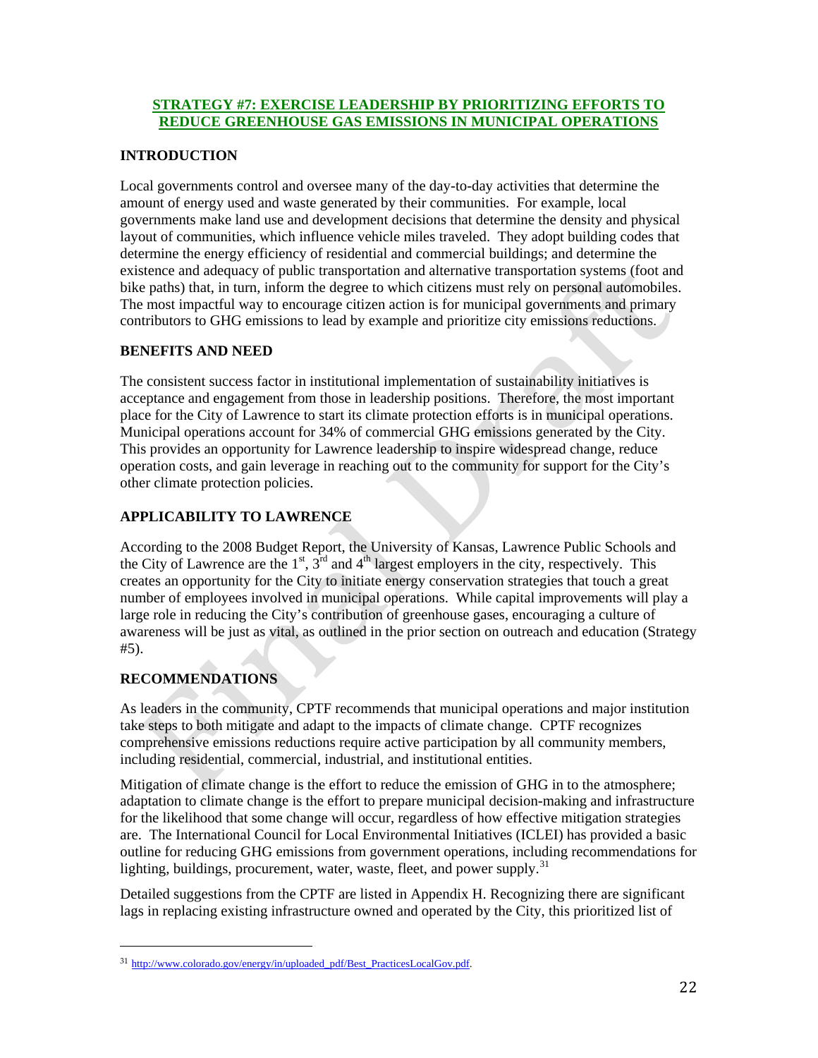## STRATEGY #7: EXERCISE LEADERSHIP BY PRIORITIZING EFFORTS TO REDUCE GREENHOUSE GAS EMISSIONS IN MUNICIPAL OPERATIONS

### INTRODUCTION

Local governments control and oversee many of the day-to-day activities that determine the amount of energy used and waste generated by their communities. For example, local governments make land use and development decisions that determine the density and physical layout of communities, which influence vehicle miles traveled. They adopt building codes that determine the energy efficiency of residential and commercial buildings; and determine the existence and adequacy of public transportation and alternative transportation systems (foot and bike paths) that, in turn, inform the degree to which citizens must rely on personal automobiles. The most impactful way to encourage citizen action is for municipal governments and primary contributors to GHG emissions to lead by example and prioritize city emissions reductions.

### BENEFITS AND NEED

The consistent success factor in institutional implementation of sustainability initiatives is acceptance and engagement from those in leadership positions. Therefore, the most important place for the City of Lawrence to start its climate protection efforts is in municipal operations. Municipal operations account for 34% of commercial GHG emissions generated by the City. This provides an opportunity for Lawrence leadership to inspire widespread change, reduce operation costs, and gain leverage in reaching out to the community for support for the City's other climate protection policies.

### APPLICABILITY TO LAWRENCE

According to the 2008 Budget Report, the University of Kansas, Lawrence Public Schools and the City of Lawrence are the 1st, 3rd and 4th largest employers in the city, respectively. This creates an opportunity for the City to initiate energy conservation strategies that touch a great number of employees involved in municipal operations. While capital improvements will play a large role in reducing the City's contribution of greenhouse gases, encouraging a culture of awareness will be just as vital, as outlined in the prior section on outreach and education (Strategy #5).

### RECOMMENDATIONS

As leaders in the community, CPTF recommends that municipal operations and major institution take steps to both mitigate and adapt to the impacts of climate change. CPTF recognizes comprehensive emissions reductions require active participation by all community members, including residential, commercial, industrial, and institutional entities.

Mitigation of climate change is the effort to reduce the emission of GHG in to the atmosphere; adaptation to climate change is the effort to prepare municipal decision-making and infrastructure for the likelihood that some change will occur, regardless of how effective mitigation strategies are. The International Council for Local Environmental Initiatives (ICLEI) has provided a basic outline for reducing GHG emissions from government operations, including recommendations for lighting, buildings, procurement, water, waste, fleet, and power supply.[31]

Detailed suggestions from the CPTF are listed in Appendix H. Recognizing there are significant lags in replacing existing infrastructure owned and operated by the City, this prioritized list of

---

[31] http://www.colorado.gov/energy/in/uploaded_pdf/Best_PracticesLocalGov.pdf.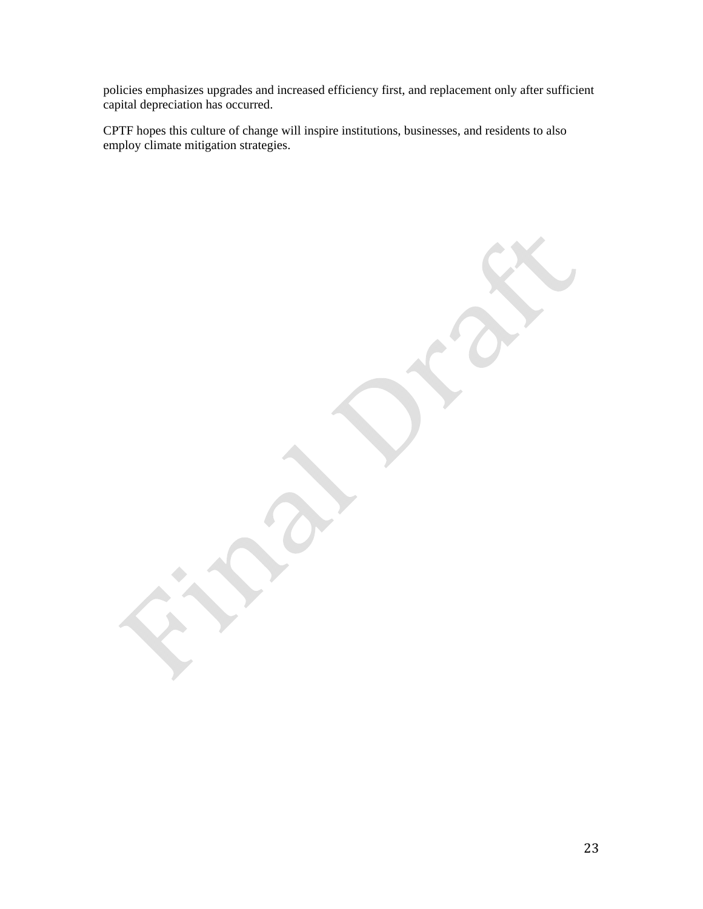policies emphasizes upgrades and increased efficiency first, and replacement only after sufficient capital depreciation has occurred.

CPTF hopes this culture of change will inspire institutions, businesses, and residents to also employ climate mitigation strategies.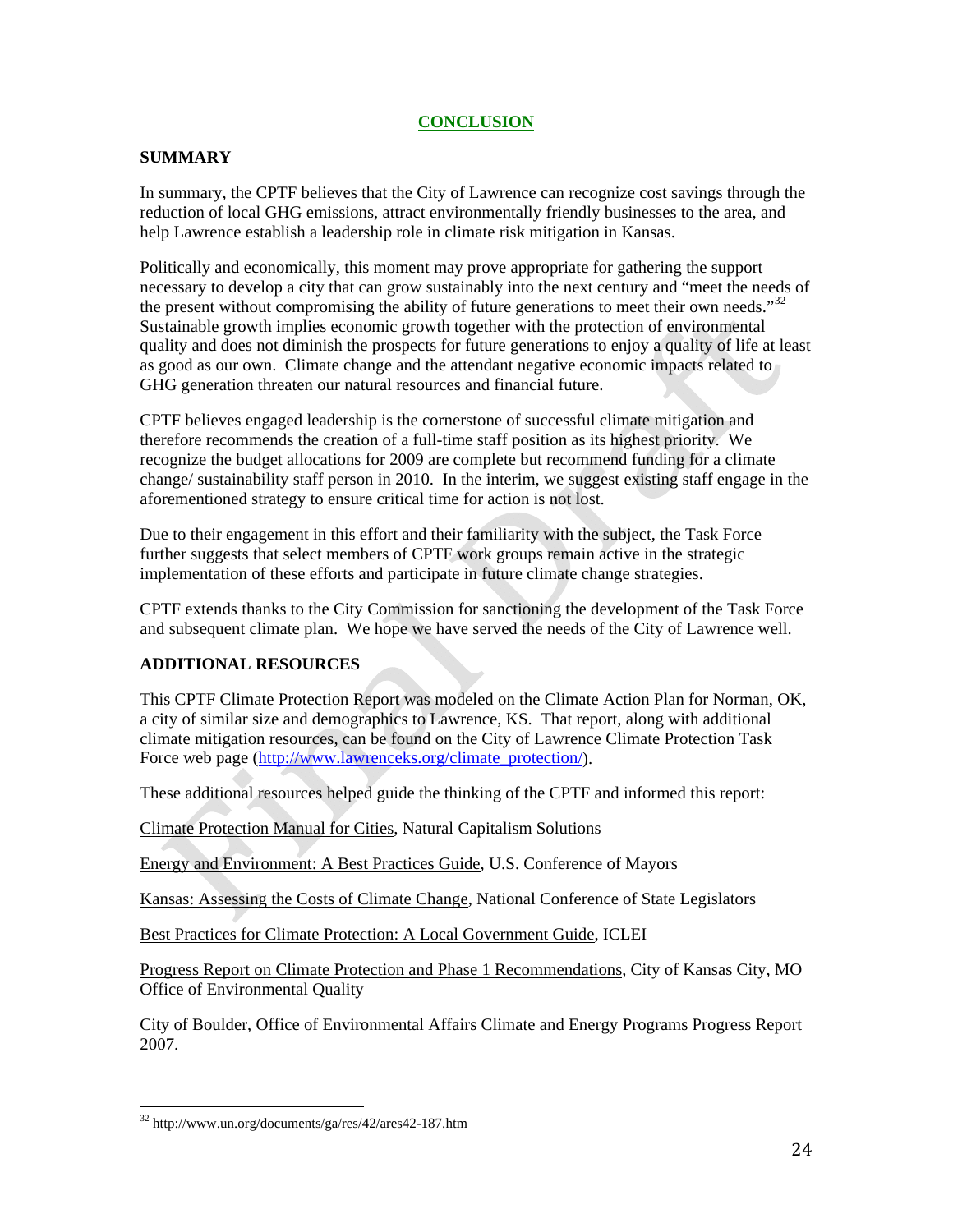# CONCLUSION

## SUMMARY

In summary, the CPTF believes that the City of Lawrence can recognize cost savings through the reduction of local GHG emissions, attract environmentally friendly businesses to the area, and help Lawrence establish a leadership role in climate risk mitigation in Kansas.

Politically and economically, this moment may prove appropriate for gathering the support necessary to develop a city that can grow sustainably into the next century and "meet the needs of the present without compromising the ability of future generations to meet their own needs."[32] Sustainable growth implies economic growth together with the protection of environmental quality and does not diminish the prospects for future generations to enjoy a quality of life at least as good as our own. Climate change and the attendant negative economic impacts related to GHG generation threaten our natural resources and financial future.

CPTF believes engaged leadership is the cornerstone of successful climate mitigation and therefore recommends the creation of a full-time staff position as its highest priority. We recognize the budget allocations for 2009 are complete but recommend funding for a climate change/ sustainability staff person in 2010. In the interim, we suggest existing staff engage in the aforementioned strategy to ensure critical time for action is not lost.

Due to their engagement in this effort and their familiarity with the subject, the Task Force further suggests that select members of CPTF work groups remain active in the strategic implementation of these efforts and participate in future climate change strategies.

CPTF extends thanks to the City Commission for sanctioning the development of the Task Force and subsequent climate plan. We hope we have served the needs of the City of Lawrence well.

## ADDITIONAL RESOURCES

This CPTF Climate Protection Report was modeled on the Climate Action Plan for Norman, OK, a city of similar size and demographics to Lawrence, KS. That report, along with additional climate mitigation resources, can be found on the City of Lawrence Climate Protection Task Force web page (http://www.lawrenceks.org/climate_protection/).

These additional resources helped guide the thinking of the CPTF and informed this report:

Climate Protection Manual for Cities, Natural Capitalism Solutions

Energy and Environment: A Best Practices Guide, U.S. Conference of Mayors

Kansas: Assessing the Costs of Climate Change, National Conference of State Legislators

Best Practices for Climate Protection: A Local Government Guide, ICLEI

Progress Report on Climate Protection and Phase 1 Recommendations, City of Kansas City, MO Office of Environmental Quality

City of Boulder, Office of Environmental Affairs Climate and Energy Programs Progress Report 2007.

---

[32] http://www.un.org/documents/ga/res/42/ares42-187.htm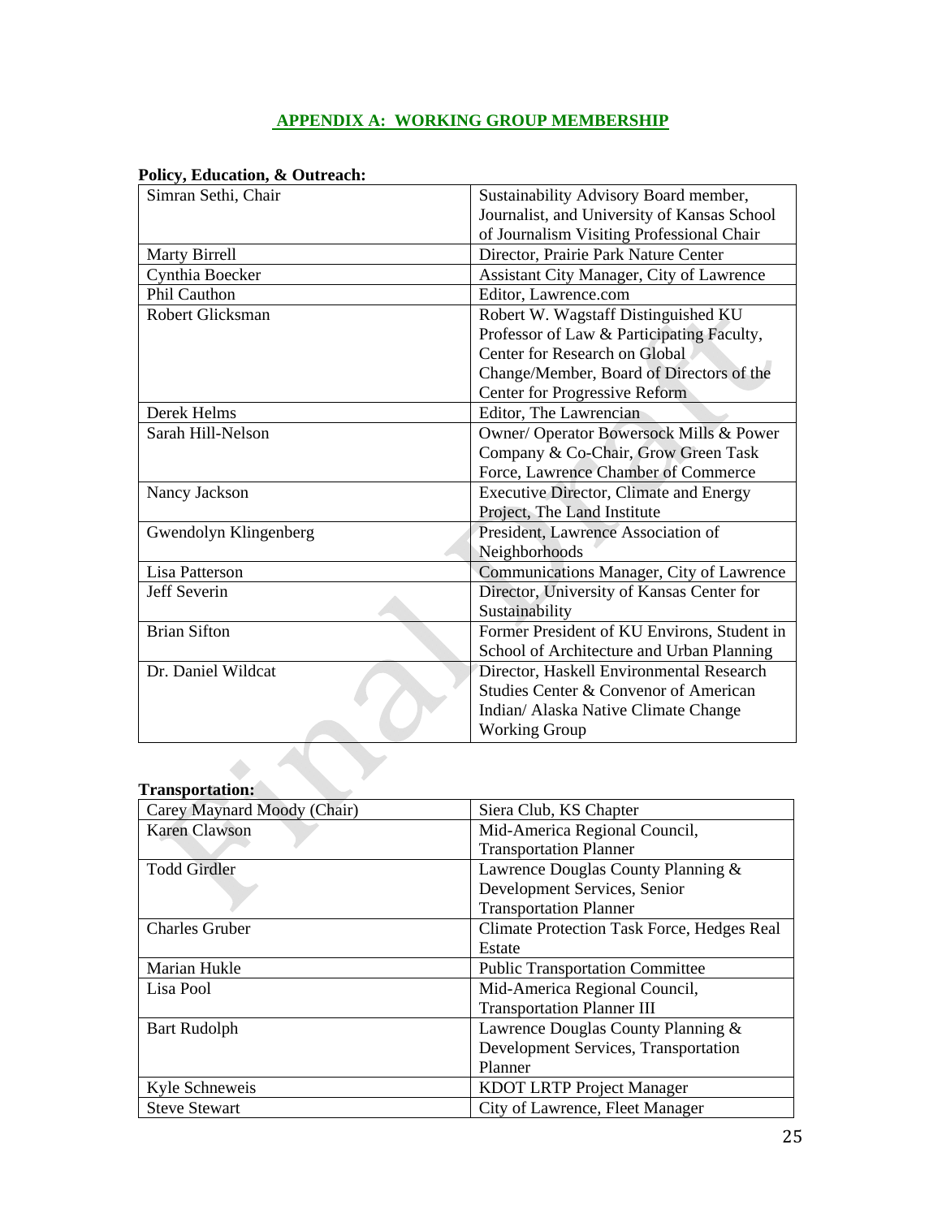## APPENDIX A: WORKING GROUP MEMBERSHIP

**Policy, Education, & Outreach:**

| | |
|---|---|
| Simran Sethi, Chair | Sustainability Advisory Board member, Journalist, and University of Kansas School of Journalism Visiting Professional Chair |
| Marty Birrell | Director, Prairie Park Nature Center |
| Cynthia Boecker | Assistant City Manager, City of Lawrence |
| Phil Cauthon | Editor, Lawrence.com |
| Robert Glicksman | Robert W. Wagstaff Distinguished KU Professor of Law & Participating Faculty, Center for Research on Global Change/Member, Board of Directors of the Center for Progressive Reform |
| Derek Helms | Editor, The Lawrencian |
| Sarah Hill-Nelson | Owner/ Operator Bowersock Mills & Power Company & Co-Chair, Grow Green Task Force, Lawrence Chamber of Commerce |
| Nancy Jackson | Executive Director, Climate and Energy Project, The Land Institute |
| Gwendolyn Klingenberg | President, Lawrence Association of Neighborhoods |
| Lisa Patterson | Communications Manager, City of Lawrence |
| Jeff Severin | Director, University of Kansas Center for Sustainability |
| Brian Sifton | Former President of KU Environs, Student in School of Architecture and Urban Planning |
| Dr. Daniel Wildcat | Director, Haskell Environmental Research Studies Center & Convenor of American Indian/ Alaska Native Climate Change Working Group |

**Transportation:**

| | |
|---|---|
| Carey Maynard Moody (Chair) | Siera Club, KS Chapter |
| Karen Clawson | Mid-America Regional Council, Transportation Planner |
| Todd Girdler | Lawrence Douglas County Planning & Development Services, Senior Transportation Planner |
| Charles Gruber | Climate Protection Task Force, Hedges Real Estate |
| Marian Hukle | Public Transportation Committee |
| Lisa Pool | Mid-America Regional Council, Transportation Planner III |
| Bart Rudolph | Lawrence Douglas County Planning & Development Services, Transportation Planner |
| Kyle Schneweis | KDOT LRTP Project Manager |
| Steve Stewart | City of Lawrence, Fleet Manager |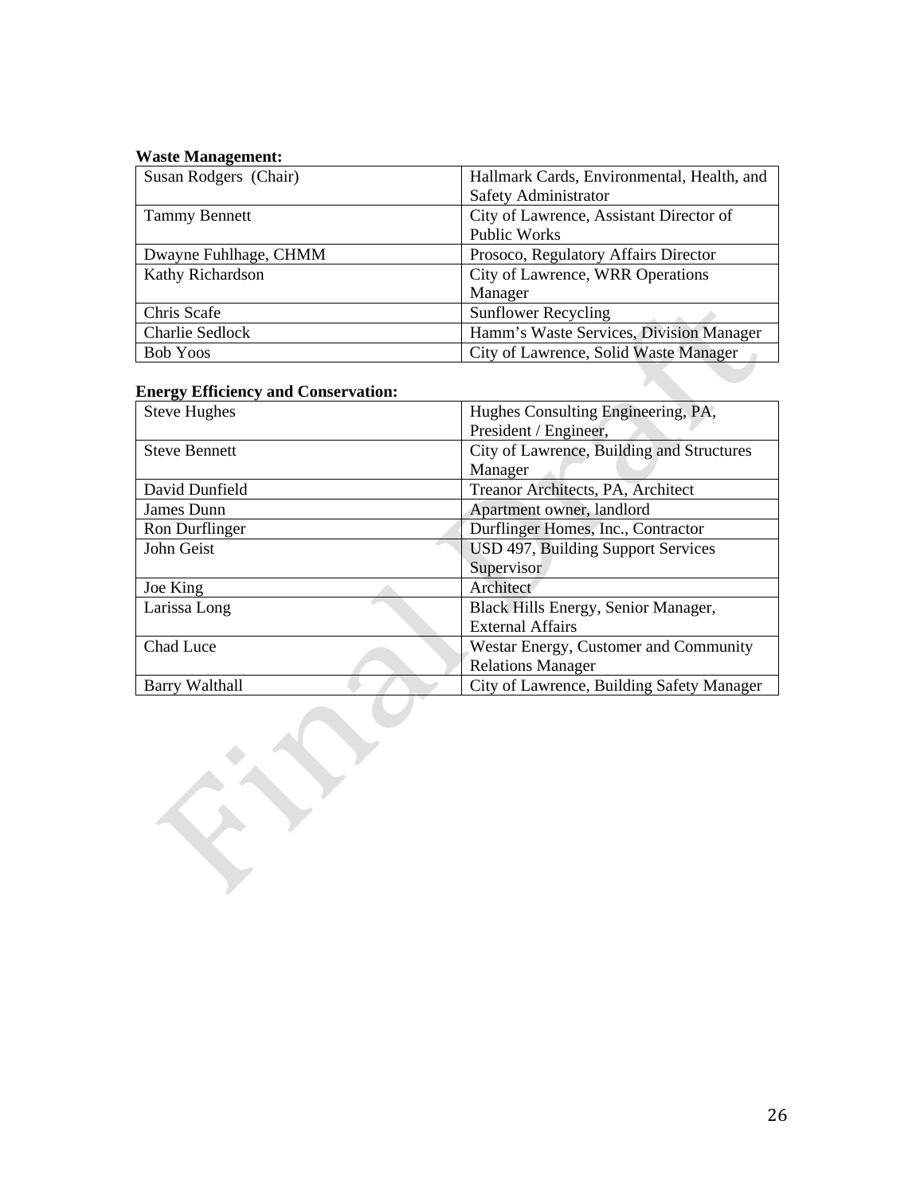**Waste Management:**

| | |
|---|---|
| Susan Rodgers (Chair) | Hallmark Cards, Environmental, Health, and Safety Administrator |
| Tammy Bennett | City of Lawrence, Assistant Director of Public Works |
| Dwayne Fuhlhage, CHMM | Prosoco, Regulatory Affairs Director |
| Kathy Richardson | City of Lawrence, WRR Operations Manager |
| Chris Scafe | Sunflower Recycling |
| Charlie Sedlock | Hamm's Waste Services, Division Manager |
| Bob Yoos | City of Lawrence, Solid Waste Manager |

**Energy Efficiency and Conservation:**

| | |
|---|---|
| Steve Hughes | Hughes Consulting Engineering, PA, President / Engineer, |
| Steve Bennett | City of Lawrence, Building and Structures Manager |
| David Dunfield | Treanor Architects, PA, Architect |
| James Dunn | Apartment owner, landlord |
| Ron Durflinger | Durflinger Homes, Inc., Contractor |
| John Geist | USD 497, Building Support Services Supervisor |
| Joe King | Architect |
| Larissa Long | Black Hills Energy, Senior Manager, External Affairs |
| Chad Luce | Westar Energy, Customer and Community Relations Manager |
| Barry Walthall | City of Lawrence, Building Safety Manager |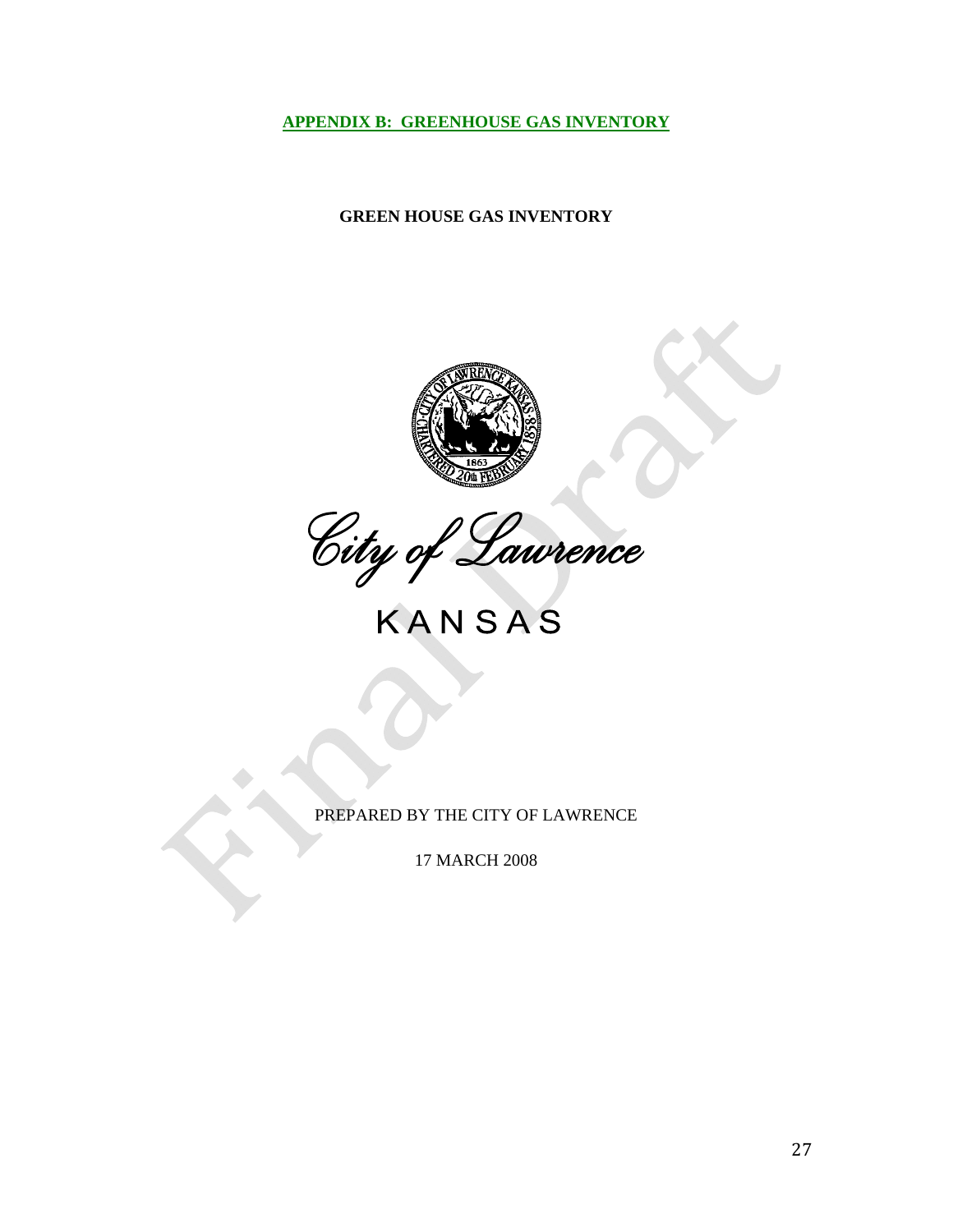**APPENDIX B: GREENHOUSE GAS INVENTORY**

**GREEN HOUSE GAS INVENTORY**

City of Lawrence

KANSAS

PREPARED BY THE CITY OF LAWRENCE

17 MARCH 2008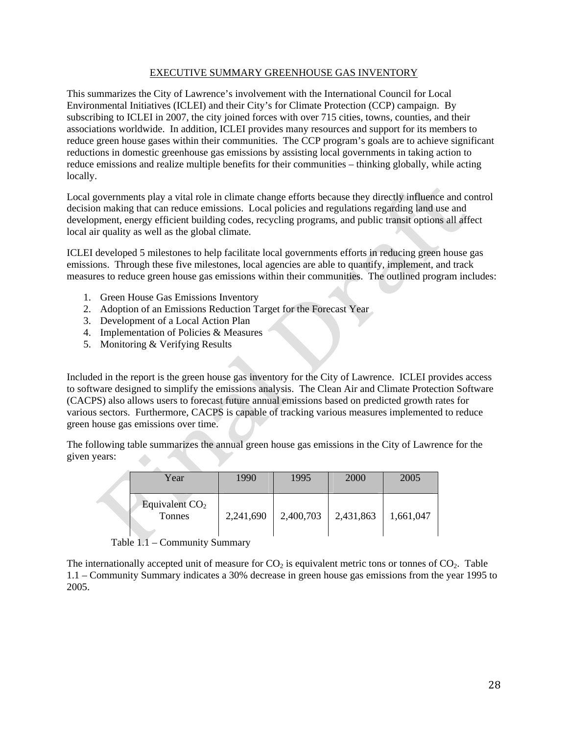## EXECUTIVE SUMMARY GREENHOUSE GAS INVENTORY

This summarizes the City of Lawrence's involvement with the International Council for Local Environmental Initiatives (ICLEI) and their City's for Climate Protection (CCP) campaign. By subscribing to ICLEI in 2007, the city joined forces with over 715 cities, towns, counties, and their associations worldwide. In addition, ICLEI provides many resources and support for its members to reduce green house gases within their communities. The CCP program's goals are to achieve significant reductions in domestic greenhouse gas emissions by assisting local governments in taking action to reduce emissions and realize multiple benefits for their communities – thinking globally, while acting locally.

Local governments play a vital role in climate change efforts because they directly influence and control decision making that can reduce emissions. Local policies and regulations regarding land use and development, energy efficient building codes, recycling programs, and public transit options all affect local air quality as well as the global climate.

ICLEI developed 5 milestones to help facilitate local governments efforts in reducing green house gas emissions. Through these five milestones, local agencies are able to quantify, implement, and track measures to reduce green house gas emissions within their communities. The outlined program includes:

1. Green House Gas Emissions Inventory
2. Adoption of an Emissions Reduction Target for the Forecast Year
3. Development of a Local Action Plan
4. Implementation of Policies & Measures
5. Monitoring & Verifying Results

Included in the report is the green house gas inventory for the City of Lawrence. ICLEI provides access to software designed to simplify the emissions analysis. The Clean Air and Climate Protection Software (CACPS) also allows users to forecast future annual emissions based on predicted growth rates for various sectors. Furthermore, CACPS is capable of tracking various measures implemented to reduce green house gas emissions over time.

The following table summarizes the annual green house gas emissions in the City of Lawrence for the given years:

| Year | 1990 | 1995 | 2000 | 2005 |
|---|---|---|---|---|
| Equivalent $CO_2$ Tonnes | 2,241,690 | 2,400,703 | 2,431,863 | 1,661,047 |

Table 1.1 – Community Summary

The internationally accepted unit of measure for $CO_2$ is equivalent metric tons or tonnes of $CO_2$. Table 1.1 – Community Summary indicates a 30% decrease in green house gas emissions from the year 1995 to 2005.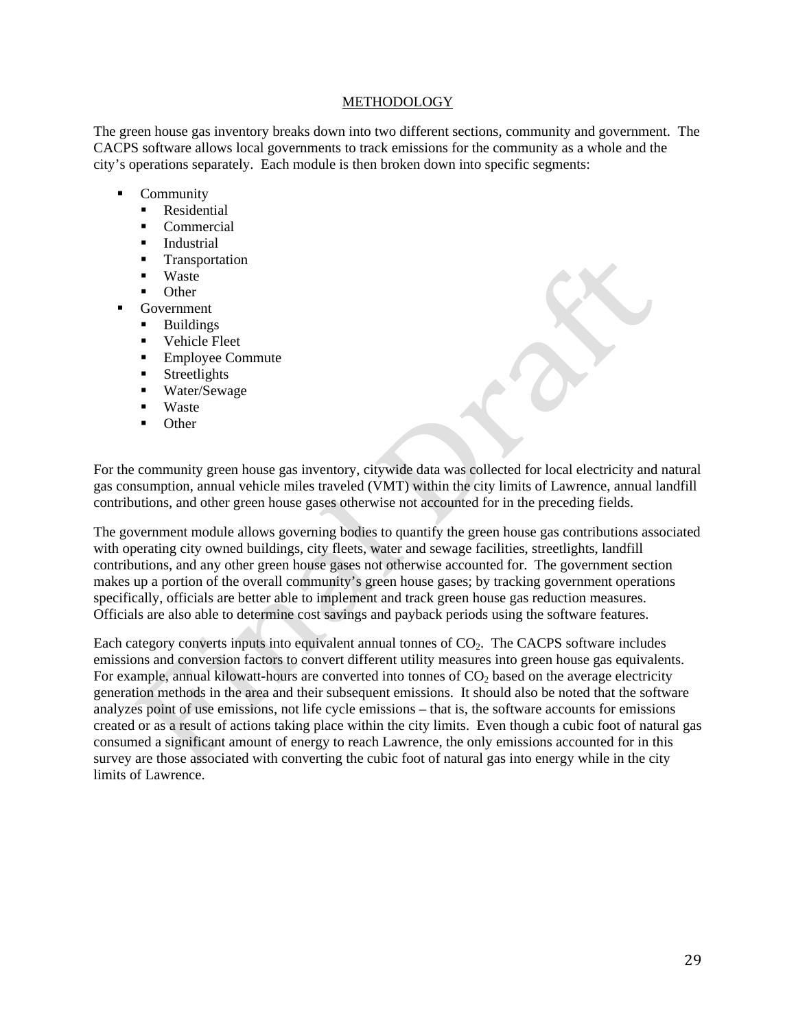## METHODOLOGY

The green house gas inventory breaks down into two different sections, community and government. The CACPS software allows local governments to track emissions for the community as a whole and the city's operations separately. Each module is then broken down into specific segments:

- Community
  - Residential
  - Commercial
  - Industrial
  - Transportation
  - Waste
  - Other
- Government
  - Buildings
  - Vehicle Fleet
  - Employee Commute
  - Streetlights
  - Water/Sewage
  - Waste
  - Other

For the community green house gas inventory, citywide data was collected for local electricity and natural gas consumption, annual vehicle miles traveled (VMT) within the city limits of Lawrence, annual landfill contributions, and other green house gases otherwise not accounted for in the preceding fields.

The government module allows governing bodies to quantify the green house gas contributions associated with operating city owned buildings, city fleets, water and sewage facilities, streetlights, landfill contributions, and any other green house gases not otherwise accounted for. The government section makes up a portion of the overall community's green house gases; by tracking government operations specifically, officials are better able to implement and track green house gas reduction measures. Officials are also able to determine cost savings and payback periods using the software features.

Each category converts inputs into equivalent annual tonnes of $CO_2$. The CACPS software includes emissions and conversion factors to convert different utility measures into green house gas equivalents. For example, annual kilowatt-hours are converted into tonnes of $CO_2$ based on the average electricity generation methods in the area and their subsequent emissions. It should also be noted that the software analyzes point of use emissions, not life cycle emissions – that is, the software accounts for emissions created or as a result of actions taking place within the city limits. Even though a cubic foot of natural gas consumed a significant amount of energy to reach Lawrence, the only emissions accounted for in this survey are those associated with converting the cubic foot of natural gas into energy while in the city limits of Lawrence.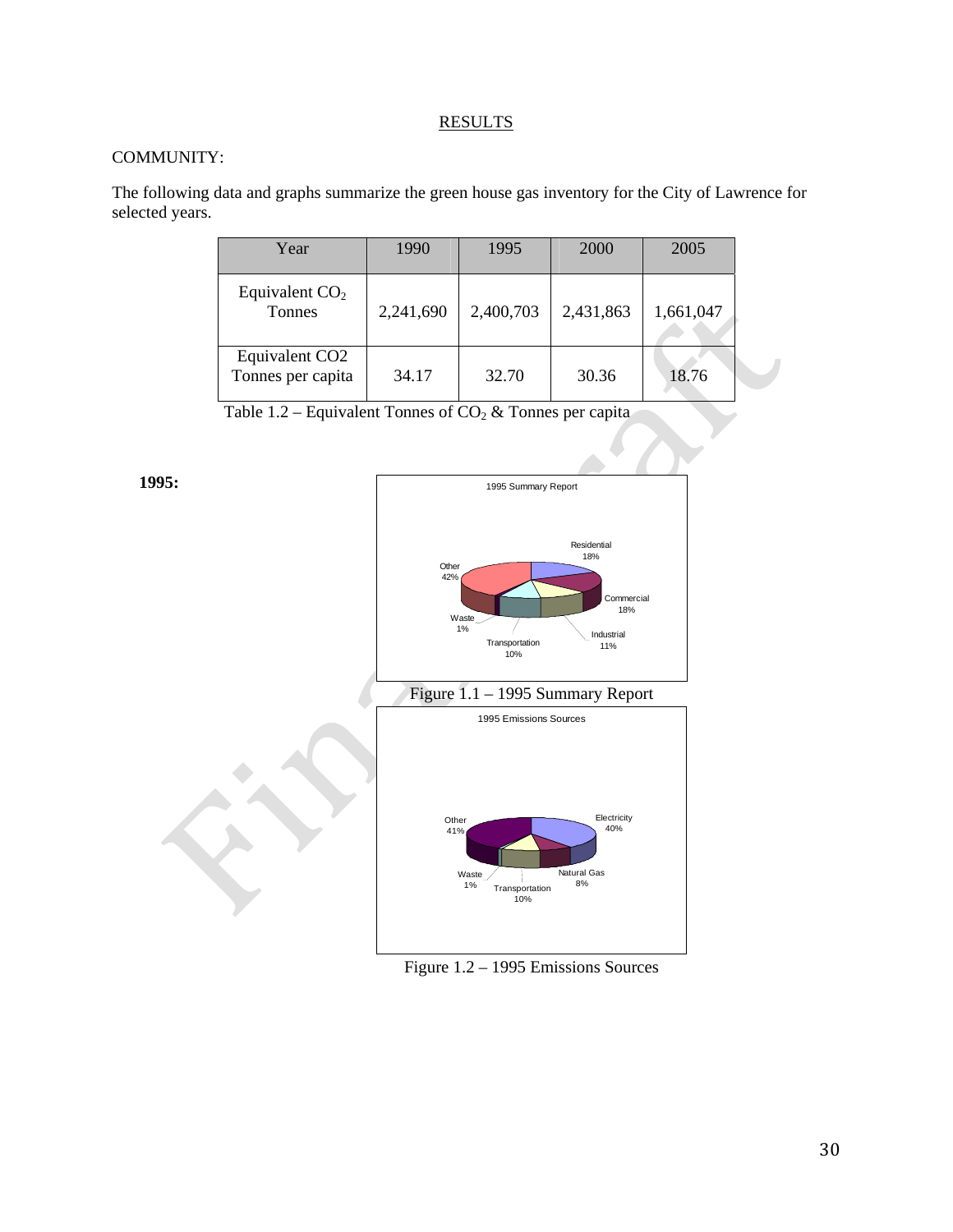# RESULTS

COMMUNITY:

The following data and graphs summarize the green house gas inventory for the City of Lawrence for selected years.

| Year | 1990 | 1995 | 2000 | 2005 |
|---|---|---|---|---|
| Equivalent $CO_2$ Tonnes | 2,241,690 | 2,400,703 | 2,431,863 | 1,661,047 |
| Equivalent CO2 Tonnes per capita | 34.17 | 32.70 | 30.36 | 18.76 |

Table 1.2 – Equivalent Tonnes of $CO_2$ & Tonnes per capita

**1995:**

1995 Summary Report

Residential 18%, Commercial 18%, Industrial 11%, Transportation 10%, Waste 1%, Other 42%

Figure 1.1 – 1995 Summary Report

1995 Emissions Sources

Electricity 40%, Natural Gas 8%, Transportation 10%, Waste 1%, Other 41%

Figure 1.2 – 1995 Emissions Sources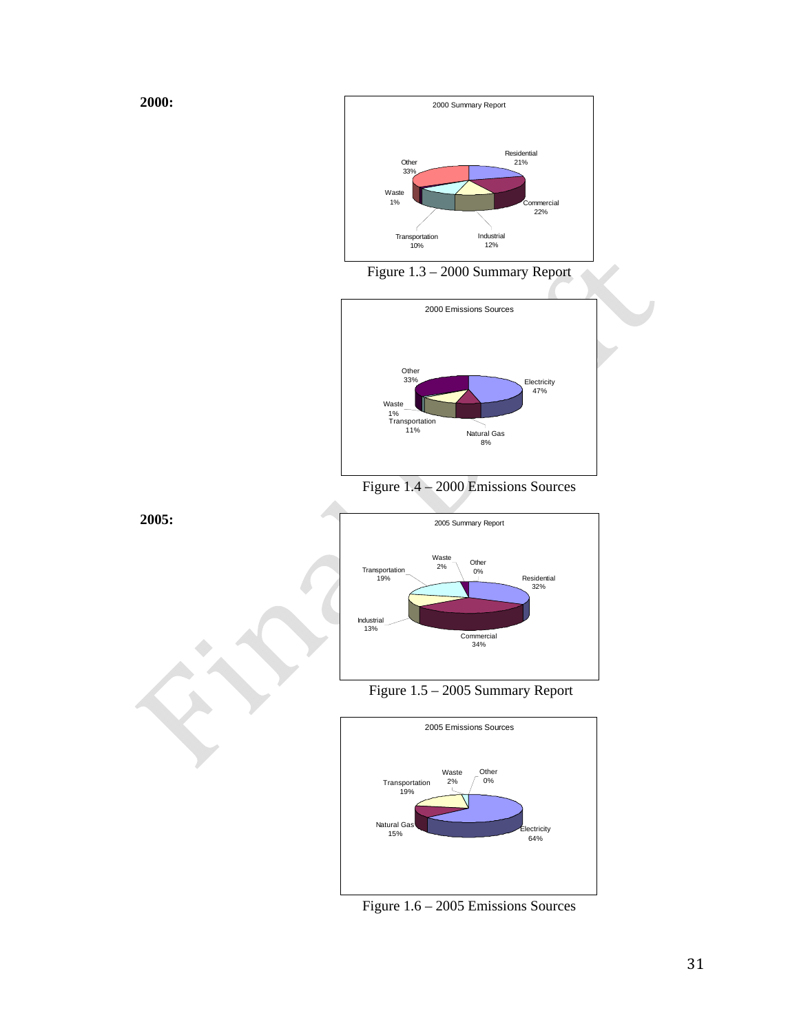**2000:**

2000 Summary Report

Residential 21%
Commercial 22%
Industrial 12%
Transportation 10%
Waste 1%
Other 33%

Figure 1.3 – 2000 Summary Report

2000 Emissions Sources

Electricity 47%
Natural Gas 8%
Transportation 11%
Waste 1%
Other 33%

Figure 1.4 – 2000 Emissions Sources

**2005:**

2005 Summary Report

Residential 32%
Commercial 34%
Industrial 13%
Transportation 19%
Waste 2%
Other 0%

Figure 1.5 – 2005 Summary Report

2005 Emissions Sources

Electricity 64%
Natural Gas 15%
Transportation 19%
Waste 2%
Other 0%

Figure 1.6 – 2005 Emissions Sources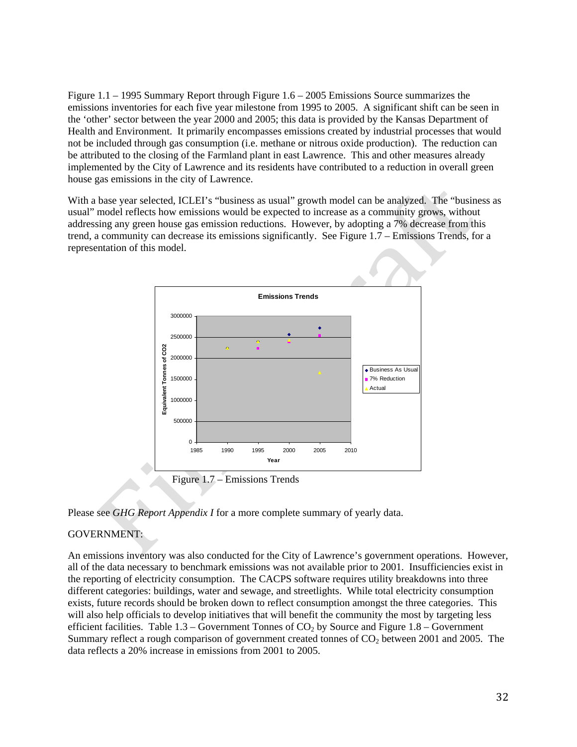Figure 1.1 – 1995 Summary Report through Figure 1.6 – 2005 Emissions Source summarizes the emissions inventories for each five year milestone from 1995 to 2005. A significant shift can be seen in the 'other' sector between the year 2000 and 2005; this data is provided by the Kansas Department of Health and Environment. It primarily encompasses emissions created by industrial processes that would not be included through gas consumption (i.e. methane or nitrous oxide production). The reduction can be attributed to the closing of the Farmland plant in east Lawrence. This and other measures already implemented by the City of Lawrence and its residents have contributed to a reduction in overall green house gas emissions in the city of Lawrence.

With a base year selected, ICLEI's "business as usual" growth model can be analyzed. The "business as usual" model reflects how emissions would be expected to increase as a community grows, without addressing any green house gas emission reductions. However, by adopting a 7% decrease from this trend, a community can decrease its emissions significantly. See Figure 1.7 – Emissions Trends, for a representation of this model.

Figure 1.7 – Emissions Trends

Please see *GHG Report Appendix I* for a more complete summary of yearly data.

GOVERNMENT:

An emissions inventory was also conducted for the City of Lawrence's government operations. However, all of the data necessary to benchmark emissions was not available prior to 2001. Insufficiencies exist in the reporting of electricity consumption. The CACPS software requires utility breakdowns into three different categories: buildings, water and sewage, and streetlights. While total electricity consumption exists, future records should be broken down to reflect consumption amongst the three categories. This will also help officials to develop initiatives that will benefit the community the most by targeting less efficient facilities. Table 1.3 – Government Tonnes of $CO_2$ by Source and Figure 1.8 – Government Summary reflect a rough comparison of government created tonnes of $CO_2$ between 2001 and 2005. The data reflects a 20% increase in emissions from 2001 to 2005.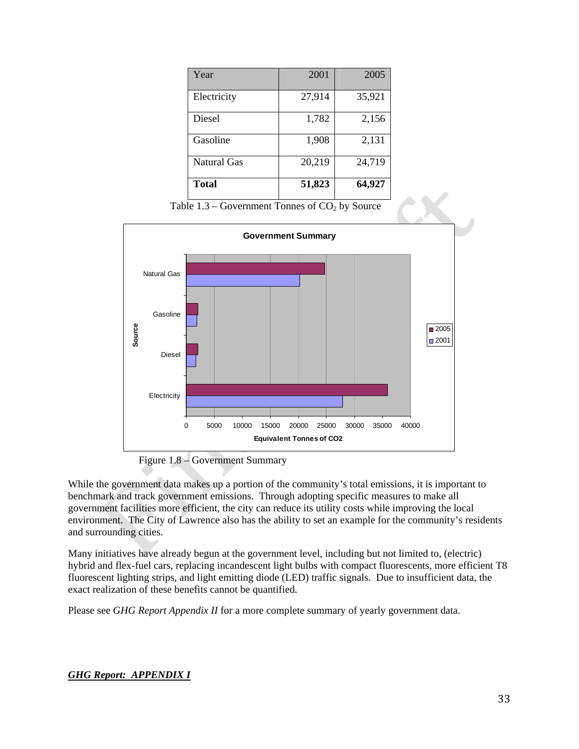| Year | 2001 | 2005 |
|---|---|---|
| Electricity | 27,914 | 35,921 |
| Diesel | 1,782 | 2,156 |
| Gasoline | 1,908 | 2,131 |
| Natural Gas | 20,219 | 24,719 |
| **Total** | **51,823** | **64,927** |

Table 1.3 – Government Tonnes of $CO_2$ by Source

Figure 1.8 – Government Summary

While the government data makes up a portion of the community's total emissions, it is important to benchmark and track government emissions. Through adopting specific measures to make all government facilities more efficient, the city can reduce its utility costs while improving the local environment. The City of Lawrence also has the ability to set an example for the community's residents and surrounding cities.

Many initiatives have already begun at the government level, including but not limited to, (electric) hybrid and flex-fuel cars, replacing incandescent light bulbs with compact fluorescents, more efficient T8 fluorescent lighting strips, and light emitting diode (LED) traffic signals. Due to insufficient data, the exact realization of these benefits cannot be quantified.

Please see *GHG Report Appendix II* for a more complete summary of yearly government data.

***GHG Report: APPENDIX I***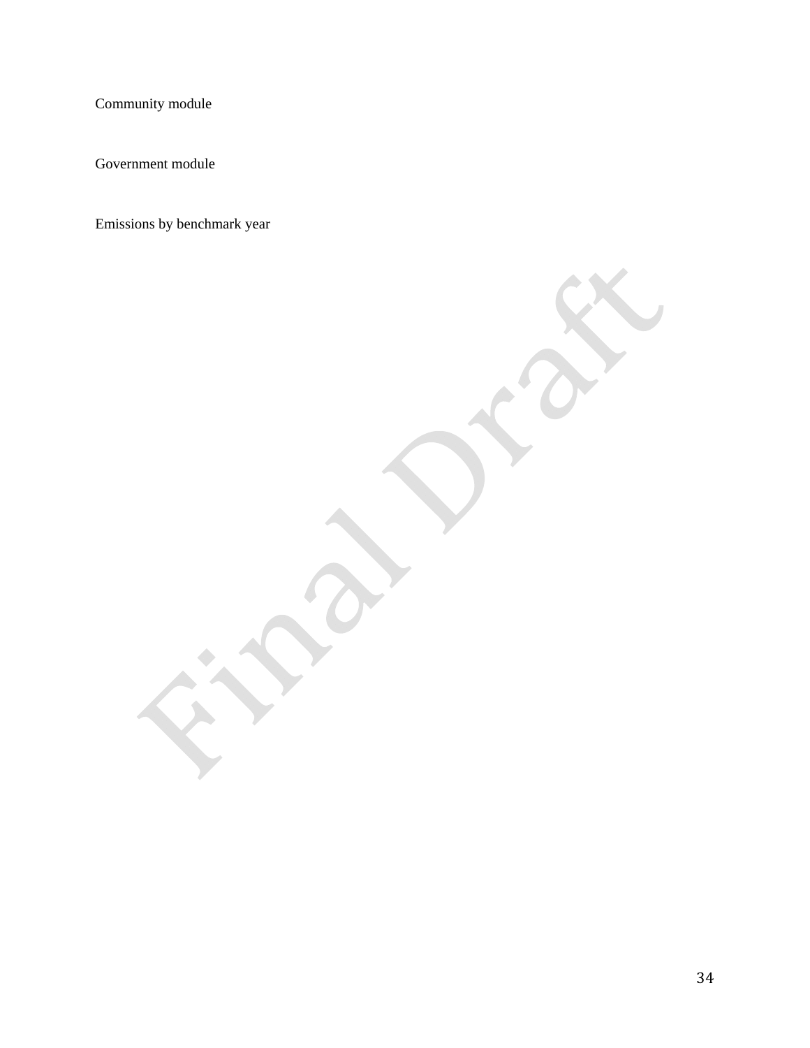Community module

Government module

Emissions by benchmark year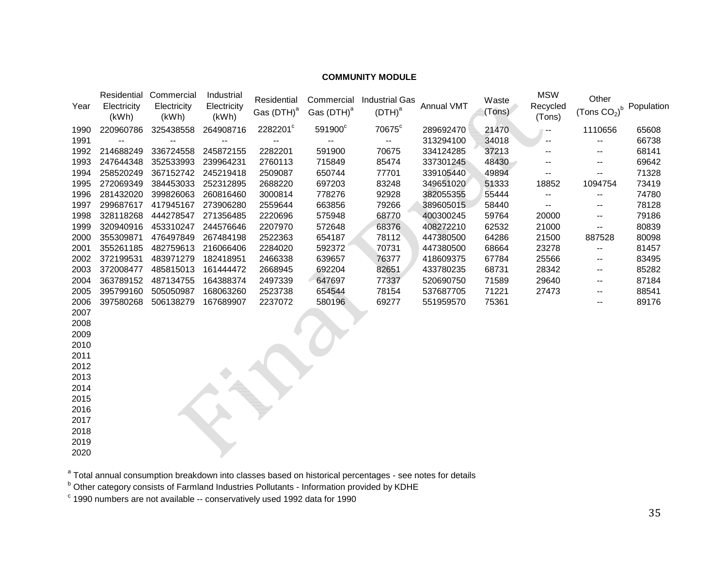**COMMUNITY MODULE**

| Year | Residential Electricity (kWh) | Commercial Electricity (kWh) | Industrial Electricity (kWh) | Residential Gas (DTH)[a] | Commercial Gas (DTH)[a] | Industrial Gas (DTH)[a] | Annual VMT | Waste (Tons) | MSW Recycled (Tons) | Other (Tons $CO_2$)[b] | Population |
|---|---|---|---|---|---|---|---|---|---|---|---|
| 1990 | 220960786 | 325438558 | 264908716 | 2282201[c] | 591900[c] | 70675[c] | 289692470 | 21470 | -- | 1110656 | 65608 |
| 1991 | -- | -- | -- | -- | -- | -- | 313294100 | 34018 | -- | -- | 66738 |
| 1992 | 214688249 | 336724558 | 245872155 | 2282201 | 591900 | 70675 | 334124285 | 37213 | -- | -- | 68141 |
| 1993 | 247644348 | 352533993 | 239964231 | 2760113 | 715849 | 85474 | 337301245 | 48430 | -- | -- | 69642 |
| 1994 | 258520249 | 367152742 | 245219418 | 2509087 | 650744 | 77701 | 339105440 | 49894 | -- | -- | 71328 |
| 1995 | 272069349 | 384453033 | 252312895 | 2688220 | 697203 | 83248 | 349651020 | 51333 | 18852 | 1094754 | 73419 |
| 1996 | 281432020 | 399826063 | 260816460 | 3000814 | 778276 | 92928 | 382055355 | 55444 | -- | -- | 74780 |
| 1997 | 299687617 | 417945167 | 273906280 | 2559644 | 663856 | 79266 | 389605015 | 58440 | -- | -- | 78128 |
| 1998 | 328118268 | 444278547 | 271356485 | 2220696 | 575948 | 68770 | 400300245 | 59764 | 20000 | -- | 79186 |
| 1999 | 320940916 | 453310247 | 244576646 | 2207970 | 572648 | 68376 | 408272210 | 62532 | 21000 | -- | 80839 |
| 2000 | 355309871 | 476497849 | 267484198 | 2522363 | 654187 | 78112 | 447380500 | 64286 | 21500 | 887528 | 80098 |
| 2001 | 355261185 | 482759613 | 216066406 | 2284020 | 592372 | 70731 | 447380500 | 68664 | 23278 | -- | 81457 |
| 2002 | 372199531 | 483971279 | 182418951 | 2466338 | 639657 | 76377 | 418609375 | 67784 | 25566 | -- | 83495 |
| 2003 | 372008477 | 485815013 | 161444472 | 2668945 | 692204 | 82651 | 433780235 | 68731 | 28342 | -- | 85282 |
| 2004 | 363789152 | 487134755 | 164388374 | 2497339 | 647697 | 77337 | 520690750 | 71589 | 29640 | -- | 87184 |
| 2005 | 395799160 | 505050987 | 168063260 | 2523738 | 654544 | 78154 | 537687705 | 71221 | 27473 | -- | 88541 |
| 2006 | 397580268 | 506138279 | 167689907 | 2237072 | 580196 | 69277 | 551959570 | 75361 | | -- | 89176 |
| 2007 | | | | | | | | | | | |
| 2008 | | | | | | | | | | | |
| 2009 | | | | | | | | | | | |
| 2010 | | | | | | | | | | | |
| 2011 | | | | | | | | | | | |
| 2012 | | | | | | | | | | | |
| 2013 | | | | | | | | | | | |
| 2014 | | | | | | | | | | | |
| 2015 | | | | | | | | | | | |
| 2016 | | | | | | | | | | | |
| 2017 | | | | | | | | | | | |
| 2018 | | | | | | | | | | | |
| 2019 | | | | | | | | | | | |
| 2020 | | | | | | | | | | | |

[a] Total annual consumption breakdown into classes based on historical percentages - see notes for details

[b] Other category consists of Farmland Industries Pollutants - Information provided by KDHE

[c] 1990 numbers are not available -- conservatively used 1992 data for 1990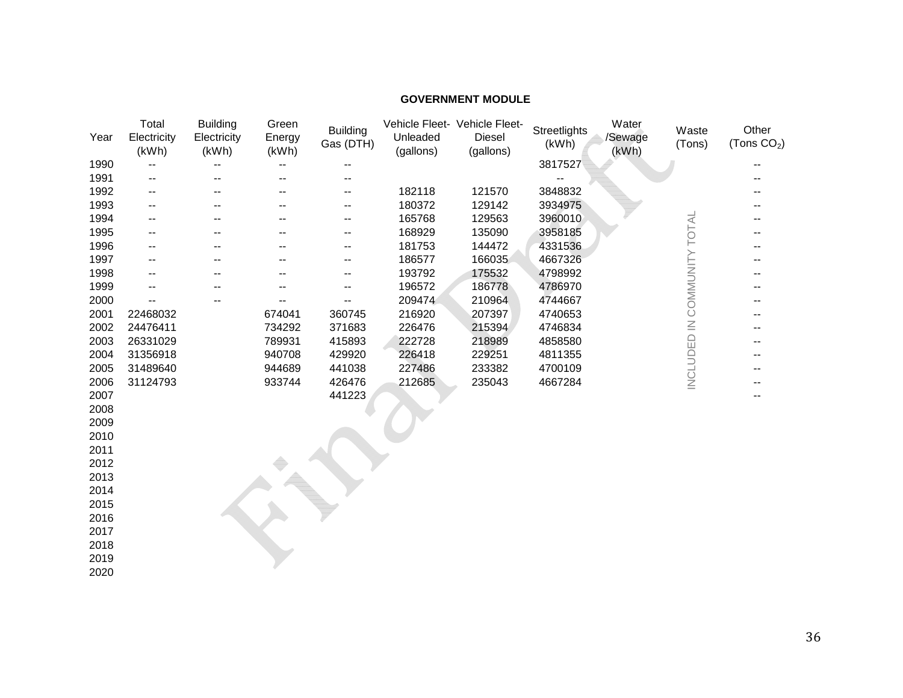## GOVERNMENT MODULE

| Year | Total Electricity (kWh) | Building Electricity (kWh) | Green Energy (kWh) | Building Gas (DTH) | Vehicle Fleet-Unleaded (gallons) | Vehicle Fleet-Diesel (gallons) | Streetlights (kWh) | Water /Sewage (kWh) | Waste (Tons) | Other (Tons $CO_2$) |
|---|---|---|---|---|---|---|---|---|---|---|
| 1990 | -- | -- | -- | -- | | | 3817527 | | | -- |
| 1991 | -- | -- | -- | -- | | | -- | | | -- |
| 1992 | -- | -- | -- | -- | 182118 | 121570 | 3848832 | | | -- |
| 1993 | -- | -- | -- | -- | 180372 | 129142 | 3934975 | | | -- |
| 1994 | -- | -- | -- | -- | 165768 | 129563 | 3960010 | | INCLUDED IN COMMUNITY TOTAL | -- |
| 1995 | -- | -- | -- | -- | 168929 | 135090 | 3958185 | | | -- |
| 1996 | -- | -- | -- | -- | 181753 | 144472 | 4331536 | | | -- |
| 1997 | -- | -- | -- | -- | 186577 | 166035 | 4667326 | | | -- |
| 1998 | -- | -- | -- | -- | 193792 | 175532 | 4798992 | | | -- |
| 1999 | -- | -- | -- | -- | 196572 | 186778 | 4786970 | | | -- |
| 2000 | -- | -- | -- | -- | 209474 | 210964 | 4744667 | | | -- |
| 2001 | 22468032 | | 674041 | 360745 | 216920 | 207397 | 4740653 | | | -- |
| 2002 | 24476411 | | 734292 | 371683 | 226476 | 215394 | 4746834 | | | -- |
| 2003 | 26331029 | | 789931 | 415893 | 222728 | 218989 | 4858580 | | | -- |
| 2004 | 31356918 | | 940708 | 429920 | 226418 | 229251 | 4811355 | | | -- |
| 2005 | 31489640 | | 944689 | 441038 | 227486 | 233382 | 4700109 | | | -- |
| 2006 | 31124793 | | 933744 | 426476 | 212685 | 235043 | 4667284 | | | -- |
| 2007 | | | | 441223 | | | | | | -- |
| 2008 | | | | | | | | | | |
| 2009 | | | | | | | | | | |
| 2010 | | | | | | | | | | |
| 2011 | | | | | | | | | | |
| 2012 | | | | | | | | | | |
| 2013 | | | | | | | | | | |
| 2014 | | | | | | | | | | |
| 2015 | | | | | | | | | | |
| 2016 | | | | | | | | | | |
| 2017 | | | | | | | | | | |
| 2018 | | | | | | | | | | |
| 2019 | | | | | | | | | | |
| 2020 | | | | | | | | | | |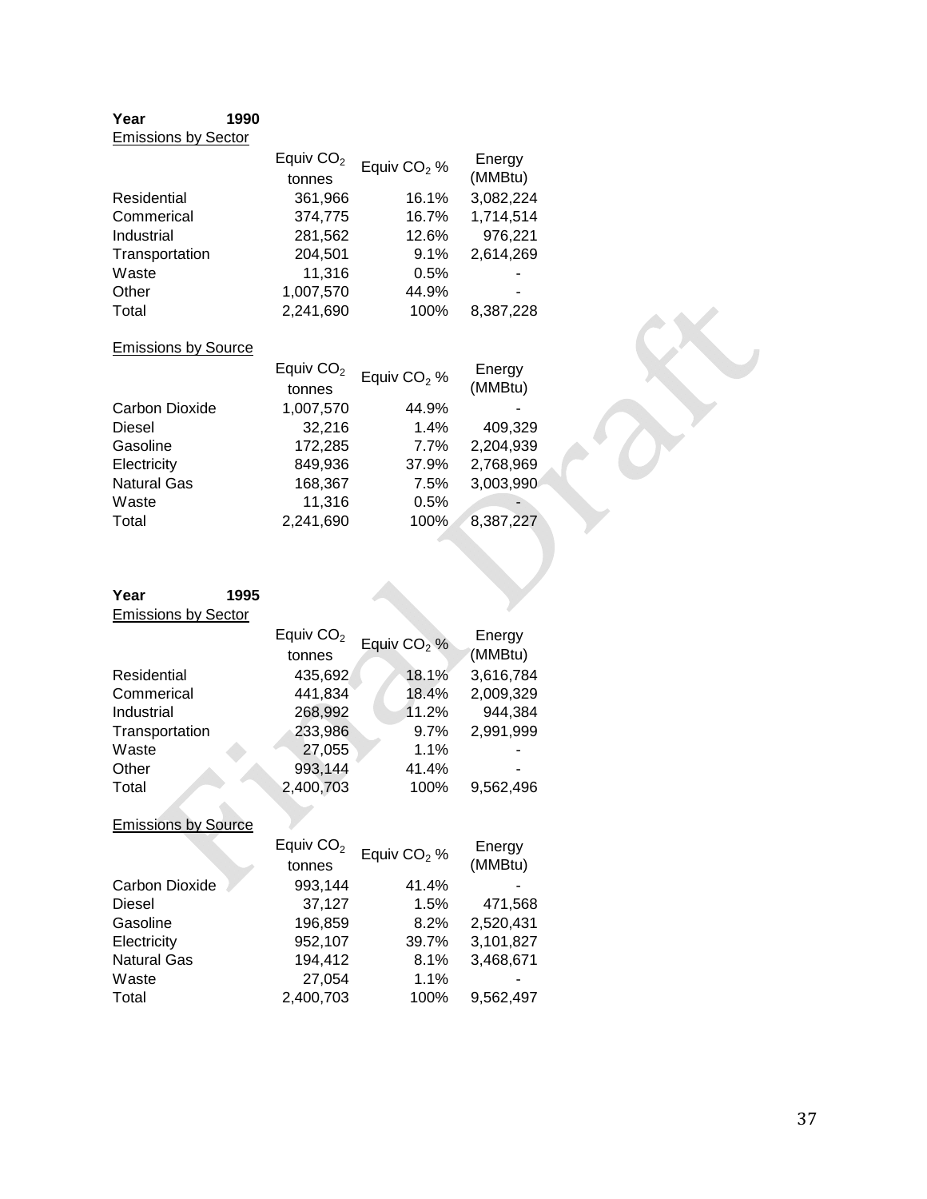**Year 1990**

Emissions by Sector

| | Equiv $CO_2$ tonnes | Equiv $CO_2$ % | Energy (MMBtu) |
|---|---|---|---|
| Residential | 361,966 | 16.1% | 3,082,224 |
| Commerical | 374,775 | 16.7% | 1,714,514 |
| Industrial | 281,562 | 12.6% | 976,221 |
| Transportation | 204,501 | 9.1% | 2,614,269 |
| Waste | 11,316 | 0.5% | - |
| Other | 1,007,570 | 44.9% | - |
| Total | 2,241,690 | 100% | 8,387,228 |

Emissions by Source

| | Equiv $CO_2$ tonnes | Equiv $CO_2$ % | Energy (MMBtu) |
|---|---|---|---|
| Carbon Dioxide | 1,007,570 | 44.9% | - |
| Diesel | 32,216 | 1.4% | 409,329 |
| Gasoline | 172,285 | 7.7% | 2,204,939 |
| Electricity | 849,936 | 37.9% | 2,768,969 |
| Natural Gas | 168,367 | 7.5% | 3,003,990 |
| Waste | 11,316 | 0.5% | - |
| Total | 2,241,690 | 100% | 8,387,227 |

**Year 1995**

Emissions by Sector

| | Equiv $CO_2$ tonnes | Equiv $CO_2$ % | Energy (MMBtu) |
|---|---|---|---|
| Residential | 435,692 | 18.1% | 3,616,784 |
| Commerical | 441,834 | 18.4% | 2,009,329 |
| Industrial | 268,992 | 11.2% | 944,384 |
| Transportation | 233,986 | 9.7% | 2,991,999 |
| Waste | 27,055 | 1.1% | - |
| Other | 993,144 | 41.4% | - |
| Total | 2,400,703 | 100% | 9,562,496 |

Emissions by Source

| | Equiv $CO_2$ tonnes | Equiv $CO_2$ % | Energy (MMBtu) |
|---|---|---|---|
| Carbon Dioxide | 993,144 | 41.4% | - |
| Diesel | 37,127 | 1.5% | 471,568 |
| Gasoline | 196,859 | 8.2% | 2,520,431 |
| Electricity | 952,107 | 39.7% | 3,101,827 |
| Natural Gas | 194,412 | 8.1% | 3,468,671 |
| Waste | 27,054 | 1.1% | - |
| Total | 2,400,703 | 100% | 9,562,497 |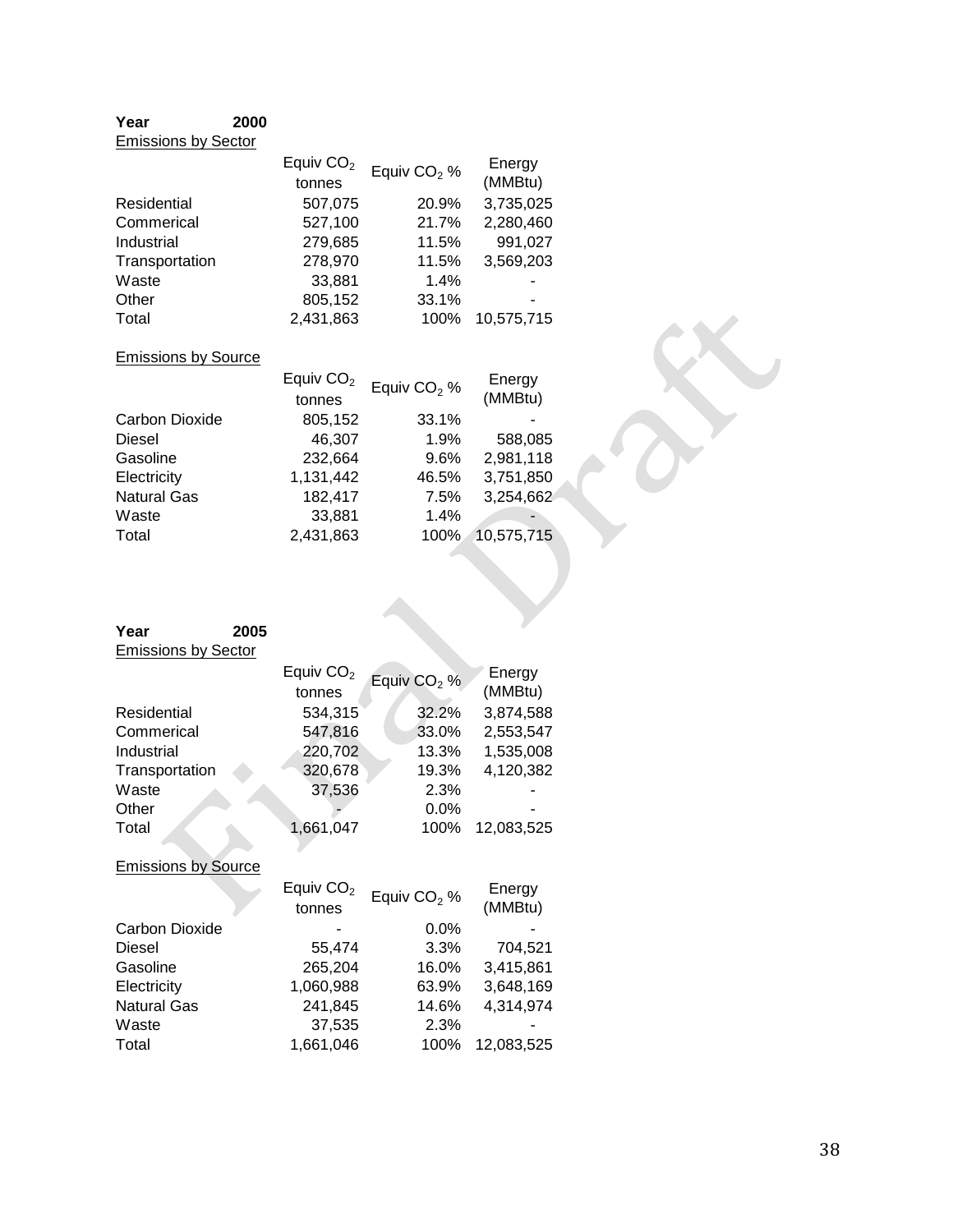**Year 2000**

Emissions by Sector

| | Equiv $CO_2$ tonnes | Equiv $CO_2$ % | Energy (MMBtu) |
|---|---|---|---|
| Residential | 507,075 | 20.9% | 3,735,025 |
| Commerical | 527,100 | 21.7% | 2,280,460 |
| Industrial | 279,685 | 11.5% | 991,027 |
| Transportation | 278,970 | 11.5% | 3,569,203 |
| Waste | 33,881 | 1.4% | - |
| Other | 805,152 | 33.1% | - |
| Total | 2,431,863 | 100% | 10,575,715 |

Emissions by Source

| | Equiv $CO_2$ tonnes | Equiv $CO_2$ % | Energy (MMBtu) |
|---|---|---|---|
| Carbon Dioxide | 805,152 | 33.1% | - |
| Diesel | 46,307 | 1.9% | 588,085 |
| Gasoline | 232,664 | 9.6% | 2,981,118 |
| Electricity | 1,131,442 | 46.5% | 3,751,850 |
| Natural Gas | 182,417 | 7.5% | 3,254,662 |
| Waste | 33,881 | 1.4% | - |
| Total | 2,431,863 | 100% | 10,575,715 |

**Year 2005**

Emissions by Sector

| | Equiv $CO_2$ tonnes | Equiv $CO_2$ % | Energy (MMBtu) |
|---|---|---|---|
| Residential | 534,315 | 32.2% | 3,874,588 |
| Commerical | 547,816 | 33.0% | 2,553,547 |
| Industrial | 220,702 | 13.3% | 1,535,008 |
| Transportation | 320,678 | 19.3% | 4,120,382 |
| Waste | 37,536 | 2.3% | - |
| Other | - | 0.0% | - |
| Total | 1,661,047 | 100% | 12,083,525 |

Emissions by Source

| | Equiv $CO_2$ tonnes | Equiv $CO_2$ % | Energy (MMBtu) |
|---|---|---|---|
| Carbon Dioxide | - | 0.0% | - |
| Diesel | 55,474 | 3.3% | 704,521 |
| Gasoline | 265,204 | 16.0% | 3,415,861 |
| Electricity | 1,060,988 | 63.9% | 3,648,169 |
| Natural Gas | 241,845 | 14.6% | 4,314,974 |
| Waste | 37,535 | 2.3% | - |
| Total | 1,661,046 | 100% | 12,083,525 |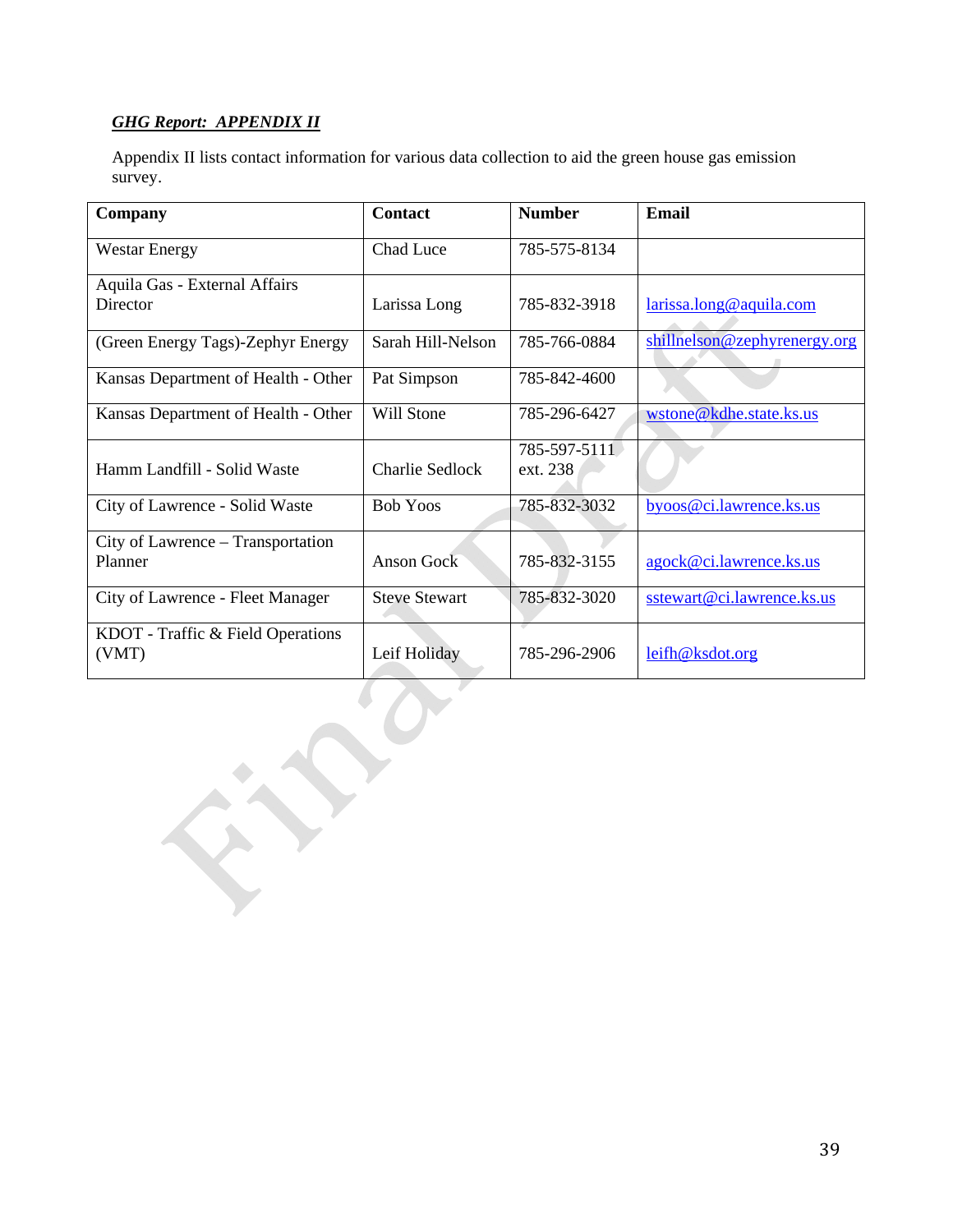***GHG Report: APPENDIX II***

Appendix II lists contact information for various data collection to aid the green house gas emission survey.

| Company | Contact | Number | Email |
|---|---|---|---|
| Westar Energy | Chad Luce | 785-575-8134 | |
| Aquila Gas - External Affairs Director | Larissa Long | 785-832-3918 | larissa.long@aquila.com |
| (Green Energy Tags)-Zephyr Energy | Sarah Hill-Nelson | 785-766-0884 | shillnelson@zephyrenergy.org |
| Kansas Department of Health - Other | Pat Simpson | 785-842-4600 | |
| Kansas Department of Health - Other | Will Stone | 785-296-6427 | wstone@kdhe.state.ks.us |
| Hamm Landfill - Solid Waste | Charlie Sedlock | 785-597-5111 ext. 238 | |
| City of Lawrence - Solid Waste | Bob Yoos | 785-832-3032 | byoos@ci.lawrence.ks.us |
| City of Lawrence – Transportation Planner | Anson Gock | 785-832-3155 | agock@ci.lawrence.ks.us |
| City of Lawrence - Fleet Manager | Steve Stewart | 785-832-3020 | sstewart@ci.lawrence.ks.us |
| KDOT - Traffic & Field Operations (VMT) | Leif Holiday | 785-296-2906 | leifh@ksdot.org |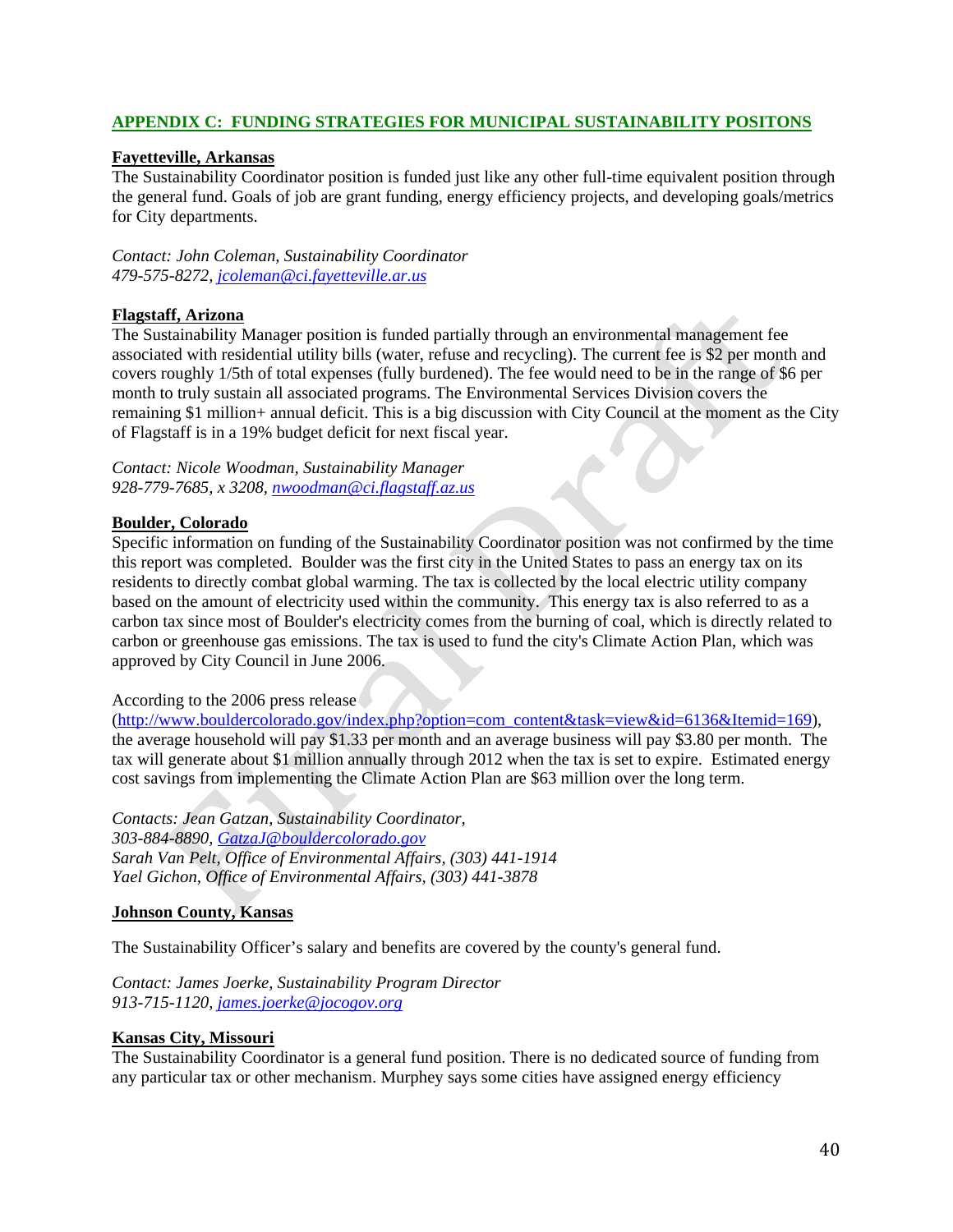## APPENDIX C: FUNDING STRATEGIES FOR MUNICIPAL SUSTAINABILITY POSITONS

**Fayetteville, Arkansas**

The Sustainability Coordinator position is funded just like any other full-time equivalent position through the general fund. Goals of job are grant funding, energy efficiency projects, and developing goals/metrics for City departments.

*Contact: John Coleman, Sustainability Coordinator*
*479-575-8272, jcoleman@ci.fayetteville.ar.us*

**Flagstaff, Arizona**

The Sustainability Manager position is funded partially through an environmental management fee associated with residential utility bills (water, refuse and recycling). The current fee is $2 per month and covers roughly 1/5th of total expenses (fully burdened). The fee would need to be in the range of $6 per month to truly sustain all associated programs. The Environmental Services Division covers the remaining $1 million+ annual deficit. This is a big discussion with City Council at the moment as the City of Flagstaff is in a 19% budget deficit for next fiscal year.

*Contact: Nicole Woodman, Sustainability Manager*
*928-779-7685, x 3208, nwoodman@ci.flagstaff.az.us*

**Boulder, Colorado**

Specific information on funding of the Sustainability Coordinator position was not confirmed by the time this report was completed. Boulder was the first city in the United States to pass an energy tax on its residents to directly combat global warming. The tax is collected by the local electric utility company based on the amount of electricity used within the community. This energy tax is also referred to as a carbon tax since most of Boulder's electricity comes from the burning of coal, which is directly related to carbon or greenhouse gas emissions. The tax is used to fund the city's Climate Action Plan, which was approved by City Council in June 2006.

According to the 2006 press release (http://www.bouldercolorado.gov/index.php?option=com_content&task=view&id=6136&Itemid=169), the average household will pay $1.33 per month and an average business will pay $3.80 per month. The tax will generate about $1 million annually through 2012 when the tax is set to expire. Estimated energy cost savings from implementing the Climate Action Plan are $63 million over the long term.

*Contacts: Jean Gatzan, Sustainability Coordinator,*
*303-884-8890, GatzaJ@bouldercolorado.gov*
*Sarah Van Pelt, Office of Environmental Affairs, (303) 441-1914*
*Yael Gichon, Office of Environmental Affairs, (303) 441-3878*

**Johnson County, Kansas**

The Sustainability Officer's salary and benefits are covered by the county's general fund.

*Contact: James Joerke, Sustainability Program Director*
*913-715-1120, james.joerke@jocogov.org*

**Kansas City, Missouri**

The Sustainability Coordinator is a general fund position. There is no dedicated source of funding from any particular tax or other mechanism. Murphey says some cities have assigned energy efficiency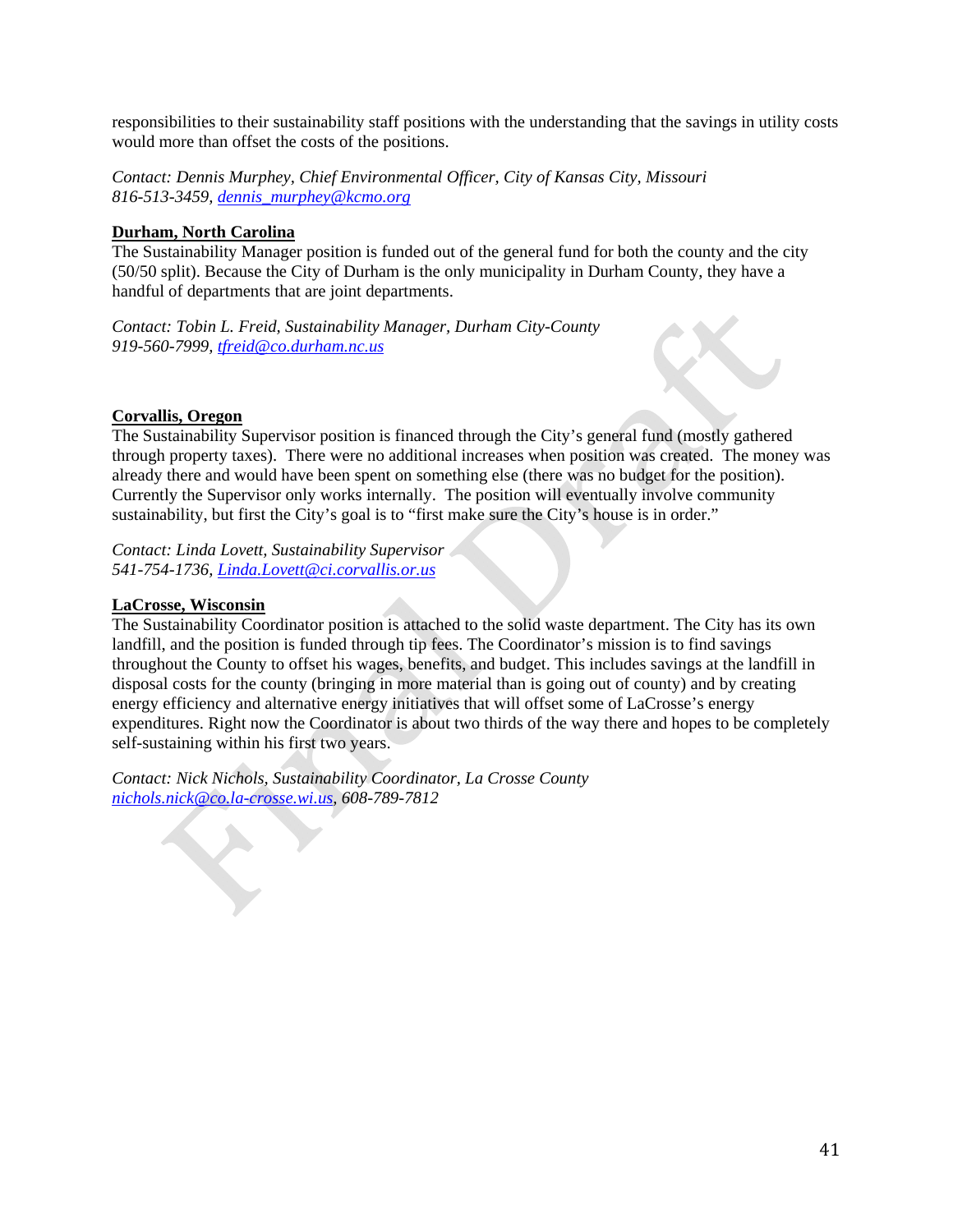responsibilities to their sustainability staff positions with the understanding that the savings in utility costs would more than offset the costs of the positions.

*Contact: Dennis Murphey, Chief Environmental Officer, City of Kansas City, Missouri*
*816-513-3459, dennis_murphey@kcmo.org*

**Durham, North Carolina**

The Sustainability Manager position is funded out of the general fund for both the county and the city (50/50 split). Because the City of Durham is the only municipality in Durham County, they have a handful of departments that are joint departments.

*Contact: Tobin L. Freid, Sustainability Manager, Durham City-County*
*919-560-7999, tfreid@co.durham.nc.us*

**Corvallis, Oregon**

The Sustainability Supervisor position is financed through the City's general fund (mostly gathered through property taxes). There were no additional increases when position was created. The money was already there and would have been spent on something else (there was no budget for the position). Currently the Supervisor only works internally. The position will eventually involve community sustainability, but first the City's goal is to "first make sure the City's house is in order."

*Contact: Linda Lovett, Sustainability Supervisor*
*541-754-1736, Linda.Lovett@ci.corvallis.or.us*

**LaCrosse, Wisconsin**

The Sustainability Coordinator position is attached to the solid waste department. The City has its own landfill, and the position is funded through tip fees. The Coordinator's mission is to find savings throughout the County to offset his wages, benefits, and budget. This includes savings at the landfill in disposal costs for the county (bringing in more material than is going out of county) and by creating energy efficiency and alternative energy initiatives that will offset some of LaCrosse's energy expenditures. Right now the Coordinator is about two thirds of the way there and hopes to be completely self-sustaining within his first two years.

*Contact: Nick Nichols, Sustainability Coordinator, La Crosse County*
*nichols.nick@co.la-crosse.wi.us, 608-789-7812*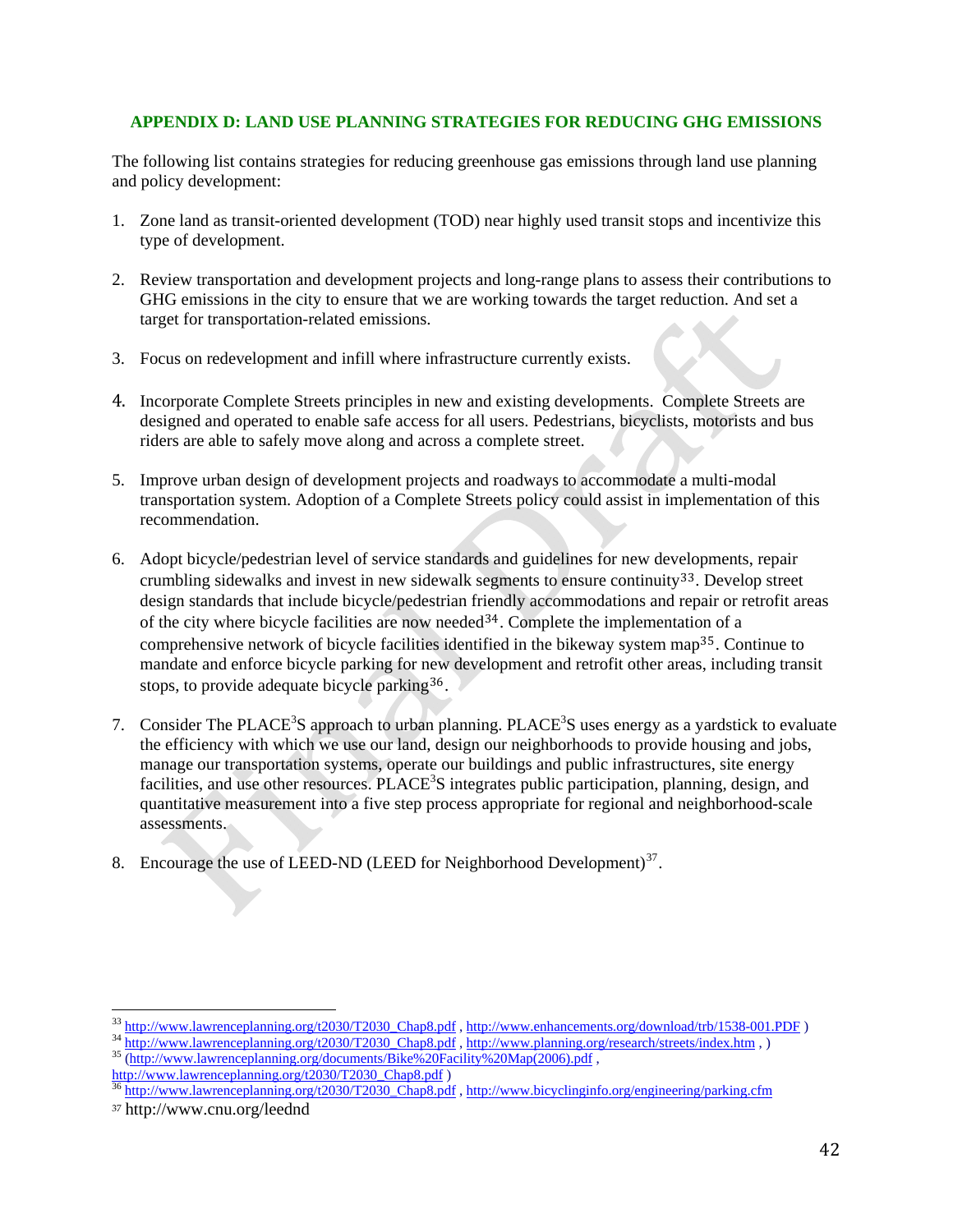## APPENDIX D: LAND USE PLANNING STRATEGIES FOR REDUCING GHG EMISSIONS

The following list contains strategies for reducing greenhouse gas emissions through land use planning and policy development:

1. Zone land as transit-oriented development (TOD) near highly used transit stops and incentivize this type of development.

2. Review transportation and development projects and long-range plans to assess their contributions to GHG emissions in the city to ensure that we are working towards the target reduction. And set a target for transportation-related emissions.

3. Focus on redevelopment and infill where infrastructure currently exists.

4. Incorporate Complete Streets principles in new and existing developments. Complete Streets are designed and operated to enable safe access for all users. Pedestrians, bicyclists, motorists and bus riders are able to safely move along and across a complete street.

5. Improve urban design of development projects and roadways to accommodate a multi-modal transportation system. Adoption of a Complete Streets policy could assist in implementation of this recommendation.

6. Adopt bicycle/pedestrian level of service standards and guidelines for new developments, repair crumbling sidewalks and invest in new sidewalk segments to ensure continuity[33]. Develop street design standards that include bicycle/pedestrian friendly accommodations and repair or retrofit areas of the city where bicycle facilities are now needed[34]. Complete the implementation of a comprehensive network of bicycle facilities identified in the bikeway system map[35]. Continue to mandate and enforce bicycle parking for new development and retrofit other areas, including transit stops, to provide adequate bicycle parking[36].

7. Consider The PLACE³S approach to urban planning. PLACE³S uses energy as a yardstick to evaluate the efficiency with which we use our land, design our neighborhoods to provide housing and jobs, manage our transportation systems, operate our buildings and public infrastructures, site energy facilities, and use other resources. PLACE³S integrates public participation, planning, design, and quantitative measurement into a five step process appropriate for regional and neighborhood-scale assessments.

8. Encourage the use of LEED-ND (LEED for Neighborhood Development)[37].

---

[33] http://www.lawrenceplanning.org/t2030/T2030_Chap8.pdf , http://www.enhancements.org/download/trb/1538-001.PDF )

[34] http://www.lawrenceplanning.org/t2030/T2030_Chap8.pdf , http://www.planning.org/research/streets/index.htm , )

[35] (http://www.lawrenceplanning.org/documents/Bike%20Facility%20Map(2006).pdf , http://www.lawrenceplanning.org/t2030/T2030_Chap8.pdf )

[36] http://www.lawrenceplanning.org/t2030/T2030_Chap8.pdf , http://www.bicyclinginfo.org/engineering/parking.cfm

[37] http://www.cnu.org/leednd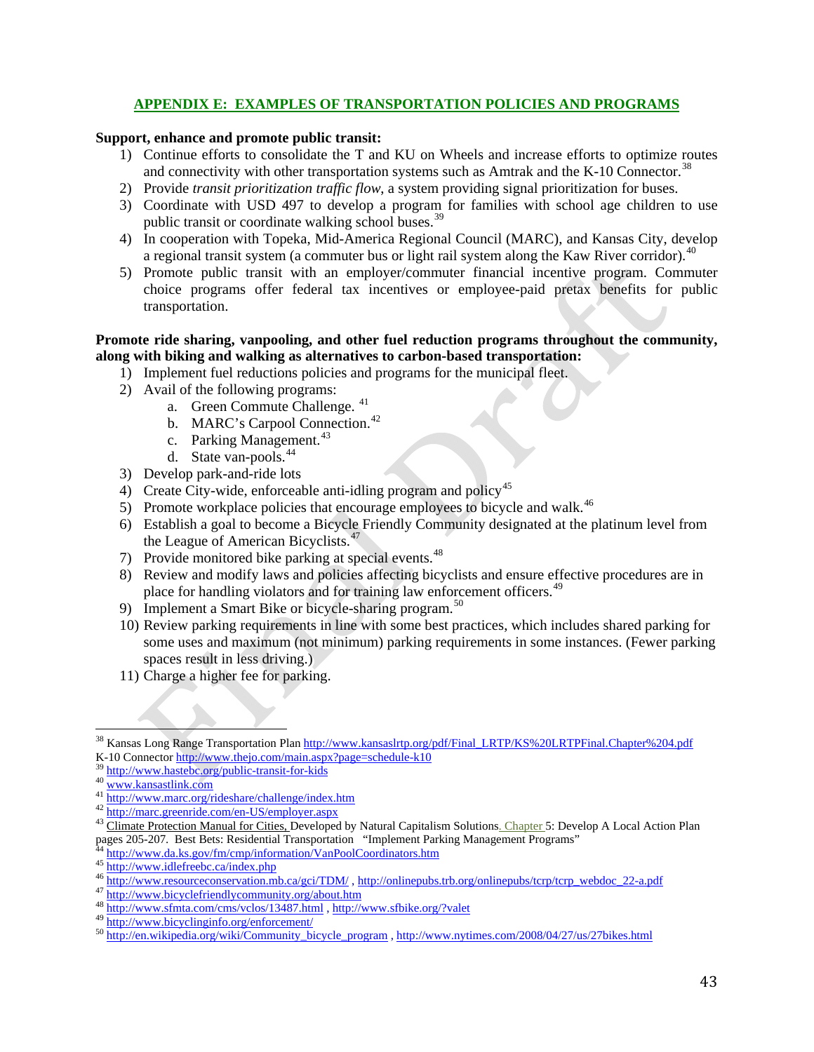## APPENDIX E: EXAMPLES OF TRANSPORTATION POLICIES AND PROGRAMS

**Support, enhance and promote public transit:**

1) Continue efforts to consolidate the T and KU on Wheels and increase efforts to optimize routes and connectivity with other transportation systems such as Amtrak and the K-10 Connector.[38]
2) Provide *transit prioritization traffic flow*, a system providing signal prioritization for buses.
3) Coordinate with USD 497 to develop a program for families with school age children to use public transit or coordinate walking school buses.[39]
4) In cooperation with Topeka, Mid-America Regional Council (MARC), and Kansas City, develop a regional transit system (a commuter bus or light rail system along the Kaw River corridor).[40]
5) Promote public transit with an employer/commuter financial incentive program. Commuter choice programs offer federal tax incentives or employee-paid pretax benefits for public transportation.

**Promote ride sharing, vanpooling, and other fuel reduction programs throughout the community, along with biking and walking as alternatives to carbon-based transportation:**

1) Implement fuel reductions policies and programs for the municipal fleet.
2) Avail of the following programs:
   a. Green Commute Challenge.[41]
   b. MARC's Carpool Connection.[42]
   c. Parking Management.[43]
   d. State van-pools.[44]
3) Develop park-and-ride lots
4) Create City-wide, enforceable anti-idling program and policy[45]
5) Promote workplace policies that encourage employees to bicycle and walk.[46]
6) Establish a goal to become a Bicycle Friendly Community designated at the platinum level from the League of American Bicyclists.[47]
7) Provide monitored bike parking at special events.[48]
8) Review and modify laws and policies affecting bicyclists and ensure effective procedures are in place for handling violators and for training law enforcement officers.[49]
9) Implement a Smart Bike or bicycle-sharing program.[50]
10) Review parking requirements in line with some best practices, which includes shared parking for some uses and maximum (not minimum) parking requirements in some instances. (Fewer parking spaces result in less driving.)
11) Charge a higher fee for parking.

---

[38] Kansas Long Range Transportation Plan http://www.kansaslrtp.org/pdf/Final_LRTP/KS%20LRTPFinal.Chapter%204.pdf K-10 Connector http://www.thejo.com/main.aspx?page=schedule-k10

[39] http://www.hastebc.org/public-transit-for-kids

[40] www.kansastlink.com

[41] http://www.marc.org/rideshare/challenge/index.htm

[42] http://marc.greenride.com/en-US/employer.aspx

[43] Climate Protection Manual for Cities, Developed by Natural Capitalism Solutions. Chapter 5: Develop A Local Action Plan pages 205-207. Best Bets: Residential Transportation "Implement Parking Management Programs"

[44] http://www.da.ks.gov/fm/cmp/information/VanPoolCoordinators.htm

[45] http://www.idlefreebc.ca/index.php

[46] http://www.resourceconservation.mb.ca/gci/TDM/ , http://onlinepubs.trb.org/onlinepubs/tcrp/tcrp_webdoc_22-a.pdf

[47] http://www.bicyclefriendlycommunity.org/about.htm

[48] http://www.sfmta.com/cms/vclos/13487.html , http://www.sfbike.org/?valet

[49] http://www.bicyclinginfo.org/enforcement/

[50] http://en.wikipedia.org/wiki/Community_bicycle_program , http://www.nytimes.com/2008/04/27/us/27bikes.html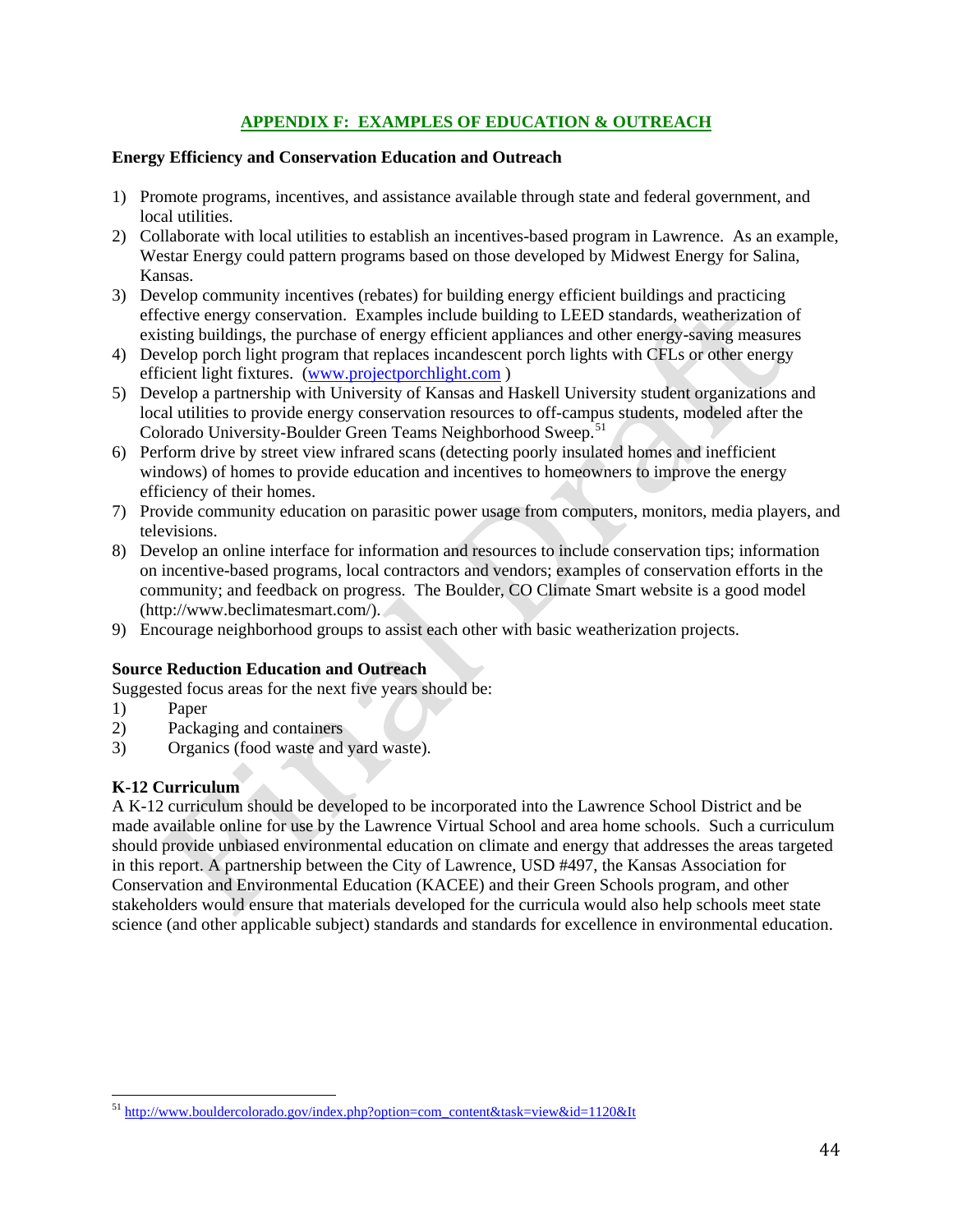## APPENDIX F: EXAMPLES OF EDUCATION & OUTREACH

**Energy Efficiency and Conservation Education and Outreach**

1) Promote programs, incentives, and assistance available through state and federal government, and local utilities.
2) Collaborate with local utilities to establish an incentives-based program in Lawrence. As an example, Westar Energy could pattern programs based on those developed by Midwest Energy for Salina, Kansas.
3) Develop community incentives (rebates) for building energy efficient buildings and practicing effective energy conservation. Examples include building to LEED standards, weatherization of existing buildings, the purchase of energy efficient appliances and other energy-saving measures
4) Develop porch light program that replaces incandescent porch lights with CFLs or other energy efficient light fixtures. (www.projectporchlight.com )
5) Develop a partnership with University of Kansas and Haskell University student organizations and local utilities to provide energy conservation resources to off-campus students, modeled after the Colorado University-Boulder Green Teams Neighborhood Sweep.[51]
6) Perform drive by street view infrared scans (detecting poorly insulated homes and inefficient windows) of homes to provide education and incentives to homeowners to improve the energy efficiency of their homes.
7) Provide community education on parasitic power usage from computers, monitors, media players, and televisions.
8) Develop an online interface for information and resources to include conservation tips; information on incentive-based programs, local contractors and vendors; examples of conservation efforts in the community; and feedback on progress. The Boulder, CO Climate Smart website is a good model (http://www.beclimatesmart.com/).
9) Encourage neighborhood groups to assist each other with basic weatherization projects.

**Source Reduction Education and Outreach**

Suggested focus areas for the next five years should be:

1) Paper
2) Packaging and containers
3) Organics (food waste and yard waste).

**K-12 Curriculum**

A K-12 curriculum should be developed to be incorporated into the Lawrence School District and be made available online for use by the Lawrence Virtual School and area home schools. Such a curriculum should provide unbiased environmental education on climate and energy that addresses the areas targeted in this report. A partnership between the City of Lawrence, USD #497, the Kansas Association for Conservation and Environmental Education (KACEE) and their Green Schools program, and other stakeholders would ensure that materials developed for the curricula would also help schools meet state science (and other applicable subject) standards and standards for excellence in environmental education.

---

[51] http://www.bouldercolorado.gov/index.php?option=com_content&task=view&id=1120&It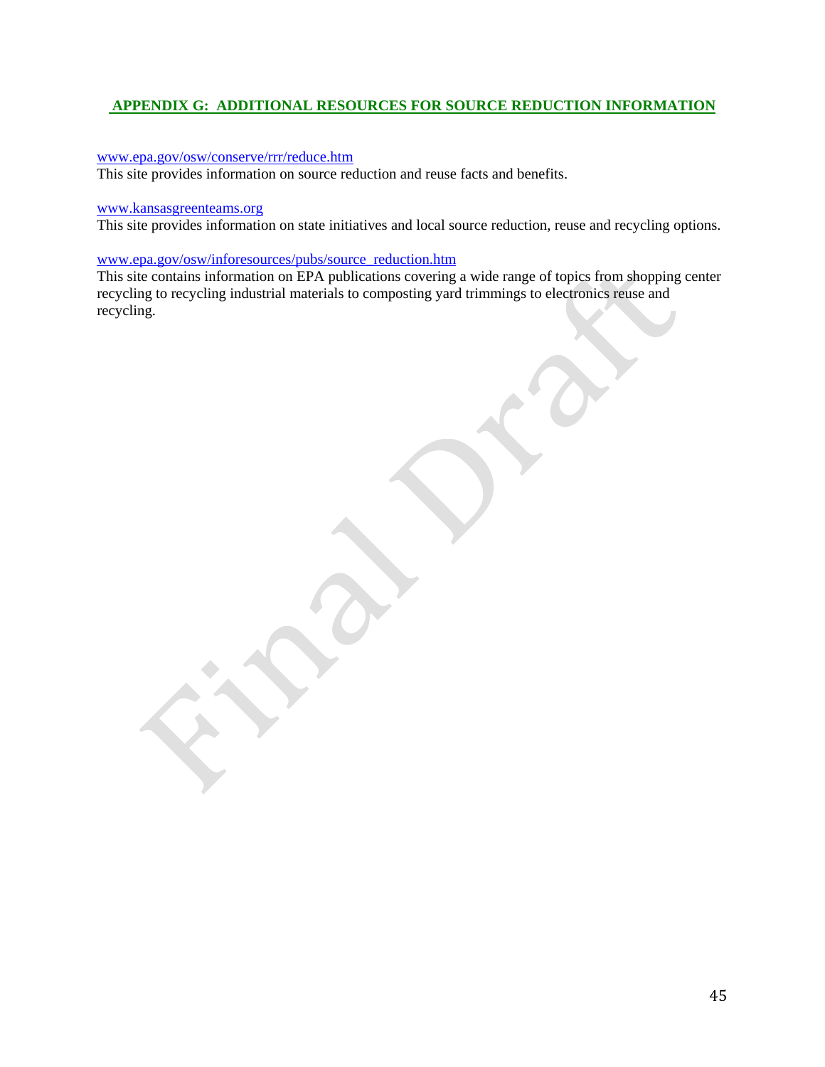## APPENDIX G: ADDITIONAL RESOURCES FOR SOURCE REDUCTION INFORMATION

www.epa.gov/osw/conserve/rrr/reduce.htm
This site provides information on source reduction and reuse facts and benefits.

www.kansasgreenteams.org
This site provides information on state initiatives and local source reduction, reuse and recycling options.

www.epa.gov/osw/inforesources/pubs/source_reduction.htm
This site contains information on EPA publications covering a wide range of topics from shopping center recycling to recycling industrial materials to composting yard trimmings to electronics reuse and recycling.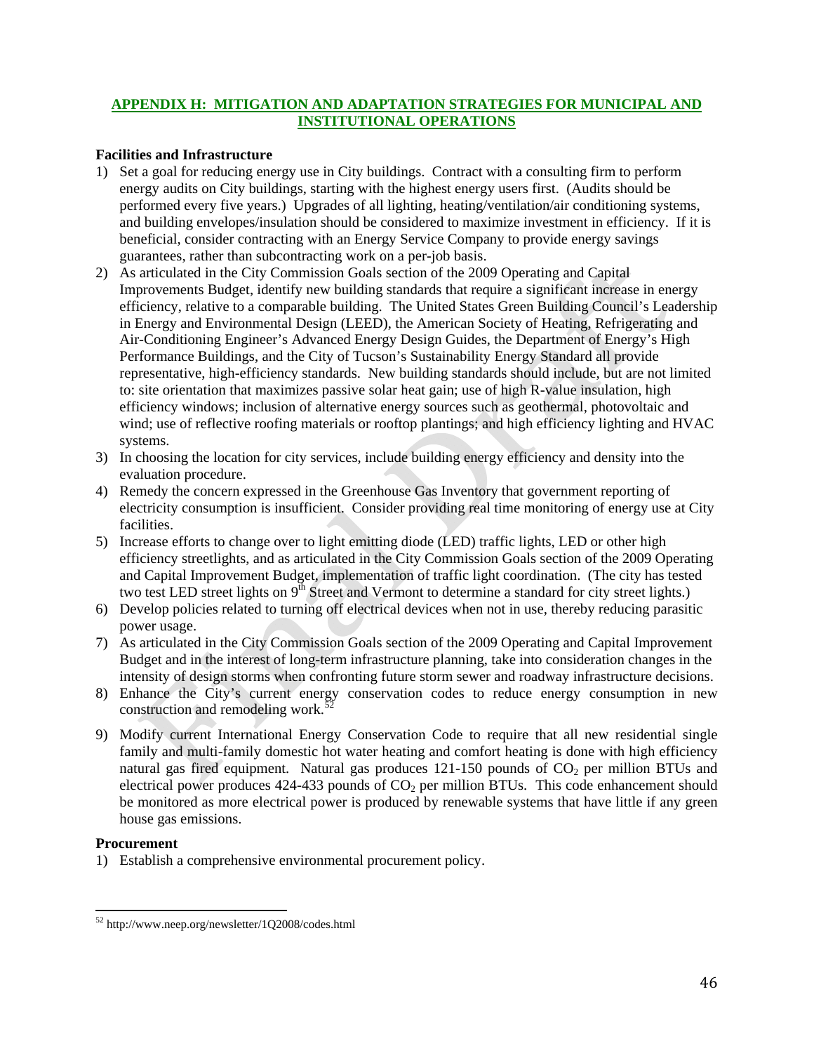## APPENDIX H: MITIGATION AND ADAPTATION STRATEGIES FOR MUNICIPAL AND INSTITUTIONAL OPERATIONS

**Facilities and Infrastructure**

1) Set a goal for reducing energy use in City buildings. Contract with a consulting firm to perform energy audits on City buildings, starting with the highest energy users first. (Audits should be performed every five years.) Upgrades of all lighting, heating/ventilation/air conditioning systems, and building envelopes/insulation should be considered to maximize investment in efficiency. If it is beneficial, consider contracting with an Energy Service Company to provide energy savings guarantees, rather than subcontracting work on a per-job basis.
2) As articulated in the City Commission Goals section of the 2009 Operating and Capital Improvements Budget, identify new building standards that require a significant increase in energy efficiency, relative to a comparable building. The United States Green Building Council's Leadership in Energy and Environmental Design (LEED), the American Society of Heating, Refrigerating and Air-Conditioning Engineer's Advanced Energy Design Guides, the Department of Energy's High Performance Buildings, and the City of Tucson's Sustainability Energy Standard all provide representative, high-efficiency standards. New building standards should include, but are not limited to: site orientation that maximizes passive solar heat gain; use of high R-value insulation, high efficiency windows; inclusion of alternative energy sources such as geothermal, photovoltaic and wind; use of reflective roofing materials or rooftop plantings; and high efficiency lighting and HVAC systems.
3) In choosing the location for city services, include building energy efficiency and density into the evaluation procedure.
4) Remedy the concern expressed in the Greenhouse Gas Inventory that government reporting of electricity consumption is insufficient. Consider providing real time monitoring of energy use at City facilities.
5) Increase efforts to change over to light emitting diode (LED) traffic lights, LED or other high efficiency streetlights, and as articulated in the City Commission Goals section of the 2009 Operating and Capital Improvement Budget, implementation of traffic light coordination. (The city has tested two test LED street lights on 9th Street and Vermont to determine a standard for city street lights.)
6) Develop policies related to turning off electrical devices when not in use, thereby reducing parasitic power usage.
7) As articulated in the City Commission Goals section of the 2009 Operating and Capital Improvement Budget and in the interest of long-term infrastructure planning, take into consideration changes in the intensity of design storms when confronting future storm sewer and roadway infrastructure decisions.
8) Enhance the City's current energy conservation codes to reduce energy consumption in new construction and remodeling work.[52]
9) Modify current International Energy Conservation Code to require that all new residential single family and multi-family domestic hot water heating and comfort heating is done with high efficiency natural gas fired equipment. Natural gas produces 121-150 pounds of $CO_2$ per million BTUs and electrical power produces 424-433 pounds of $CO_2$ per million BTUs. This code enhancement should be monitored as more electrical power is produced by renewable systems that have little if any green house gas emissions.

**Procurement**

1) Establish a comprehensive environmental procurement policy.

---

[52] http://www.neep.org/newsletter/1Q2008/codes.html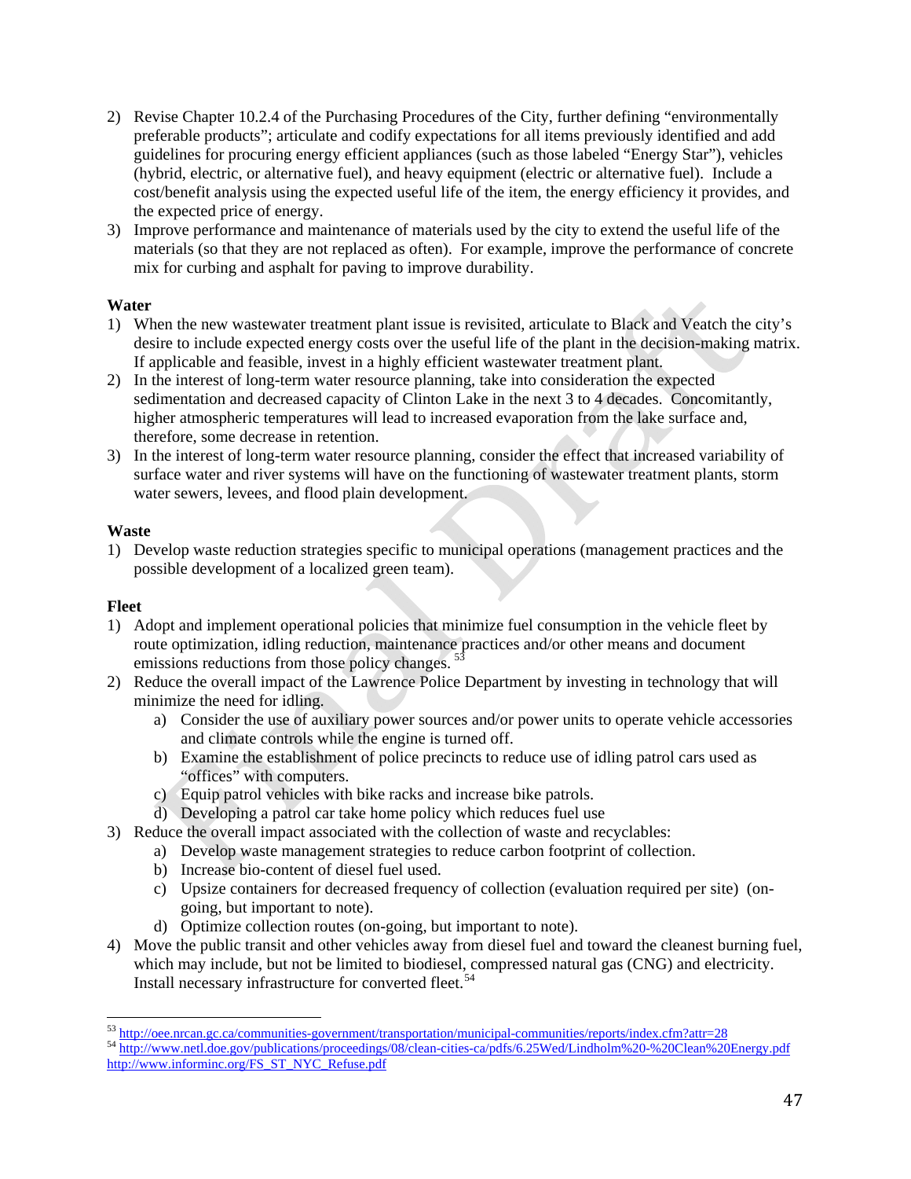2) Revise Chapter 10.2.4 of the Purchasing Procedures of the City, further defining "environmentally preferable products"; articulate and codify expectations for all items previously identified and add guidelines for procuring energy efficient appliances (such as those labeled "Energy Star"), vehicles (hybrid, electric, or alternative fuel), and heavy equipment (electric or alternative fuel). Include a cost/benefit analysis using the expected useful life of the item, the energy efficiency it provides, and the expected price of energy.
3) Improve performance and maintenance of materials used by the city to extend the useful life of the materials (so that they are not replaced as often). For example, improve the performance of concrete mix for curbing and asphalt for paving to improve durability.

**Water**

1) When the new wastewater treatment plant issue is revisited, articulate to Black and Veatch the city's desire to include expected energy costs over the useful life of the plant in the decision-making matrix. If applicable and feasible, invest in a highly efficient wastewater treatment plant.
2) In the interest of long-term water resource planning, take into consideration the expected sedimentation and decreased capacity of Clinton Lake in the next 3 to 4 decades. Concomitantly, higher atmospheric temperatures will lead to increased evaporation from the lake surface and, therefore, some decrease in retention.
3) In the interest of long-term water resource planning, consider the effect that increased variability of surface water and river systems will have on the functioning of wastewater treatment plants, storm water sewers, levees, and flood plain development.

**Waste**

1) Develop waste reduction strategies specific to municipal operations (management practices and the possible development of a localized green team).

**Fleet**

1) Adopt and implement operational policies that minimize fuel consumption in the vehicle fleet by route optimization, idling reduction, maintenance practices and/or other means and document emissions reductions from those policy changes. [53]
2) Reduce the overall impact of the Lawrence Police Department by investing in technology that will minimize the need for idling.
   a) Consider the use of auxiliary power sources and/or power units to operate vehicle accessories and climate controls while the engine is turned off.
   b) Examine the establishment of police precincts to reduce use of idling patrol cars used as "offices" with computers.
   c) Equip patrol vehicles with bike racks and increase bike patrols.
   d) Developing a patrol car take home policy which reduces fuel use
3) Reduce the overall impact associated with the collection of waste and recyclables:
   a) Develop waste management strategies to reduce carbon footprint of collection.
   b) Increase bio-content of diesel fuel used.
   c) Upsize containers for decreased frequency of collection (evaluation required per site) (on-going, but important to note).
   d) Optimize collection routes (on-going, but important to note).
4) Move the public transit and other vehicles away from diesel fuel and toward the cleanest burning fuel, which may include, but not be limited to biodiesel, compressed natural gas (CNG) and electricity. Install necessary infrastructure for converted fleet. [54]

---

[53] http://oee.nrcan.gc.ca/communities-government/transportation/municipal-communities/reports/index.cfm?attr=28

[54] http://www.netl.doe.gov/publications/proceedings/08/clean-cities-ca/pdfs/6.25Wed/Lindholm%20-%20Clean%20Energy.pdf
http://www.informinc.org/FS_ST_NYC_Refuse.pdf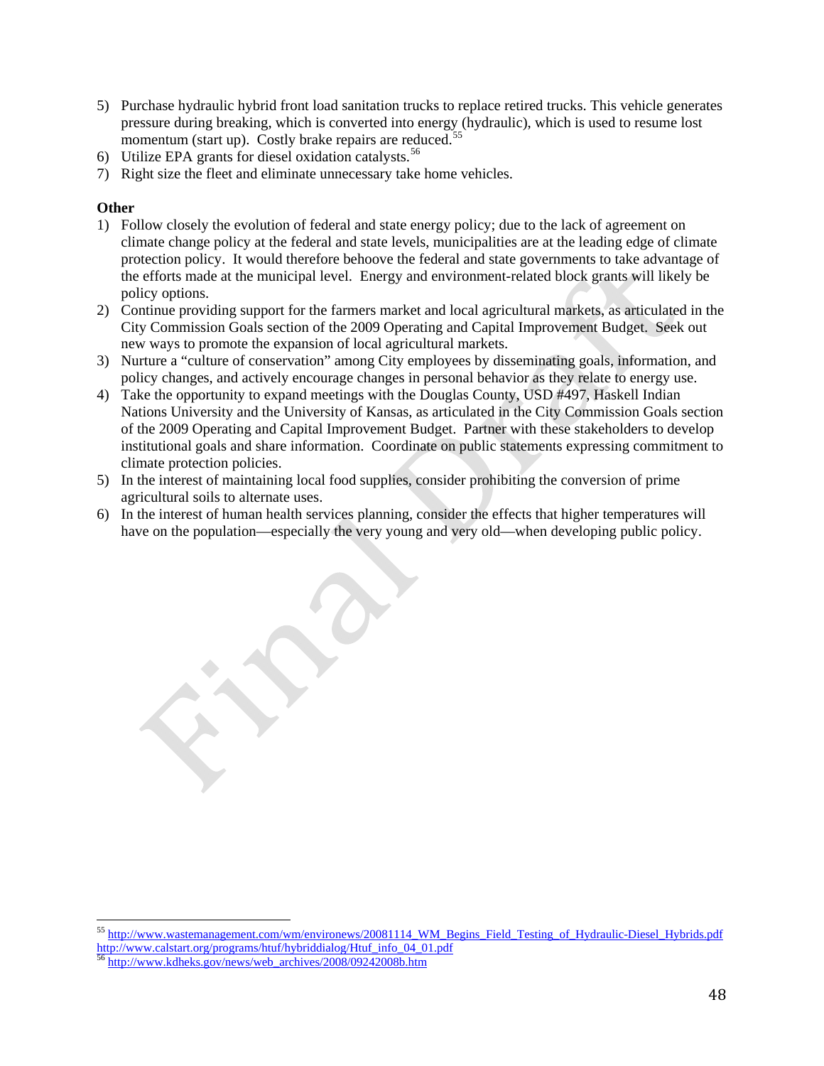5) Purchase hydraulic hybrid front load sanitation trucks to replace retired trucks. This vehicle generates pressure during breaking, which is converted into energy (hydraulic), which is used to resume lost momentum (start up). Costly brake repairs are reduced.[55]
6) Utilize EPA grants for diesel oxidation catalysts.[56]
7) Right size the fleet and eliminate unnecessary take home vehicles.

**Other**

1) Follow closely the evolution of federal and state energy policy; due to the lack of agreement on climate change policy at the federal and state levels, municipalities are at the leading edge of climate protection policy. It would therefore behoove the federal and state governments to take advantage of the efforts made at the municipal level. Energy and environment-related block grants will likely be policy options.
2) Continue providing support for the farmers market and local agricultural markets, as articulated in the City Commission Goals section of the 2009 Operating and Capital Improvement Budget. Seek out new ways to promote the expansion of local agricultural markets.
3) Nurture a "culture of conservation" among City employees by disseminating goals, information, and policy changes, and actively encourage changes in personal behavior as they relate to energy use.
4) Take the opportunity to expand meetings with the Douglas County, USD #497, Haskell Indian Nations University and the University of Kansas, as articulated in the City Commission Goals section of the 2009 Operating and Capital Improvement Budget. Partner with these stakeholders to develop institutional goals and share information. Coordinate on public statements expressing commitment to climate protection policies.
5) In the interest of maintaining local food supplies, consider prohibiting the conversion of prime agricultural soils to alternate uses.
6) In the interest of human health services planning, consider the effects that higher temperatures will have on the population—especially the very young and very old—when developing public policy.

---

[55] http://www.wastemanagement.com/wm/environews/20081114_WM_Begins_Field_Testing_of_Hydraulic-Diesel_Hybrids.pdf
http://www.calstart.org/programs/htuf/hybriddialog/Htuf_info_04_01.pdf

[56] http://www.kdheks.gov/news/web_archives/2008/09242008b.htm